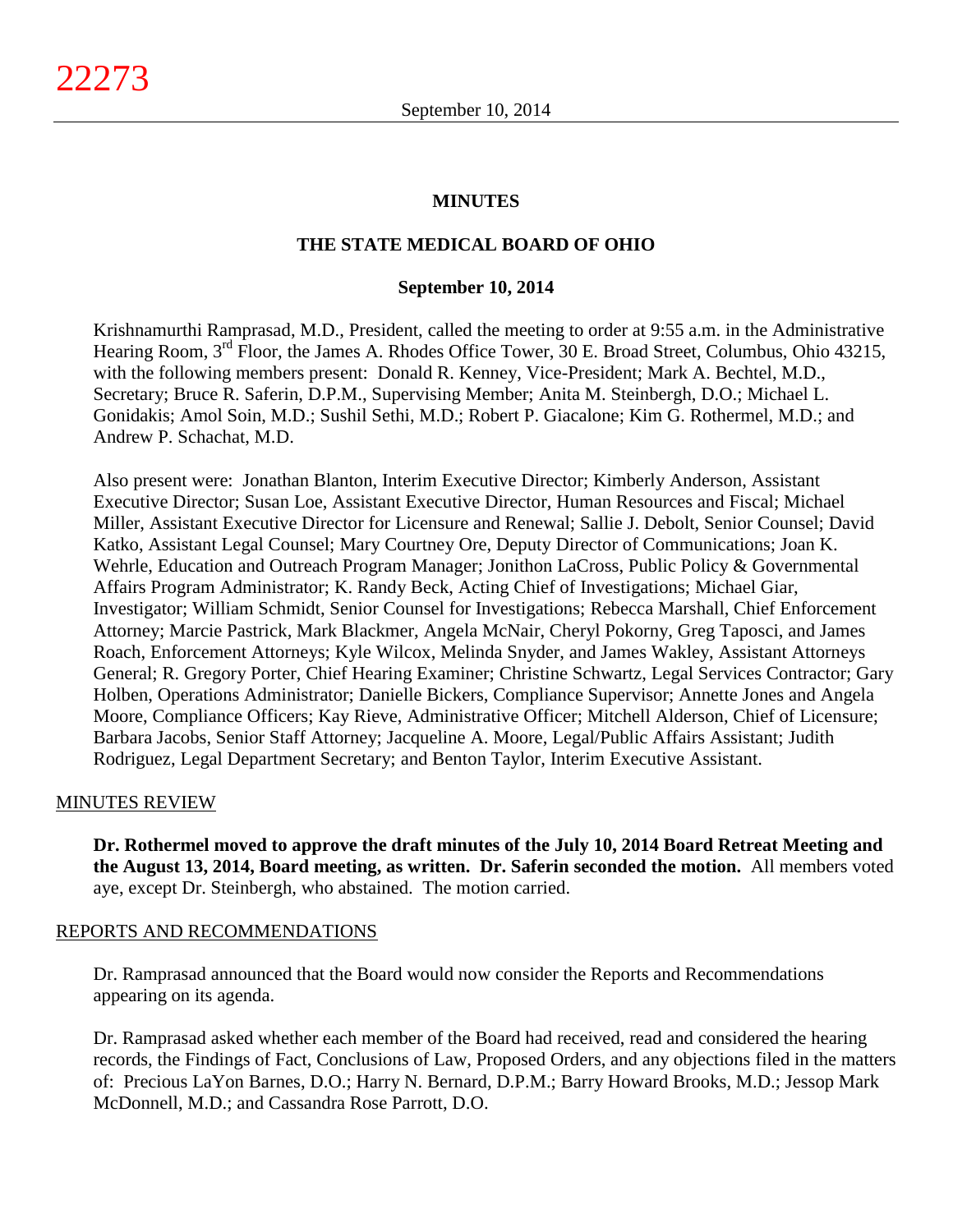# MINUTES

## THE STATE MEDICAL BOARD OF OHIO

### September 10, 2014

Krishnamurthi Ramprasad, M.D., President, called the meeting to order at 9:55 a.m. in the Administrative Hearing Room, 3rd Floor, the James A. Rhodes Office Tower, 30 E. Broad Street, Columbus, Ohio 43215, with the following members present: Donald R. Kenney, Vice-President; Mark A. Bechtel, M.D., Secretary; Bruce R. Saferin, D.P.M., Supervising Member; Anita M. Steinbergh, D.O.; Michael L. Gonidakis; Amol Soin, M.D.; Sushil Sethi, M.D.; Robert P. Giacalone; Kim G. Rothermel, M.D.; and Andrew P. Schachat, M.D.

Also present were: Jonathan Blanton, Interim Executive Director; Kimberly Anderson, Assistant Executive Director; Susan Loe, Assistant Executive Director, Human Resources and Fiscal; Michael Miller, Assistant Executive Director for Licensure and Renewal; Sallie J. Debolt, Senior Counsel; David Katko, Assistant Legal Counsel; Mary Courtney Ore, Deputy Director of Communications; Joan K. Wehrle, Education and Outreach Program Manager; Jonithon LaCross, Public Policy & Governmental Affairs Program Administrator; K. Randy Beck, Acting Chief of Investigations; Michael Giar, Investigator; William Schmidt, Senior Counsel for Investigations; Rebecca Marshall, Chief Enforcement Attorney; Marcie Pastrick, Mark Blackmer, Angela McNair, Cheryl Pokorny, Greg Taposci, and James Roach, Enforcement Attorneys; Kyle Wilcox, Melinda Snyder, and James Wakley, Assistant Attorneys General; R. Gregory Porter, Chief Hearing Examiner; Christine Schwartz, Legal Services Contractor; Gary Holben, Operations Administrator; Danielle Bickers, Compliance Supervisor; Annette Jones and Angela Moore, Compliance Officers; Kay Rieve, Administrative Officer; Mitchell Alderson, Chief of Licensure; Barbara Jacobs, Senior Staff Attorney; Jacqueline A. Moore, Legal/Public Affairs Assistant; Judith Rodriguez, Legal Department Secretary; and Benton Taylor, Interim Executive Assistant.

MINUTES REVIEW

**Dr. Rothermel moved to approve the draft minutes of the July 10, 2014 Board Retreat Meeting and the August 13, 2014, Board meeting, as written. Dr. Saferin seconded the motion.** All members voted aye, except Dr. Steinbergh, who abstained. The motion carried.

REPORTS AND RECOMMENDATIONS

Dr. Ramprasad announced that the Board would now consider the Reports and Recommendations appearing on its agenda.

Dr. Ramprasad asked whether each member of the Board had received, read and considered the hearing records, the Findings of Fact, Conclusions of Law, Proposed Orders, and any objections filed in the matters of: Precious LaYon Barnes, D.O.; Harry N. Bernard, D.P.M.; Barry Howard Brooks, M.D.; Jessop Mark McDonnell, M.D.; and Cassandra Rose Parrott, D.O.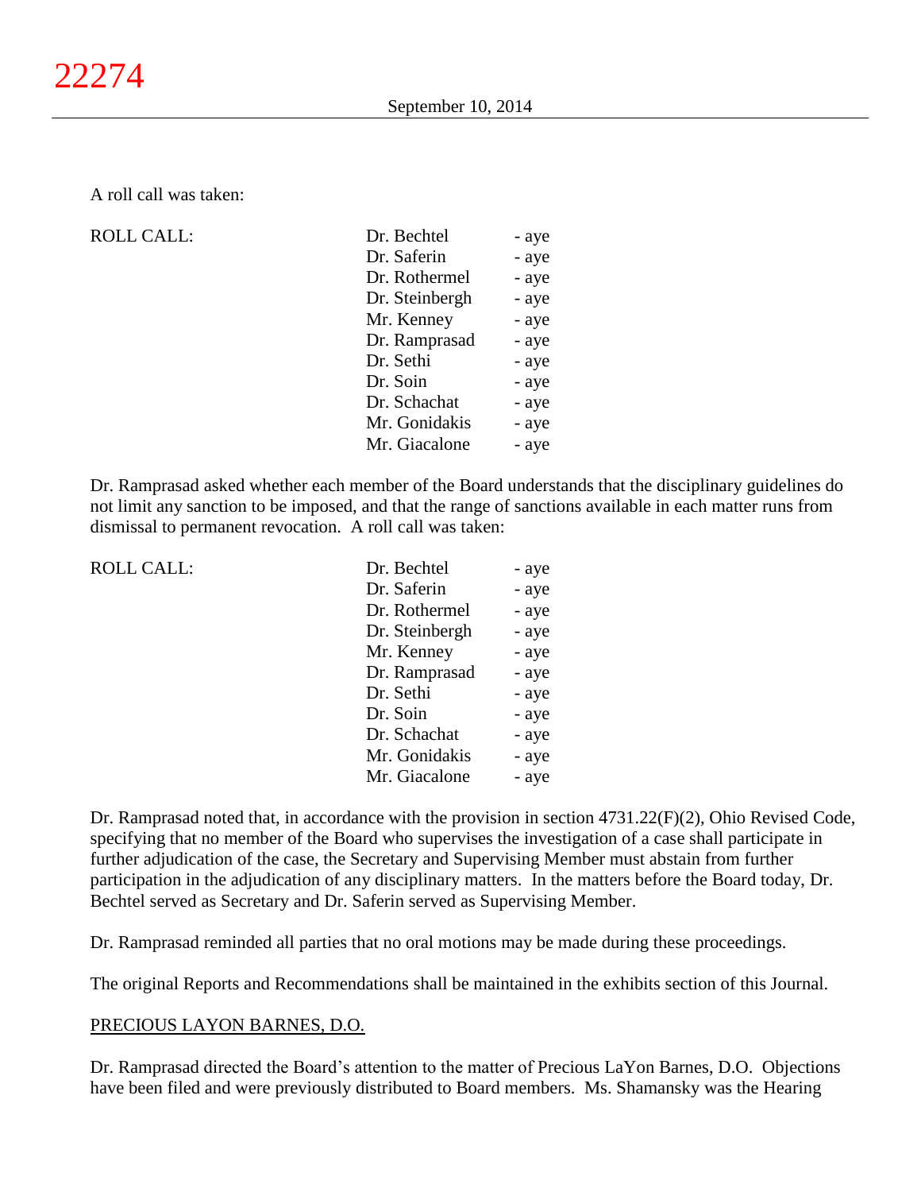A roll call was taken:

| ROLL CALL: | | |
|---|---|---|
| | Dr. Bechtel | - aye |
| | Dr. Saferin | - aye |
| | Dr. Rothermel | - aye |
| | Dr. Steinbergh | - aye |
| | Mr. Kenney | - aye |
| | Dr. Ramprasad | - aye |
| | Dr. Sethi | - aye |
| | Dr. Soin | - aye |
| | Dr. Schachat | - aye |
| | Mr. Gonidakis | - aye |
| | Mr. Giacalone | - aye |

Dr. Ramprasad asked whether each member of the Board understands that the disciplinary guidelines do not limit any sanction to be imposed, and that the range of sanctions available in each matter runs from dismissal to permanent revocation. A roll call was taken:

| ROLL CALL: | | |
|---|---|---|
| | Dr. Bechtel | - aye |
| | Dr. Saferin | - aye |
| | Dr. Rothermel | - aye |
| | Dr. Steinbergh | - aye |
| | Mr. Kenney | - aye |
| | Dr. Ramprasad | - aye |
| | Dr. Sethi | - aye |
| | Dr. Soin | - aye |
| | Dr. Schachat | - aye |
| | Mr. Gonidakis | - aye |
| | Mr. Giacalone | - aye |

Dr. Ramprasad noted that, in accordance with the provision in section 4731.22(F)(2), Ohio Revised Code, specifying that no member of the Board who supervises the investigation of a case shall participate in further adjudication of the case, the Secretary and Supervising Member must abstain from further participation in the adjudication of any disciplinary matters. In the matters before the Board today, Dr. Bechtel served as Secretary and Dr. Saferin served as Supervising Member.

Dr. Ramprasad reminded all parties that no oral motions may be made during these proceedings.

The original Reports and Recommendations shall be maintained in the exhibits section of this Journal.

PRECIOUS LAYON BARNES, D.O.

Dr. Ramprasad directed the Board's attention to the matter of Precious LaYon Barnes, D.O. Objections have been filed and were previously distributed to Board members. Ms. Shamansky was the Hearing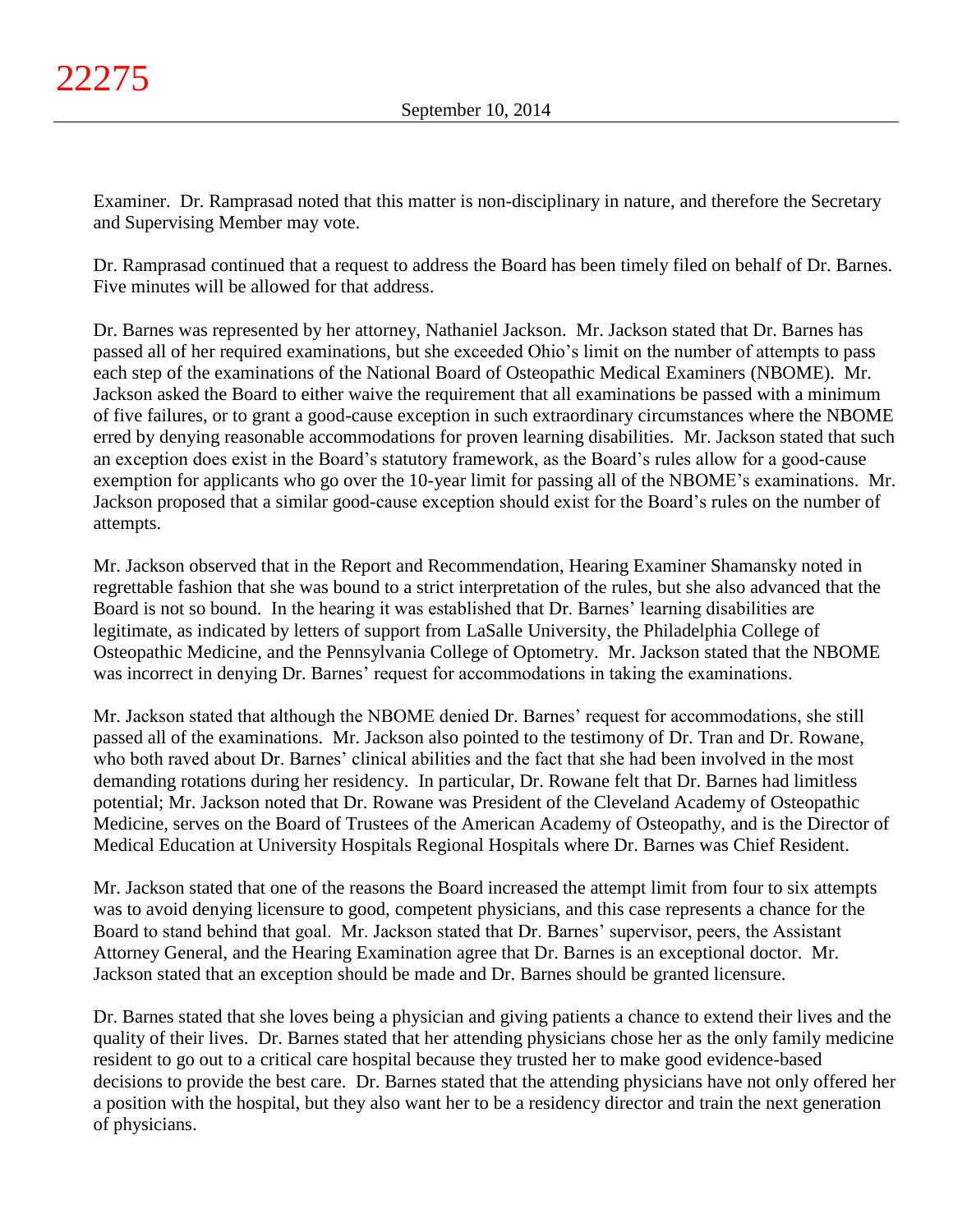Examiner. Dr. Ramprasad noted that this matter is non-disciplinary in nature, and therefore the Secretary and Supervising Member may vote.

Dr. Ramprasad continued that a request to address the Board has been timely filed on behalf of Dr. Barnes. Five minutes will be allowed for that address.

Dr. Barnes was represented by her attorney, Nathaniel Jackson. Mr. Jackson stated that Dr. Barnes has passed all of her required examinations, but she exceeded Ohio's limit on the number of attempts to pass each step of the examinations of the National Board of Osteopathic Medical Examiners (NBOME). Mr. Jackson asked the Board to either waive the requirement that all examinations be passed with a minimum of five failures, or to grant a good-cause exception in such extraordinary circumstances where the NBOME erred by denying reasonable accommodations for proven learning disabilities. Mr. Jackson stated that such an exception does exist in the Board's statutory framework, as the Board's rules allow for a good-cause exemption for applicants who go over the 10-year limit for passing all of the NBOME's examinations. Mr. Jackson proposed that a similar good-cause exception should exist for the Board's rules on the number of attempts.

Mr. Jackson observed that in the Report and Recommendation, Hearing Examiner Shamansky noted in regrettable fashion that she was bound to a strict interpretation of the rules, but she also advanced that the Board is not so bound. In the hearing it was established that Dr. Barnes' learning disabilities are legitimate, as indicated by letters of support from LaSalle University, the Philadelphia College of Osteopathic Medicine, and the Pennsylvania College of Optometry. Mr. Jackson stated that the NBOME was incorrect in denying Dr. Barnes' request for accommodations in taking the examinations.

Mr. Jackson stated that although the NBOME denied Dr. Barnes' request for accommodations, she still passed all of the examinations. Mr. Jackson also pointed to the testimony of Dr. Tran and Dr. Rowane, who both raved about Dr. Barnes' clinical abilities and the fact that she had been involved in the most demanding rotations during her residency. In particular, Dr. Rowane felt that Dr. Barnes had limitless potential; Mr. Jackson noted that Dr. Rowane was President of the Cleveland Academy of Osteopathic Medicine, serves on the Board of Trustees of the American Academy of Osteopathy, and is the Director of Medical Education at University Hospitals Regional Hospitals where Dr. Barnes was Chief Resident.

Mr. Jackson stated that one of the reasons the Board increased the attempt limit from four to six attempts was to avoid denying licensure to good, competent physicians, and this case represents a chance for the Board to stand behind that goal. Mr. Jackson stated that Dr. Barnes' supervisor, peers, the Assistant Attorney General, and the Hearing Examination agree that Dr. Barnes is an exceptional doctor. Mr. Jackson stated that an exception should be made and Dr. Barnes should be granted licensure.

Dr. Barnes stated that she loves being a physician and giving patients a chance to extend their lives and the quality of their lives. Dr. Barnes stated that her attending physicians chose her as the only family medicine resident to go out to a critical care hospital because they trusted her to make good evidence-based decisions to provide the best care. Dr. Barnes stated that the attending physicians have not only offered her a position with the hospital, but they also want her to be a residency director and train the next generation of physicians.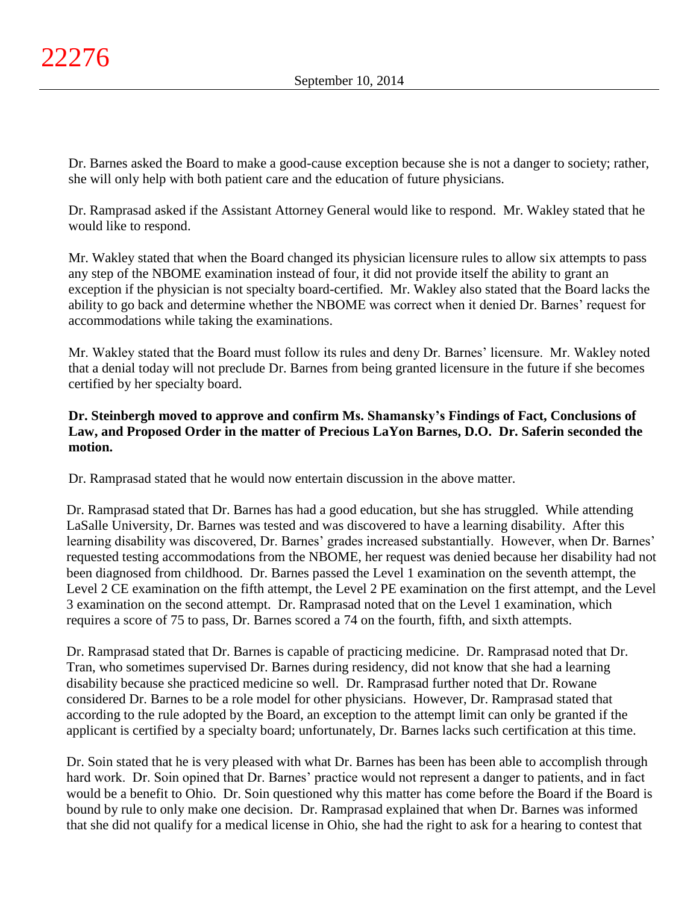Dr. Barnes asked the Board to make a good-cause exception because she is not a danger to society; rather, she will only help with both patient care and the education of future physicians.

Dr. Ramprasad asked if the Assistant Attorney General would like to respond. Mr. Wakley stated that he would like to respond.

Mr. Wakley stated that when the Board changed its physician licensure rules to allow six attempts to pass any step of the NBOME examination instead of four, it did not provide itself the ability to grant an exception if the physician is not specialty board-certified. Mr. Wakley also stated that the Board lacks the ability to go back and determine whether the NBOME was correct when it denied Dr. Barnes' request for accommodations while taking the examinations.

Mr. Wakley stated that the Board must follow its rules and deny Dr. Barnes' licensure. Mr. Wakley noted that a denial today will not preclude Dr. Barnes from being granted licensure in the future if she becomes certified by her specialty board.

**Dr. Steinbergh moved to approve and confirm Ms. Shamansky's Findings of Fact, Conclusions of Law, and Proposed Order in the matter of Precious LaYon Barnes, D.O. Dr. Saferin seconded the motion.**

Dr. Ramprasad stated that he would now entertain discussion in the above matter.

Dr. Ramprasad stated that Dr. Barnes has had a good education, but she has struggled. While attending LaSalle University, Dr. Barnes was tested and was discovered to have a learning disability. After this learning disability was discovered, Dr. Barnes' grades increased substantially. However, when Dr. Barnes' requested testing accommodations from the NBOME, her request was denied because her disability had not been diagnosed from childhood. Dr. Barnes passed the Level 1 examination on the seventh attempt, the Level 2 CE examination on the fifth attempt, the Level 2 PE examination on the first attempt, and the Level 3 examination on the second attempt. Dr. Ramprasad noted that on the Level 1 examination, which requires a score of 75 to pass, Dr. Barnes scored a 74 on the fourth, fifth, and sixth attempts.

Dr. Ramprasad stated that Dr. Barnes is capable of practicing medicine. Dr. Ramprasad noted that Dr. Tran, who sometimes supervised Dr. Barnes during residency, did not know that she had a learning disability because she practiced medicine so well. Dr. Ramprasad further noted that Dr. Rowane considered Dr. Barnes to be a role model for other physicians. However, Dr. Ramprasad stated that according to the rule adopted by the Board, an exception to the attempt limit can only be granted if the applicant is certified by a specialty board; unfortunately, Dr. Barnes lacks such certification at this time.

Dr. Soin stated that he is very pleased with what Dr. Barnes has been has been able to accomplish through hard work. Dr. Soin opined that Dr. Barnes' practice would not represent a danger to patients, and in fact would be a benefit to Ohio. Dr. Soin questioned why this matter has come before the Board if the Board is bound by rule to only make one decision. Dr. Ramprasad explained that when Dr. Barnes was informed that she did not qualify for a medical license in Ohio, she had the right to ask for a hearing to contest that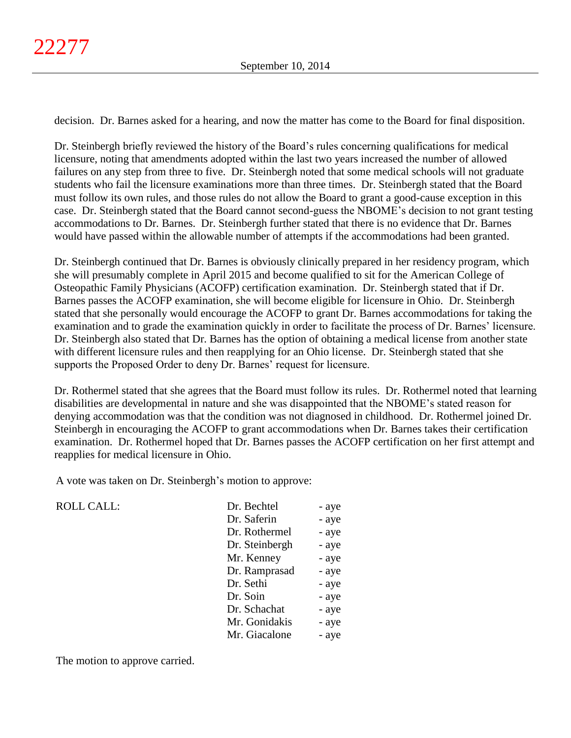decision. Dr. Barnes asked for a hearing, and now the matter has come to the Board for final disposition.

Dr. Steinbergh briefly reviewed the history of the Board's rules concerning qualifications for medical licensure, noting that amendments adopted within the last two years increased the number of allowed failures on any step from three to five. Dr. Steinbergh noted that some medical schools will not graduate students who fail the licensure examinations more than three times. Dr. Steinbergh stated that the Board must follow its own rules, and those rules do not allow the Board to grant a good-cause exception in this case. Dr. Steinbergh stated that the Board cannot second-guess the NBOME's decision to not grant testing accommodations to Dr. Barnes. Dr. Steinbergh further stated that there is no evidence that Dr. Barnes would have passed within the allowable number of attempts if the accommodations had been granted.

Dr. Steinbergh continued that Dr. Barnes is obviously clinically prepared in her residency program, which she will presumably complete in April 2015 and become qualified to sit for the American College of Osteopathic Family Physicians (ACOFP) certification examination. Dr. Steinbergh stated that if Dr. Barnes passes the ACOFP examination, she will become eligible for licensure in Ohio. Dr. Steinbergh stated that she personally would encourage the ACOFP to grant Dr. Barnes accommodations for taking the examination and to grade the examination quickly in order to facilitate the process of Dr. Barnes' licensure. Dr. Steinbergh also stated that Dr. Barnes has the option of obtaining a medical license from another state with different licensure rules and then reapplying for an Ohio license. Dr. Steinbergh stated that she supports the Proposed Order to deny Dr. Barnes' request for licensure.

Dr. Rothermel stated that she agrees that the Board must follow its rules. Dr. Rothermel noted that learning disabilities are developmental in nature and she was disappointed that the NBOME's stated reason for denying accommodation was that the condition was not diagnosed in childhood. Dr. Rothermel joined Dr. Steinbergh in encouraging the ACOFP to grant accommodations when Dr. Barnes takes their certification examination. Dr. Rothermel hoped that Dr. Barnes passes the ACOFP certification on her first attempt and reapplies for medical licensure in Ohio.

A vote was taken on Dr. Steinbergh's motion to approve:

| ROLL CALL: | | |
|---|---|---|
| | Dr. Bechtel | - aye |
| | Dr. Saferin | - aye |
| | Dr. Rothermel | - aye |
| | Dr. Steinbergh | - aye |
| | Mr. Kenney | - aye |
| | Dr. Ramprasad | - aye |
| | Dr. Sethi | - aye |
| | Dr. Soin | - aye |
| | Dr. Schachat | - aye |
| | Mr. Gonidakis | - aye |
| | Mr. Giacalone | - aye |

The motion to approve carried.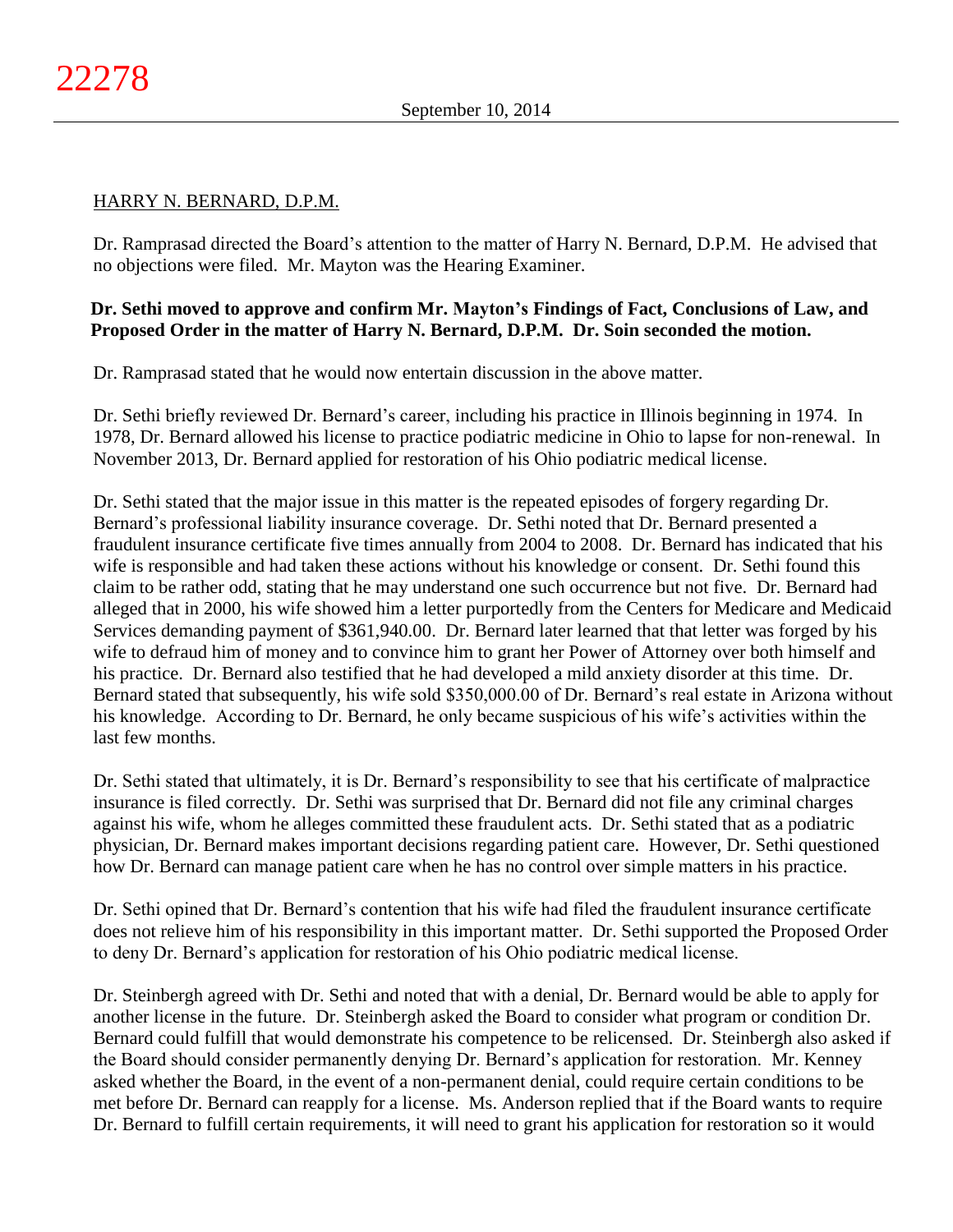HARRY N. BERNARD, D.P.M.

Dr. Ramprasad directed the Board's attention to the matter of Harry N. Bernard, D.P.M. He advised that no objections were filed. Mr. Mayton was the Hearing Examiner.

**Dr. Sethi moved to approve and confirm Mr. Mayton's Findings of Fact, Conclusions of Law, and Proposed Order in the matter of Harry N. Bernard, D.P.M. Dr. Soin seconded the motion.**

Dr. Ramprasad stated that he would now entertain discussion in the above matter.

Dr. Sethi briefly reviewed Dr. Bernard's career, including his practice in Illinois beginning in 1974. In 1978, Dr. Bernard allowed his license to practice podiatric medicine in Ohio to lapse for non-renewal. In November 2013, Dr. Bernard applied for restoration of his Ohio podiatric medical license.

Dr. Sethi stated that the major issue in this matter is the repeated episodes of forgery regarding Dr. Bernard's professional liability insurance coverage. Dr. Sethi noted that Dr. Bernard presented a fraudulent insurance certificate five times annually from 2004 to 2008. Dr. Bernard has indicated that his wife is responsible and had taken these actions without his knowledge or consent. Dr. Sethi found this claim to be rather odd, stating that he may understand one such occurrence but not five. Dr. Bernard had alleged that in 2000, his wife showed him a letter purportedly from the Centers for Medicare and Medicaid Services demanding payment of $361,940.00. Dr. Bernard later learned that that letter was forged by his wife to defraud him of money and to convince him to grant her Power of Attorney over both himself and his practice. Dr. Bernard also testified that he had developed a mild anxiety disorder at this time. Dr. Bernard stated that subsequently, his wife sold $350,000.00 of Dr. Bernard's real estate in Arizona without his knowledge. According to Dr. Bernard, he only became suspicious of his wife's activities within the last few months.

Dr. Sethi stated that ultimately, it is Dr. Bernard's responsibility to see that his certificate of malpractice insurance is filed correctly. Dr. Sethi was surprised that Dr. Bernard did not file any criminal charges against his wife, whom he alleges committed these fraudulent acts. Dr. Sethi stated that as a podiatric physician, Dr. Bernard makes important decisions regarding patient care. However, Dr. Sethi questioned how Dr. Bernard can manage patient care when he has no control over simple matters in his practice.

Dr. Sethi opined that Dr. Bernard's contention that his wife had filed the fraudulent insurance certificate does not relieve him of his responsibility in this important matter. Dr. Sethi supported the Proposed Order to deny Dr. Bernard's application for restoration of his Ohio podiatric medical license.

Dr. Steinbergh agreed with Dr. Sethi and noted that with a denial, Dr. Bernard would be able to apply for another license in the future. Dr. Steinbergh asked the Board to consider what program or condition Dr. Bernard could fulfill that would demonstrate his competence to be relicensed. Dr. Steinbergh also asked if the Board should consider permanently denying Dr. Bernard's application for restoration. Mr. Kenney asked whether the Board, in the event of a non-permanent denial, could require certain conditions to be met before Dr. Bernard can reapply for a license. Ms. Anderson replied that if the Board wants to require Dr. Bernard to fulfill certain requirements, it will need to grant his application for restoration so it would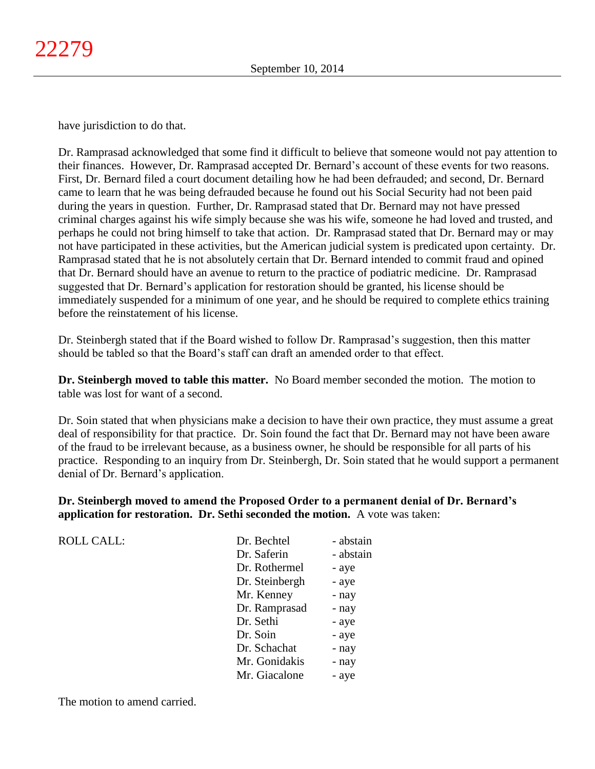have jurisdiction to do that.

Dr. Ramprasad acknowledged that some find it difficult to believe that someone would not pay attention to their finances. However, Dr. Ramprasad accepted Dr. Bernard's account of these events for two reasons. First, Dr. Bernard filed a court document detailing how he had been defrauded; and second, Dr. Bernard came to learn that he was being defrauded because he found out his Social Security had not been paid during the years in question. Further, Dr. Ramprasad stated that Dr. Bernard may not have pressed criminal charges against his wife simply because she was his wife, someone he had loved and trusted, and perhaps he could not bring himself to take that action. Dr. Ramprasad stated that Dr. Bernard may or may not have participated in these activities, but the American judicial system is predicated upon certainty. Dr. Ramprasad stated that he is not absolutely certain that Dr. Bernard intended to commit fraud and opined that Dr. Bernard should have an avenue to return to the practice of podiatric medicine. Dr. Ramprasad suggested that Dr. Bernard's application for restoration should be granted, his license should be immediately suspended for a minimum of one year, and he should be required to complete ethics training before the reinstatement of his license.

Dr. Steinbergh stated that if the Board wished to follow Dr. Ramprasad's suggestion, then this matter should be tabled so that the Board's staff can draft an amended order to that effect.

**Dr. Steinbergh moved to table this matter.** No Board member seconded the motion. The motion to table was lost for want of a second.

Dr. Soin stated that when physicians make a decision to have their own practice, they must assume a great deal of responsibility for that practice. Dr. Soin found the fact that Dr. Bernard may not have been aware of the fraud to be irrelevant because, as a business owner, he should be responsible for all parts of his practice. Responding to an inquiry from Dr. Steinbergh, Dr. Soin stated that he would support a permanent denial of Dr. Bernard's application.

**Dr. Steinbergh moved to amend the Proposed Order to a permanent denial of Dr. Bernard's application for restoration. Dr. Sethi seconded the motion.** A vote was taken:

| ROLL CALL: | | |
|---|---|---|
| | Dr. Bechtel | - abstain |
| | Dr. Saferin | - abstain |
| | Dr. Rothermel | - aye |
| | Dr. Steinbergh | - aye |
| | Mr. Kenney | - nay |
| | Dr. Ramprasad | - nay |
| | Dr. Sethi | - aye |
| | Dr. Soin | - aye |
| | Dr. Schachat | - nay |
| | Mr. Gonidakis | - nay |
| | Mr. Giacalone | - aye |

The motion to amend carried.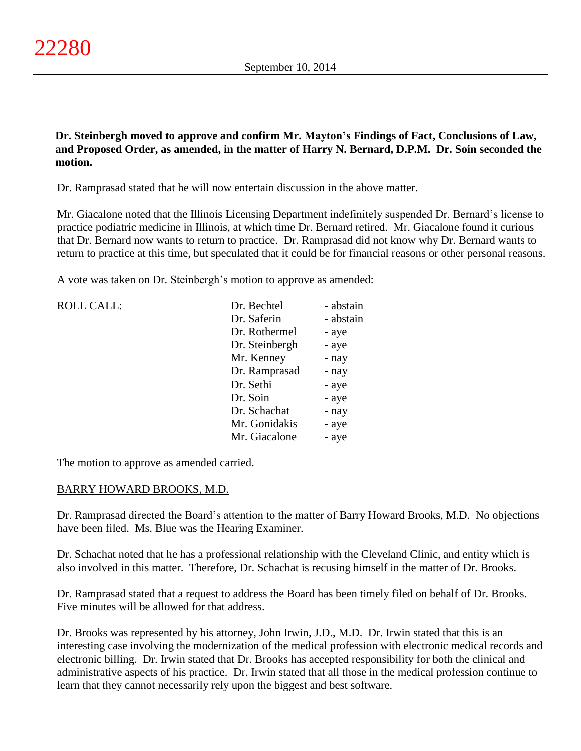**Dr. Steinbergh moved to approve and confirm Mr. Mayton's Findings of Fact, Conclusions of Law, and Proposed Order, as amended, in the matter of Harry N. Bernard, D.P.M. Dr. Soin seconded the motion.**

Dr. Ramprasad stated that he will now entertain discussion in the above matter.

Mr. Giacalone noted that the Illinois Licensing Department indefinitely suspended Dr. Bernard's license to practice podiatric medicine in Illinois, at which time Dr. Bernard retired. Mr. Giacalone found it curious that Dr. Bernard now wants to return to practice. Dr. Ramprasad did not know why Dr. Bernard wants to return to practice at this time, but speculated that it could be for financial reasons or other personal reasons.

A vote was taken on Dr. Steinbergh's motion to approve as amended:

| ROLL CALL: | | |
|---|---|---|
| | Dr. Bechtel | - abstain |
| | Dr. Saferin | - abstain |
| | Dr. Rothermel | - aye |
| | Dr. Steinbergh | - aye |
| | Mr. Kenney | - nay |
| | Dr. Ramprasad | - nay |
| | Dr. Sethi | - aye |
| | Dr. Soin | - aye |
| | Dr. Schachat | - nay |
| | Mr. Gonidakis | - aye |
| | Mr. Giacalone | - aye |

The motion to approve as amended carried.

BARRY HOWARD BROOKS, M.D.

Dr. Ramprasad directed the Board's attention to the matter of Barry Howard Brooks, M.D. No objections have been filed. Ms. Blue was the Hearing Examiner.

Dr. Schachat noted that he has a professional relationship with the Cleveland Clinic, and entity which is also involved in this matter. Therefore, Dr. Schachat is recusing himself in the matter of Dr. Brooks.

Dr. Ramprasad stated that a request to address the Board has been timely filed on behalf of Dr. Brooks. Five minutes will be allowed for that address.

Dr. Brooks was represented by his attorney, John Irwin, J.D., M.D. Dr. Irwin stated that this is an interesting case involving the modernization of the medical profession with electronic medical records and electronic billing. Dr. Irwin stated that Dr. Brooks has accepted responsibility for both the clinical and administrative aspects of his practice. Dr. Irwin stated that all those in the medical profession continue to learn that they cannot necessarily rely upon the biggest and best software.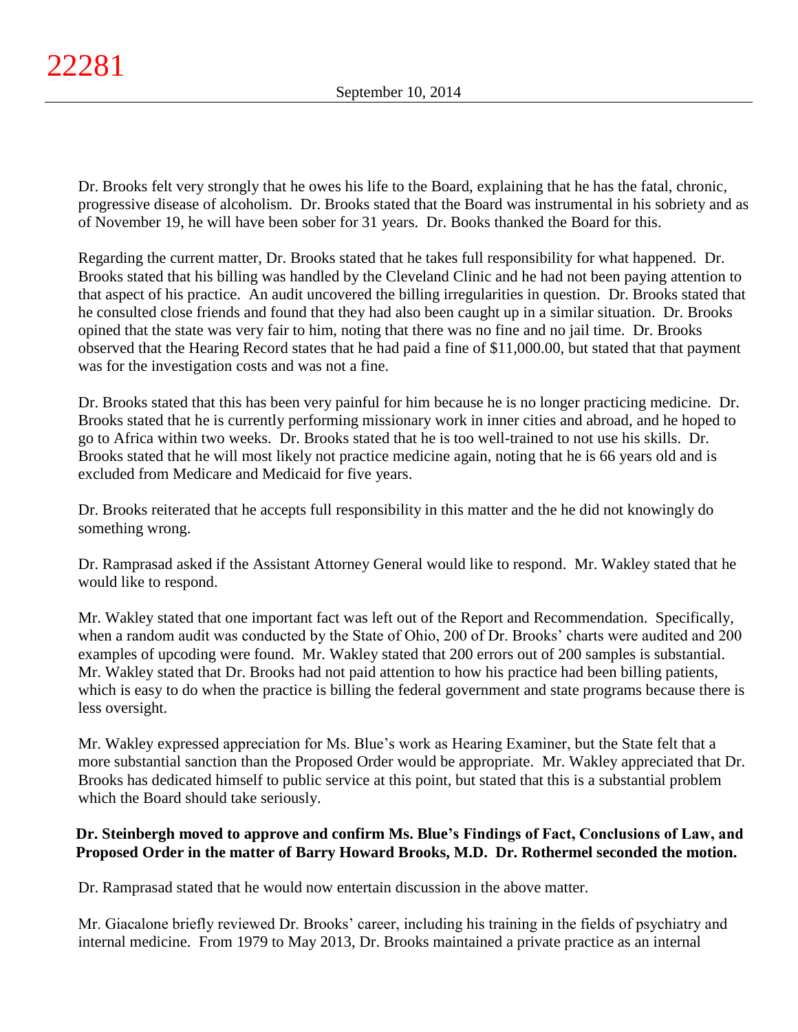Dr. Brooks felt very strongly that he owes his life to the Board, explaining that he has the fatal, chronic, progressive disease of alcoholism. Dr. Brooks stated that the Board was instrumental in his sobriety and as of November 19, he will have been sober for 31 years. Dr. Books thanked the Board for this.

Regarding the current matter, Dr. Brooks stated that he takes full responsibility for what happened. Dr. Brooks stated that his billing was handled by the Cleveland Clinic and he had not been paying attention to that aspect of his practice. An audit uncovered the billing irregularities in question. Dr. Brooks stated that he consulted close friends and found that they had also been caught up in a similar situation. Dr. Brooks opined that the state was very fair to him, noting that there was no fine and no jail time. Dr. Brooks observed that the Hearing Record states that he had paid a fine of $11,000.00, but stated that that payment was for the investigation costs and was not a fine.

Dr. Brooks stated that this has been very painful for him because he is no longer practicing medicine. Dr. Brooks stated that he is currently performing missionary work in inner cities and abroad, and he hoped to go to Africa within two weeks. Dr. Brooks stated that he is too well-trained to not use his skills. Dr. Brooks stated that he will most likely not practice medicine again, noting that he is 66 years old and is excluded from Medicare and Medicaid for five years.

Dr. Brooks reiterated that he accepts full responsibility in this matter and the he did not knowingly do something wrong.

Dr. Ramprasad asked if the Assistant Attorney General would like to respond. Mr. Wakley stated that he would like to respond.

Mr. Wakley stated that one important fact was left out of the Report and Recommendation. Specifically, when a random audit was conducted by the State of Ohio, 200 of Dr. Brooks' charts were audited and 200 examples of upcoding were found. Mr. Wakley stated that 200 errors out of 200 samples is substantial. Mr. Wakley stated that Dr. Brooks had not paid attention to how his practice had been billing patients, which is easy to do when the practice is billing the federal government and state programs because there is less oversight.

Mr. Wakley expressed appreciation for Ms. Blue's work as Hearing Examiner, but the State felt that a more substantial sanction than the Proposed Order would be appropriate. Mr. Wakley appreciated that Dr. Brooks has dedicated himself to public service at this point, but stated that this is a substantial problem which the Board should take seriously.

**Dr. Steinbergh moved to approve and confirm Ms. Blue's Findings of Fact, Conclusions of Law, and Proposed Order in the matter of Barry Howard Brooks, M.D. Dr. Rothermel seconded the motion.**

Dr. Ramprasad stated that he would now entertain discussion in the above matter.

Mr. Giacalone briefly reviewed Dr. Brooks' career, including his training in the fields of psychiatry and internal medicine. From 1979 to May 2013, Dr. Brooks maintained a private practice as an internal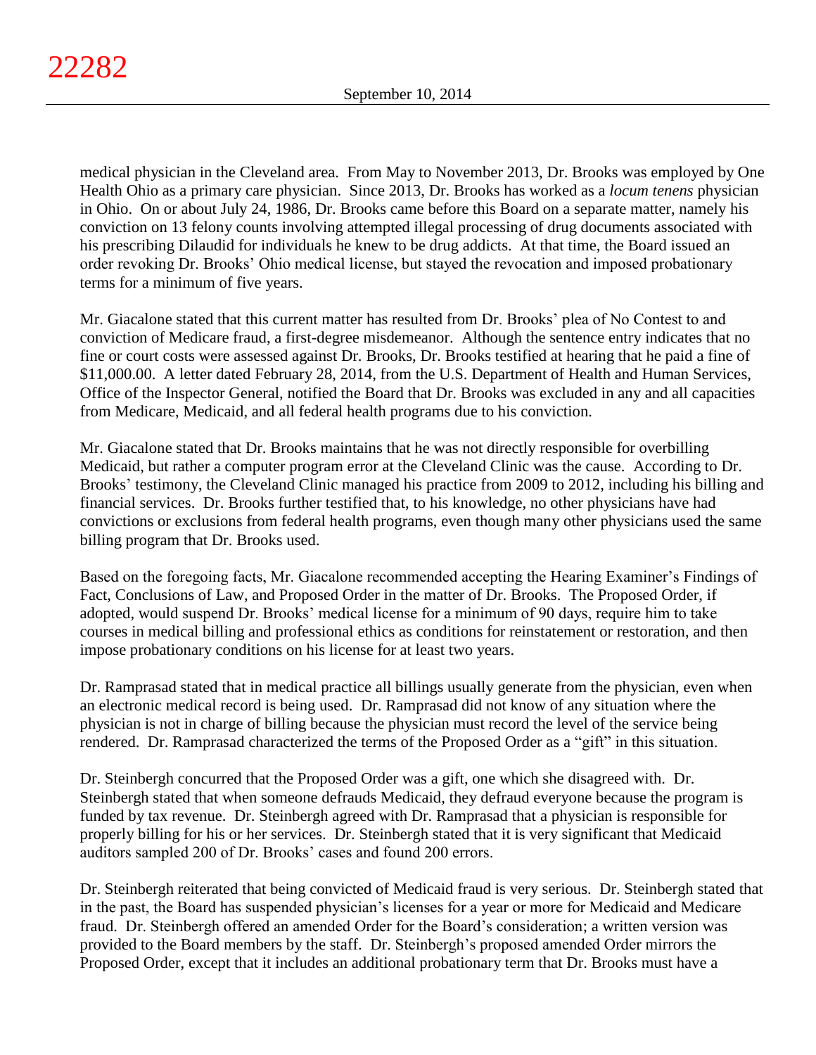medical physician in the Cleveland area. From May to November 2013, Dr. Brooks was employed by One Health Ohio as a primary care physician. Since 2013, Dr. Brooks has worked as a *locum tenens* physician in Ohio. On or about July 24, 1986, Dr. Brooks came before this Board on a separate matter, namely his conviction on 13 felony counts involving attempted illegal processing of drug documents associated with his prescribing Dilaudid for individuals he knew to be drug addicts. At that time, the Board issued an order revoking Dr. Brooks' Ohio medical license, but stayed the revocation and imposed probationary terms for a minimum of five years.

Mr. Giacalone stated that this current matter has resulted from Dr. Brooks' plea of No Contest to and conviction of Medicare fraud, a first-degree misdemeanor. Although the sentence entry indicates that no fine or court costs were assessed against Dr. Brooks, Dr. Brooks testified at hearing that he paid a fine of $11,000.00. A letter dated February 28, 2014, from the U.S. Department of Health and Human Services, Office of the Inspector General, notified the Board that Dr. Brooks was excluded in any and all capacities from Medicare, Medicaid, and all federal health programs due to his conviction.

Mr. Giacalone stated that Dr. Brooks maintains that he was not directly responsible for overbilling Medicaid, but rather a computer program error at the Cleveland Clinic was the cause. According to Dr. Brooks' testimony, the Cleveland Clinic managed his practice from 2009 to 2012, including his billing and financial services. Dr. Brooks further testified that, to his knowledge, no other physicians have had convictions or exclusions from federal health programs, even though many other physicians used the same billing program that Dr. Brooks used.

Based on the foregoing facts, Mr. Giacalone recommended accepting the Hearing Examiner's Findings of Fact, Conclusions of Law, and Proposed Order in the matter of Dr. Brooks. The Proposed Order, if adopted, would suspend Dr. Brooks' medical license for a minimum of 90 days, require him to take courses in medical billing and professional ethics as conditions for reinstatement or restoration, and then impose probationary conditions on his license for at least two years.

Dr. Ramprasad stated that in medical practice all billings usually generate from the physician, even when an electronic medical record is being used. Dr. Ramprasad did not know of any situation where the physician is not in charge of billing because the physician must record the level of the service being rendered. Dr. Ramprasad characterized the terms of the Proposed Order as a "gift" in this situation.

Dr. Steinbergh concurred that the Proposed Order was a gift, one which she disagreed with. Dr. Steinbergh stated that when someone defrauds Medicaid, they defraud everyone because the program is funded by tax revenue. Dr. Steinbergh agreed with Dr. Ramprasad that a physician is responsible for properly billing for his or her services. Dr. Steinbergh stated that it is very significant that Medicaid auditors sampled 200 of Dr. Brooks' cases and found 200 errors.

Dr. Steinbergh reiterated that being convicted of Medicaid fraud is very serious. Dr. Steinbergh stated that in the past, the Board has suspended physician's licenses for a year or more for Medicaid and Medicare fraud. Dr. Steinbergh offered an amended Order for the Board's consideration; a written version was provided to the Board members by the staff. Dr. Steinbergh's proposed amended Order mirrors the Proposed Order, except that it includes an additional probationary term that Dr. Brooks must have a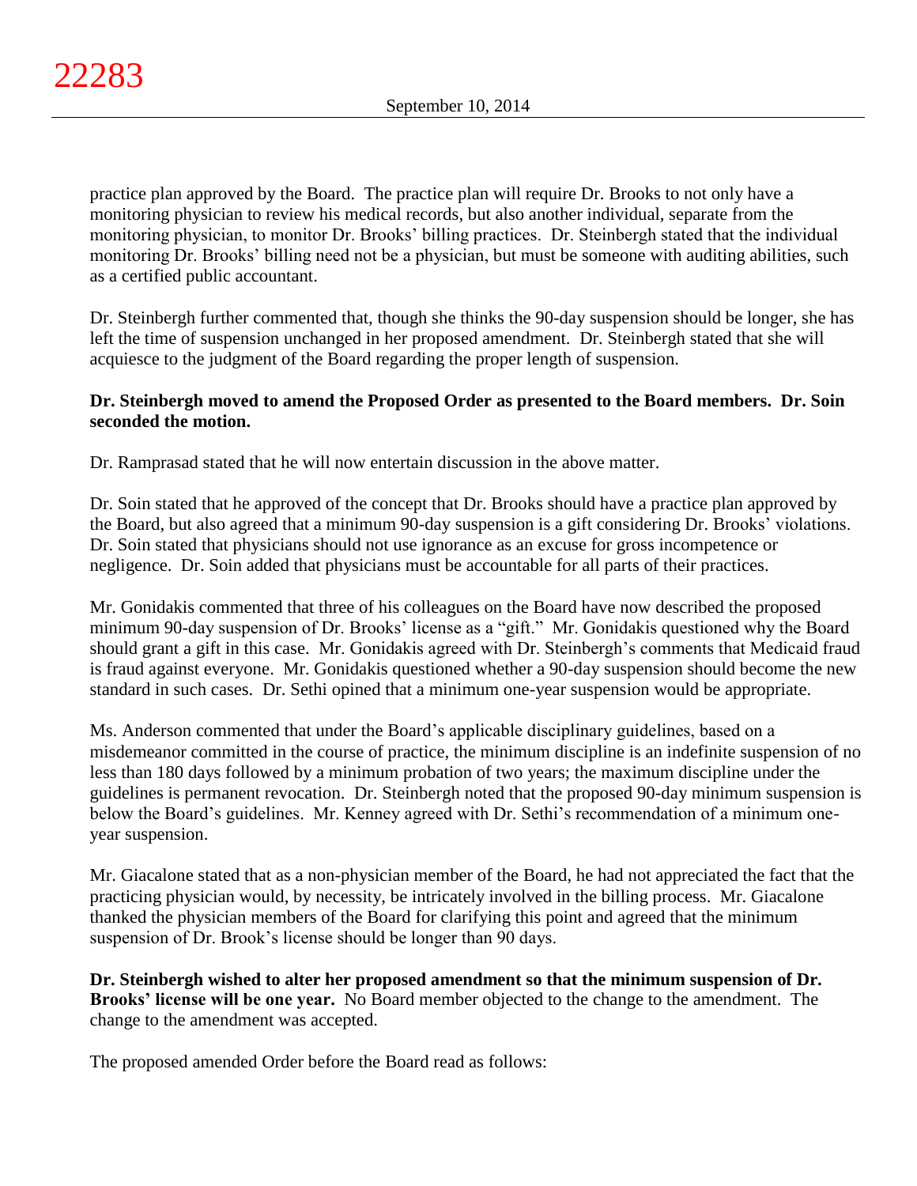practice plan approved by the Board. The practice plan will require Dr. Brooks to not only have a monitoring physician to review his medical records, but also another individual, separate from the monitoring physician, to monitor Dr. Brooks' billing practices. Dr. Steinbergh stated that the individual monitoring Dr. Brooks' billing need not be a physician, but must be someone with auditing abilities, such as a certified public accountant.

Dr. Steinbergh further commented that, though she thinks the 90-day suspension should be longer, she has left the time of suspension unchanged in her proposed amendment. Dr. Steinbergh stated that she will acquiesce to the judgment of the Board regarding the proper length of suspension.

**Dr. Steinbergh moved to amend the Proposed Order as presented to the Board members. Dr. Soin seconded the motion.**

Dr. Ramprasad stated that he will now entertain discussion in the above matter.

Dr. Soin stated that he approved of the concept that Dr. Brooks should have a practice plan approved by the Board, but also agreed that a minimum 90-day suspension is a gift considering Dr. Brooks' violations. Dr. Soin stated that physicians should not use ignorance as an excuse for gross incompetence or negligence. Dr. Soin added that physicians must be accountable for all parts of their practices.

Mr. Gonidakis commented that three of his colleagues on the Board have now described the proposed minimum 90-day suspension of Dr. Brooks' license as a "gift." Mr. Gonidakis questioned why the Board should grant a gift in this case. Mr. Gonidakis agreed with Dr. Steinbergh's comments that Medicaid fraud is fraud against everyone. Mr. Gonidakis questioned whether a 90-day suspension should become the new standard in such cases. Dr. Sethi opined that a minimum one-year suspension would be appropriate.

Ms. Anderson commented that under the Board's applicable disciplinary guidelines, based on a misdemeanor committed in the course of practice, the minimum discipline is an indefinite suspension of no less than 180 days followed by a minimum probation of two years; the maximum discipline under the guidelines is permanent revocation. Dr. Steinbergh noted that the proposed 90-day minimum suspension is below the Board's guidelines. Mr. Kenney agreed with Dr. Sethi's recommendation of a minimum one-year suspension.

Mr. Giacalone stated that as a non-physician member of the Board, he had not appreciated the fact that the practicing physician would, by necessity, be intricately involved in the billing process. Mr. Giacalone thanked the physician members of the Board for clarifying this point and agreed that the minimum suspension of Dr. Brook's license should be longer than 90 days.

**Dr. Steinbergh wished to alter her proposed amendment so that the minimum suspension of Dr. Brooks' license will be one year.** No Board member objected to the change to the amendment. The change to the amendment was accepted.

The proposed amended Order before the Board read as follows: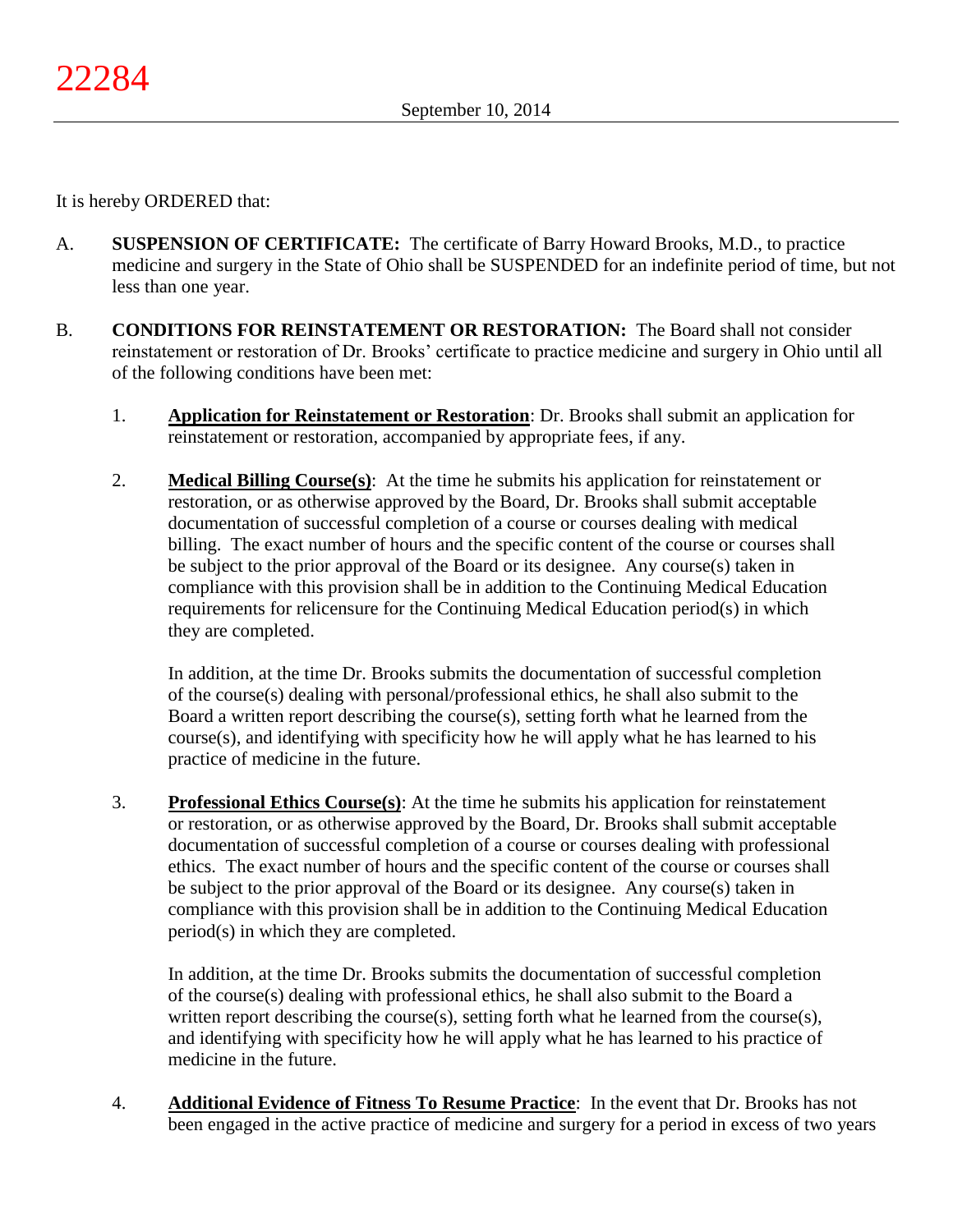It is hereby ORDERED that:

A. **SUSPENSION OF CERTIFICATE:** The certificate of Barry Howard Brooks, M.D., to practice medicine and surgery in the State of Ohio shall be SUSPENDED for an indefinite period of time, but not less than one year.

B. **CONDITIONS FOR REINSTATEMENT OR RESTORATION:** The Board shall not consider reinstatement or restoration of Dr. Brooks' certificate to practice medicine and surgery in Ohio until all of the following conditions have been met:

   1. **<u>Application for Reinstatement or Restoration</u>**: Dr. Brooks shall submit an application for reinstatement or restoration, accompanied by appropriate fees, if any.

   2. **<u>Medical Billing Course(s)</u>**: At the time he submits his application for reinstatement or restoration, or as otherwise approved by the Board, Dr. Brooks shall submit acceptable documentation of successful completion of a course or courses dealing with medical billing. The exact number of hours and the specific content of the course or courses shall be subject to the prior approval of the Board or its designee. Any course(s) taken in compliance with this provision shall be in addition to the Continuing Medical Education requirements for relicensure for the Continuing Medical Education period(s) in which they are completed.

      In addition, at the time Dr. Brooks submits the documentation of successful completion of the course(s) dealing with personal/professional ethics, he shall also submit to the Board a written report describing the course(s), setting forth what he learned from the course(s), and identifying with specificity how he will apply what he has learned to his practice of medicine in the future.

   3. **<u>Professional Ethics Course(s)</u>**: At the time he submits his application for reinstatement or restoration, or as otherwise approved by the Board, Dr. Brooks shall submit acceptable documentation of successful completion of a course or courses dealing with professional ethics. The exact number of hours and the specific content of the course or courses shall be subject to the prior approval of the Board or its designee. Any course(s) taken in compliance with this provision shall be in addition to the Continuing Medical Education period(s) in which they are completed.

      In addition, at the time Dr. Brooks submits the documentation of successful completion of the course(s) dealing with professional ethics, he shall also submit to the Board a written report describing the course(s), setting forth what he learned from the course(s), and identifying with specificity how he will apply what he has learned to his practice of medicine in the future.

   4. **<u>Additional Evidence of Fitness To Resume Practice</u>**: In the event that Dr. Brooks has not been engaged in the active practice of medicine and surgery for a period in excess of two years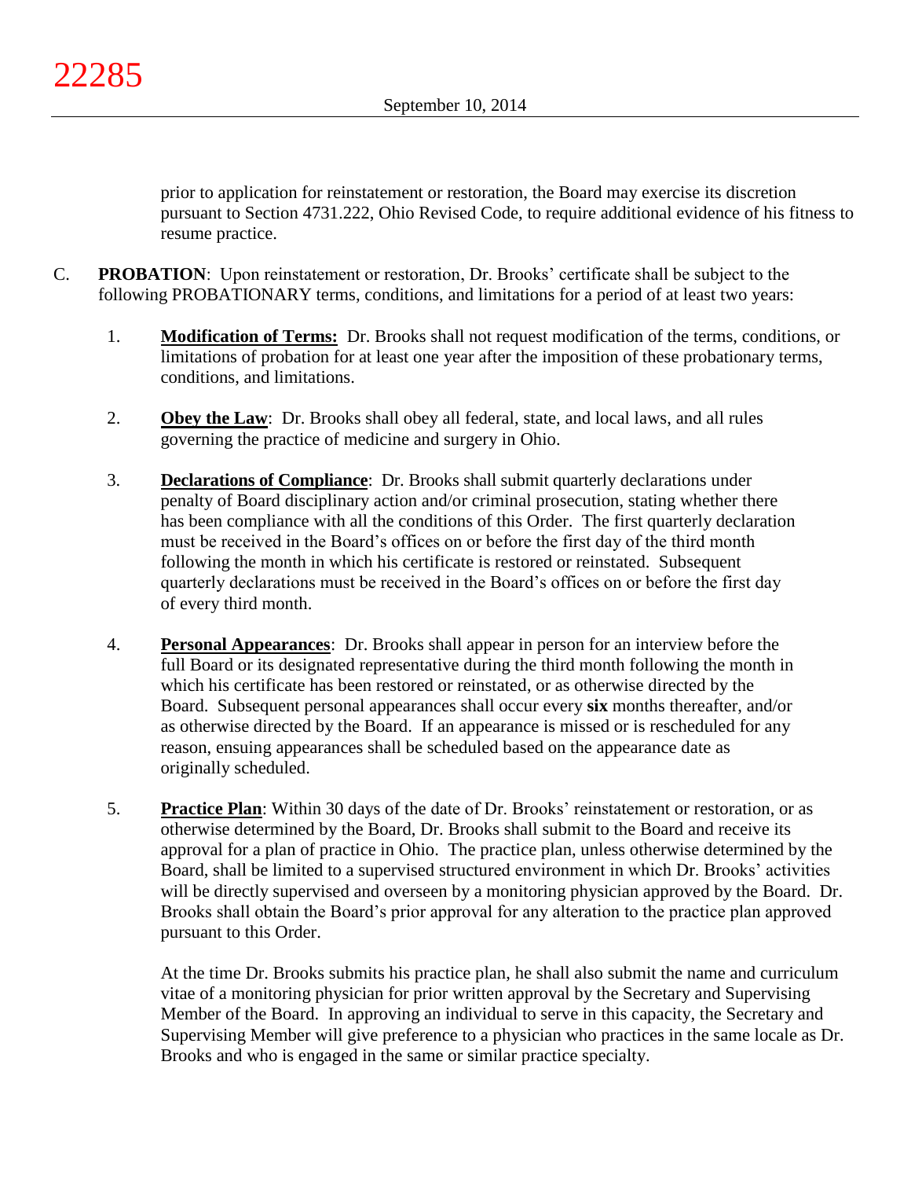prior to application for reinstatement or restoration, the Board may exercise its discretion pursuant to Section 4731.222, Ohio Revised Code, to require additional evidence of his fitness to resume practice.

C. **PROBATION**: Upon reinstatement or restoration, Dr. Brooks' certificate shall be subject to the following PROBATIONARY terms, conditions, and limitations for a period of at least two years:

   1. **Modification of Terms:** Dr. Brooks shall not request modification of the terms, conditions, or limitations of probation for at least one year after the imposition of these probationary terms, conditions, and limitations.

   2. **Obey the Law**: Dr. Brooks shall obey all federal, state, and local laws, and all rules governing the practice of medicine and surgery in Ohio.

   3. **Declarations of Compliance**: Dr. Brooks shall submit quarterly declarations under penalty of Board disciplinary action and/or criminal prosecution, stating whether there has been compliance with all the conditions of this Order. The first quarterly declaration must be received in the Board's offices on or before the first day of the third month following the month in which his certificate is restored or reinstated. Subsequent quarterly declarations must be received in the Board's offices on or before the first day of every third month.

   4. **Personal Appearances**: Dr. Brooks shall appear in person for an interview before the full Board or its designated representative during the third month following the month in which his certificate has been restored or reinstated, or as otherwise directed by the Board. Subsequent personal appearances shall occur every **six** months thereafter, and/or as otherwise directed by the Board. If an appearance is missed or is rescheduled for any reason, ensuing appearances shall be scheduled based on the appearance date as originally scheduled.

   5. **Practice Plan**: Within 30 days of the date of Dr. Brooks' reinstatement or restoration, or as otherwise determined by the Board, Dr. Brooks shall submit to the Board and receive its approval for a plan of practice in Ohio. The practice plan, unless otherwise determined by the Board, shall be limited to a supervised structured environment in which Dr. Brooks' activities will be directly supervised and overseen by a monitoring physician approved by the Board. Dr. Brooks shall obtain the Board's prior approval for any alteration to the practice plan approved pursuant to this Order.

      At the time Dr. Brooks submits his practice plan, he shall also submit the name and curriculum vitae of a monitoring physician for prior written approval by the Secretary and Supervising Member of the Board. In approving an individual to serve in this capacity, the Secretary and Supervising Member will give preference to a physician who practices in the same locale as Dr. Brooks and who is engaged in the same or similar practice specialty.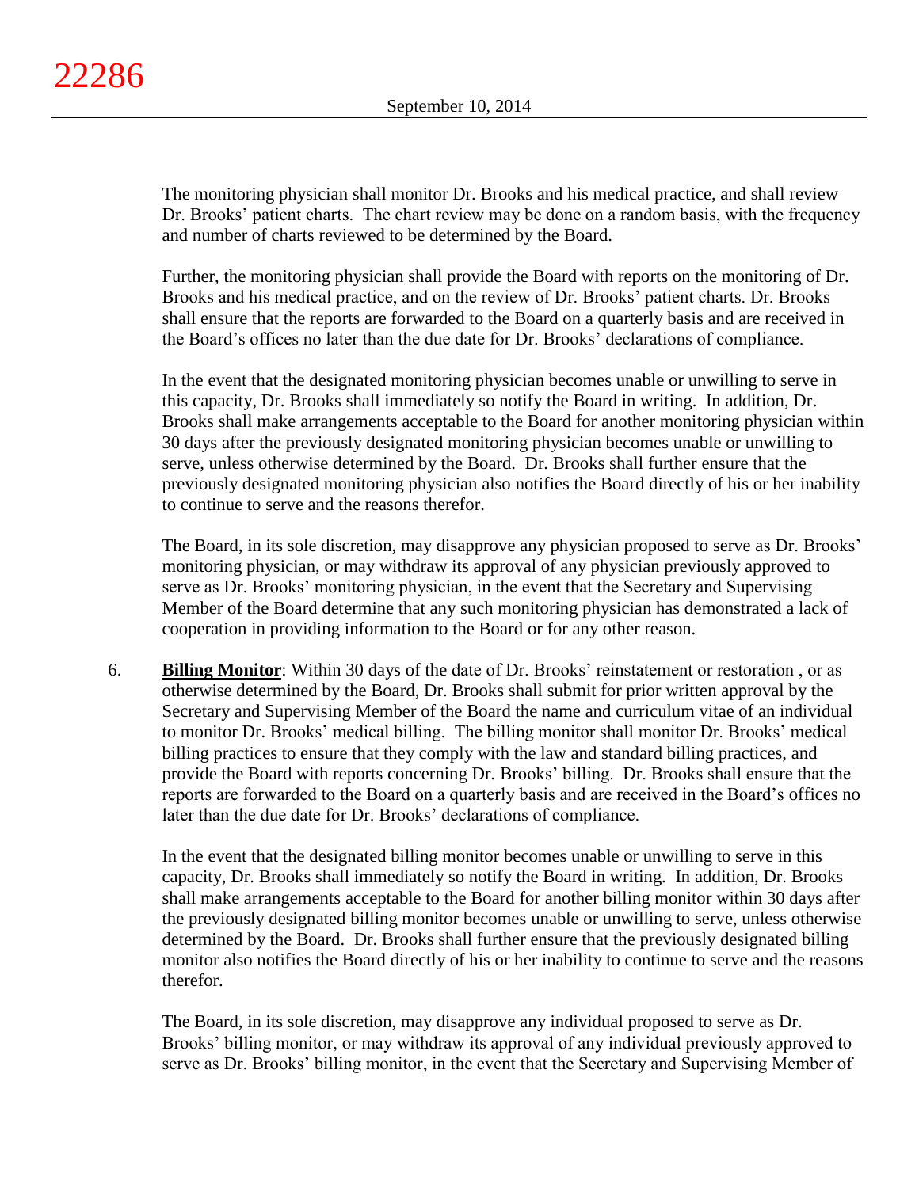The monitoring physician shall monitor Dr. Brooks and his medical practice, and shall review Dr. Brooks' patient charts. The chart review may be done on a random basis, with the frequency and number of charts reviewed to be determined by the Board.

Further, the monitoring physician shall provide the Board with reports on the monitoring of Dr. Brooks and his medical practice, and on the review of Dr. Brooks' patient charts. Dr. Brooks shall ensure that the reports are forwarded to the Board on a quarterly basis and are received in the Board's offices no later than the due date for Dr. Brooks' declarations of compliance.

In the event that the designated monitoring physician becomes unable or unwilling to serve in this capacity, Dr. Brooks shall immediately so notify the Board in writing. In addition, Dr. Brooks shall make arrangements acceptable to the Board for another monitoring physician within 30 days after the previously designated monitoring physician becomes unable or unwilling to serve, unless otherwise determined by the Board. Dr. Brooks shall further ensure that the previously designated monitoring physician also notifies the Board directly of his or her inability to continue to serve and the reasons therefor.

The Board, in its sole discretion, may disapprove any physician proposed to serve as Dr. Brooks' monitoring physician, or may withdraw its approval of any physician previously approved to serve as Dr. Brooks' monitoring physician, in the event that the Secretary and Supervising Member of the Board determine that any such monitoring physician has demonstrated a lack of cooperation in providing information to the Board or for any other reason.

6. **<u>Billing Monitor</u>**: Within 30 days of the date of Dr. Brooks' reinstatement or restoration , or as otherwise determined by the Board, Dr. Brooks shall submit for prior written approval by the Secretary and Supervising Member of the Board the name and curriculum vitae of an individual to monitor Dr. Brooks' medical billing. The billing monitor shall monitor Dr. Brooks' medical billing practices to ensure that they comply with the law and standard billing practices, and provide the Board with reports concerning Dr. Brooks' billing. Dr. Brooks shall ensure that the reports are forwarded to the Board on a quarterly basis and are received in the Board's offices no later than the due date for Dr. Brooks' declarations of compliance.

   In the event that the designated billing monitor becomes unable or unwilling to serve in this capacity, Dr. Brooks shall immediately so notify the Board in writing. In addition, Dr. Brooks shall make arrangements acceptable to the Board for another billing monitor within 30 days after the previously designated billing monitor becomes unable or unwilling to serve, unless otherwise determined by the Board. Dr. Brooks shall further ensure that the previously designated billing monitor also notifies the Board directly of his or her inability to continue to serve and the reasons therefor.

   The Board, in its sole discretion, may disapprove any individual proposed to serve as Dr. Brooks' billing monitor, or may withdraw its approval of any individual previously approved to serve as Dr. Brooks' billing monitor, in the event that the Secretary and Supervising Member of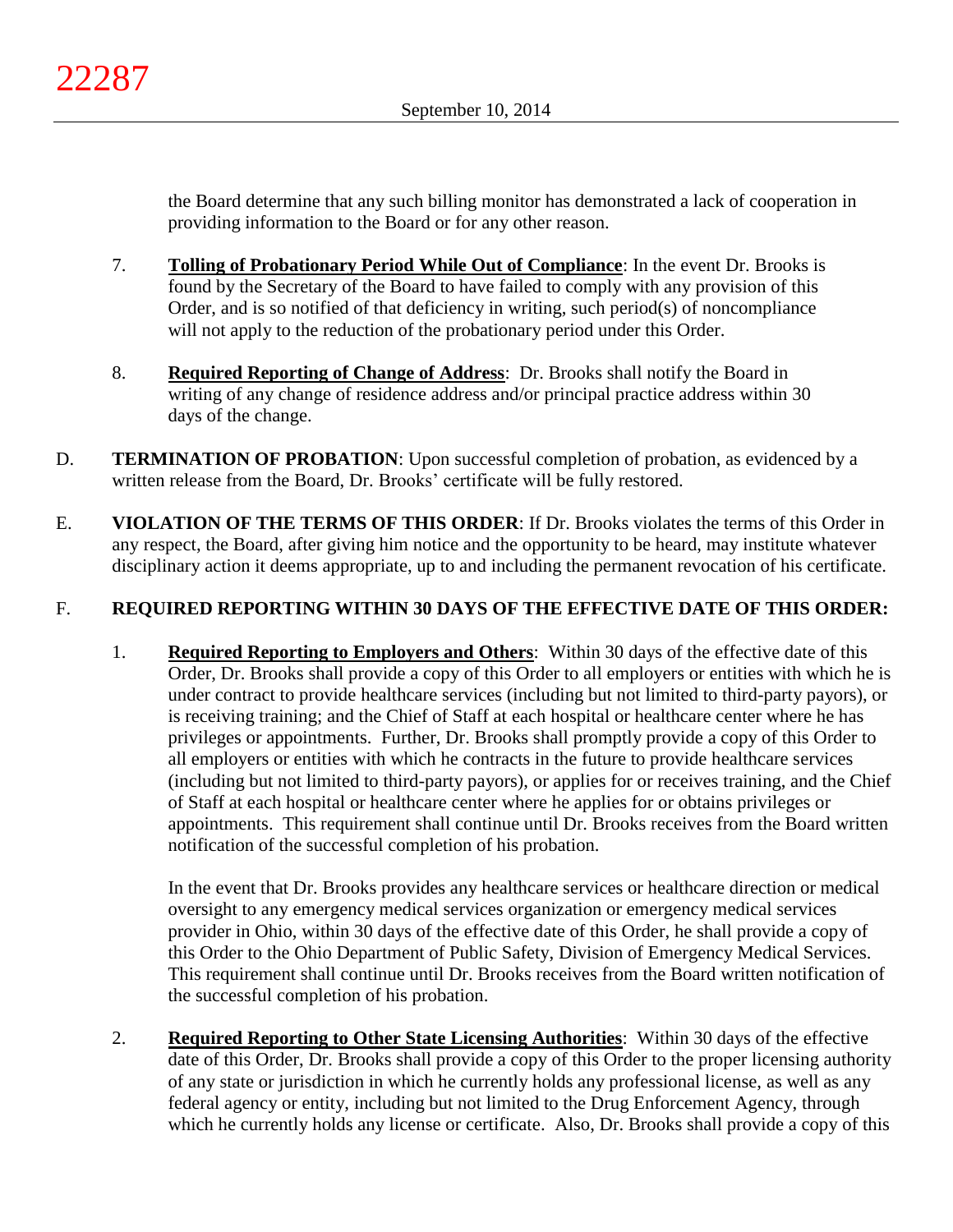the Board determine that any such billing monitor has demonstrated a lack of cooperation in providing information to the Board or for any other reason.

7. **Tolling of Probationary Period While Out of Compliance**: In the event Dr. Brooks is found by the Secretary of the Board to have failed to comply with any provision of this Order, and is so notified of that deficiency in writing, such period(s) of noncompliance will not apply to the reduction of the probationary period under this Order.

8. **Required Reporting of Change of Address**: Dr. Brooks shall notify the Board in writing of any change of residence address and/or principal practice address within 30 days of the change.

D. **TERMINATION OF PROBATION**: Upon successful completion of probation, as evidenced by a written release from the Board, Dr. Brooks' certificate will be fully restored.

E. **VIOLATION OF THE TERMS OF THIS ORDER**: If Dr. Brooks violates the terms of this Order in any respect, the Board, after giving him notice and the opportunity to be heard, may institute whatever disciplinary action it deems appropriate, up to and including the permanent revocation of his certificate.

F. **REQUIRED REPORTING WITHIN 30 DAYS OF THE EFFECTIVE DATE OF THIS ORDER:**

1. **Required Reporting to Employers and Others**: Within 30 days of the effective date of this Order, Dr. Brooks shall provide a copy of this Order to all employers or entities with which he is under contract to provide healthcare services (including but not limited to third-party payors), or is receiving training; and the Chief of Staff at each hospital or healthcare center where he has privileges or appointments. Further, Dr. Brooks shall promptly provide a copy of this Order to all employers or entities with which he contracts in the future to provide healthcare services (including but not limited to third-party payors), or applies for or receives training, and the Chief of Staff at each hospital or healthcare center where he applies for or obtains privileges or appointments. This requirement shall continue until Dr. Brooks receives from the Board written notification of the successful completion of his probation.

   In the event that Dr. Brooks provides any healthcare services or healthcare direction or medical oversight to any emergency medical services organization or emergency medical services provider in Ohio, within 30 days of the effective date of this Order, he shall provide a copy of this Order to the Ohio Department of Public Safety, Division of Emergency Medical Services. This requirement shall continue until Dr. Brooks receives from the Board written notification of the successful completion of his probation.

2. **Required Reporting to Other State Licensing Authorities**: Within 30 days of the effective date of this Order, Dr. Brooks shall provide a copy of this Order to the proper licensing authority of any state or jurisdiction in which he currently holds any professional license, as well as any federal agency or entity, including but not limited to the Drug Enforcement Agency, through which he currently holds any license or certificate. Also, Dr. Brooks shall provide a copy of this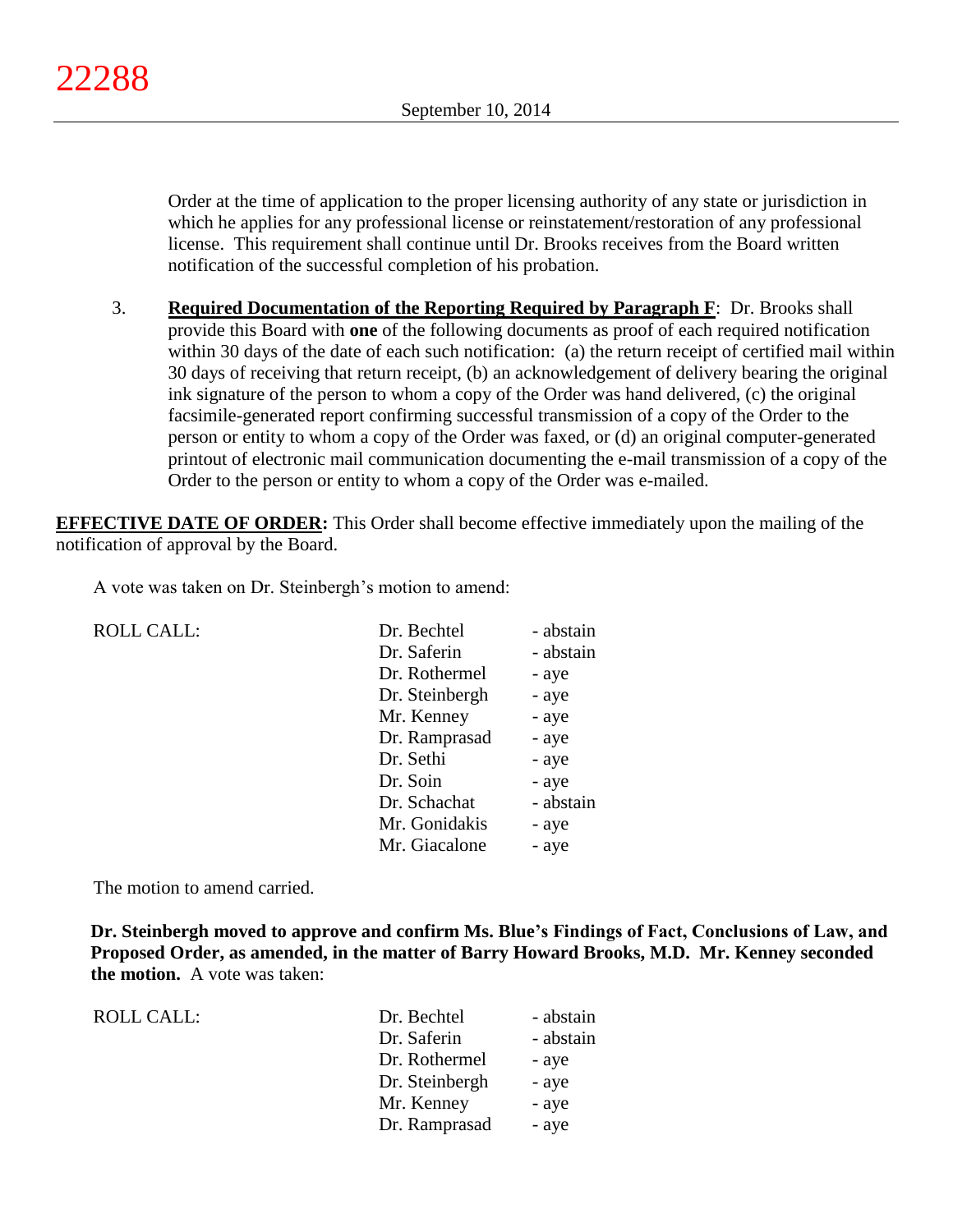Order at the time of application to the proper licensing authority of any state or jurisdiction in which he applies for any professional license or reinstatement/restoration of any professional license. This requirement shall continue until Dr. Brooks receives from the Board written notification of the successful completion of his probation.

3. **Required Documentation of the Reporting Required by Paragraph F**: Dr. Brooks shall provide this Board with **one** of the following documents as proof of each required notification within 30 days of the date of each such notification: (a) the return receipt of certified mail within 30 days of receiving that return receipt, (b) an acknowledgement of delivery bearing the original ink signature of the person to whom a copy of the Order was hand delivered, (c) the original facsimile-generated report confirming successful transmission of a copy of the Order to the person or entity to whom a copy of the Order was faxed, or (d) an original computer-generated printout of electronic mail communication documenting the e-mail transmission of a copy of the Order to the person or entity to whom a copy of the Order was e-mailed.

**EFFECTIVE DATE OF ORDER:** This Order shall become effective immediately upon the mailing of the notification of approval by the Board.

A vote was taken on Dr. Steinbergh's motion to amend:

| ROLL CALL: | Dr. Bechtel | - abstain |
|---|---|---|
| | Dr. Saferin | - abstain |
| | Dr. Rothermel | - aye |
| | Dr. Steinbergh | - aye |
| | Mr. Kenney | - aye |
| | Dr. Ramprasad | - aye |
| | Dr. Sethi | - aye |
| | Dr. Soin | - aye |
| | Dr. Schachat | - abstain |
| | Mr. Gonidakis | - aye |
| | Mr. Giacalone | - aye |

The motion to amend carried.

**Dr. Steinbergh moved to approve and confirm Ms. Blue's Findings of Fact, Conclusions of Law, and Proposed Order, as amended, in the matter of Barry Howard Brooks, M.D. Mr. Kenney seconded the motion.** A vote was taken:

| ROLL CALL: | Dr. Bechtel | - abstain |
|---|---|---|
| | Dr. Saferin | - abstain |
| | Dr. Rothermel | - aye |
| | Dr. Steinbergh | - aye |
| | Mr. Kenney | - aye |
| | Dr. Ramprasad | - aye |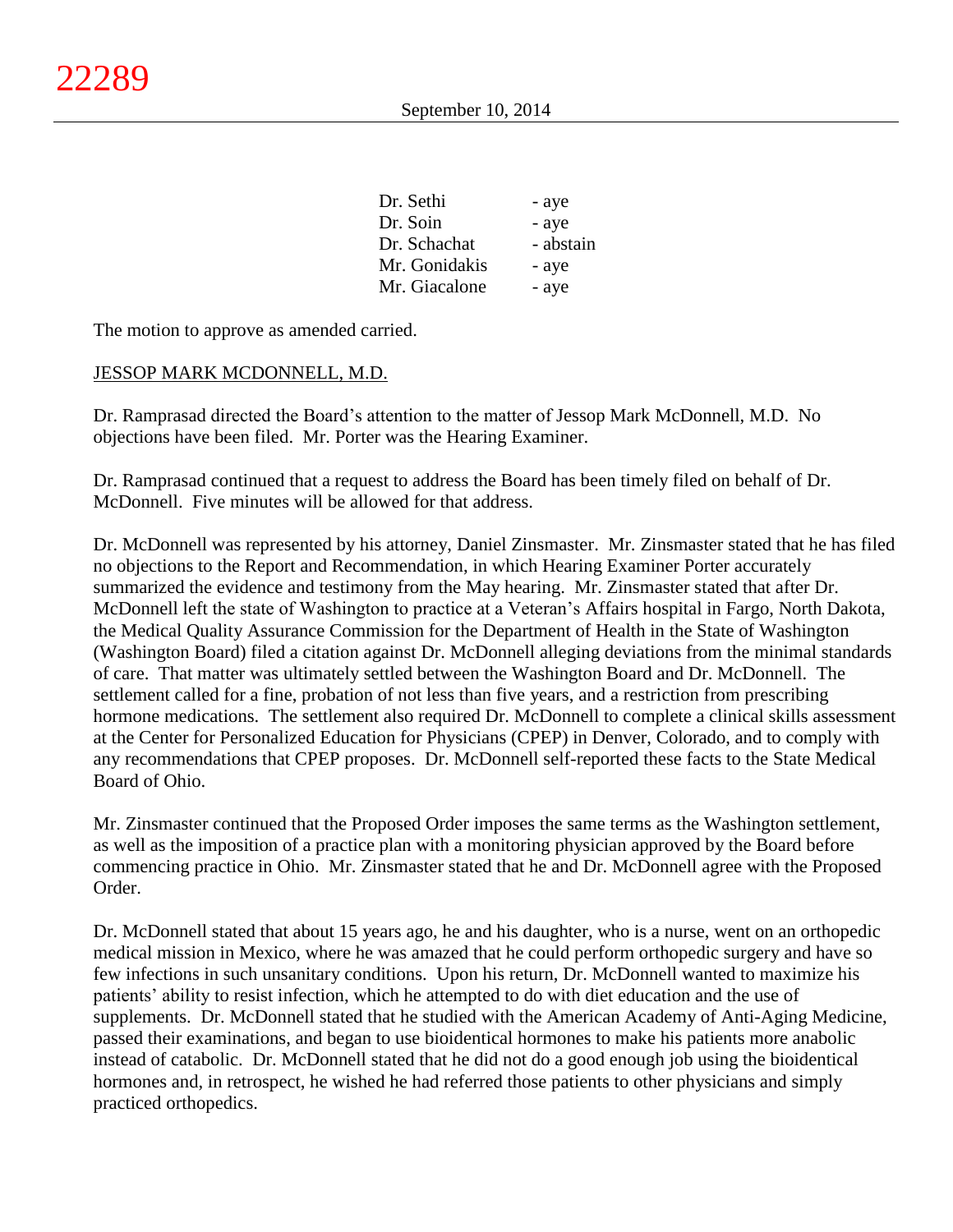| | |
|---|---|
| Dr. Sethi | - aye |
| Dr. Soin | - aye |
| Dr. Schachat | - abstain |
| Mr. Gonidakis | - aye |
| Mr. Giacalone | - aye |

The motion to approve as amended carried.

JESSOP MARK MCDONNELL, M.D.

Dr. Ramprasad directed the Board's attention to the matter of Jessop Mark McDonnell, M.D. No objections have been filed. Mr. Porter was the Hearing Examiner.

Dr. Ramprasad continued that a request to address the Board has been timely filed on behalf of Dr. McDonnell. Five minutes will be allowed for that address.

Dr. McDonnell was represented by his attorney, Daniel Zinsmaster. Mr. Zinsmaster stated that he has filed no objections to the Report and Recommendation, in which Hearing Examiner Porter accurately summarized the evidence and testimony from the May hearing. Mr. Zinsmaster stated that after Dr. McDonnell left the state of Washington to practice at a Veteran's Affairs hospital in Fargo, North Dakota, the Medical Quality Assurance Commission for the Department of Health in the State of Washington (Washington Board) filed a citation against Dr. McDonnell alleging deviations from the minimal standards of care. That matter was ultimately settled between the Washington Board and Dr. McDonnell. The settlement called for a fine, probation of not less than five years, and a restriction from prescribing hormone medications. The settlement also required Dr. McDonnell to complete a clinical skills assessment at the Center for Personalized Education for Physicians (CPEP) in Denver, Colorado, and to comply with any recommendations that CPEP proposes. Dr. McDonnell self-reported these facts to the State Medical Board of Ohio.

Mr. Zinsmaster continued that the Proposed Order imposes the same terms as the Washington settlement, as well as the imposition of a practice plan with a monitoring physician approved by the Board before commencing practice in Ohio. Mr. Zinsmaster stated that he and Dr. McDonnell agree with the Proposed Order.

Dr. McDonnell stated that about 15 years ago, he and his daughter, who is a nurse, went on an orthopedic medical mission in Mexico, where he was amazed that he could perform orthopedic surgery and have so few infections in such unsanitary conditions. Upon his return, Dr. McDonnell wanted to maximize his patients' ability to resist infection, which he attempted to do with diet education and the use of supplements. Dr. McDonnell stated that he studied with the American Academy of Anti-Aging Medicine, passed their examinations, and began to use bioidentical hormones to make his patients more anabolic instead of catabolic. Dr. McDonnell stated that he did not do a good enough job using the bioidentical hormones and, in retrospect, he wished he had referred those patients to other physicians and simply practiced orthopedics.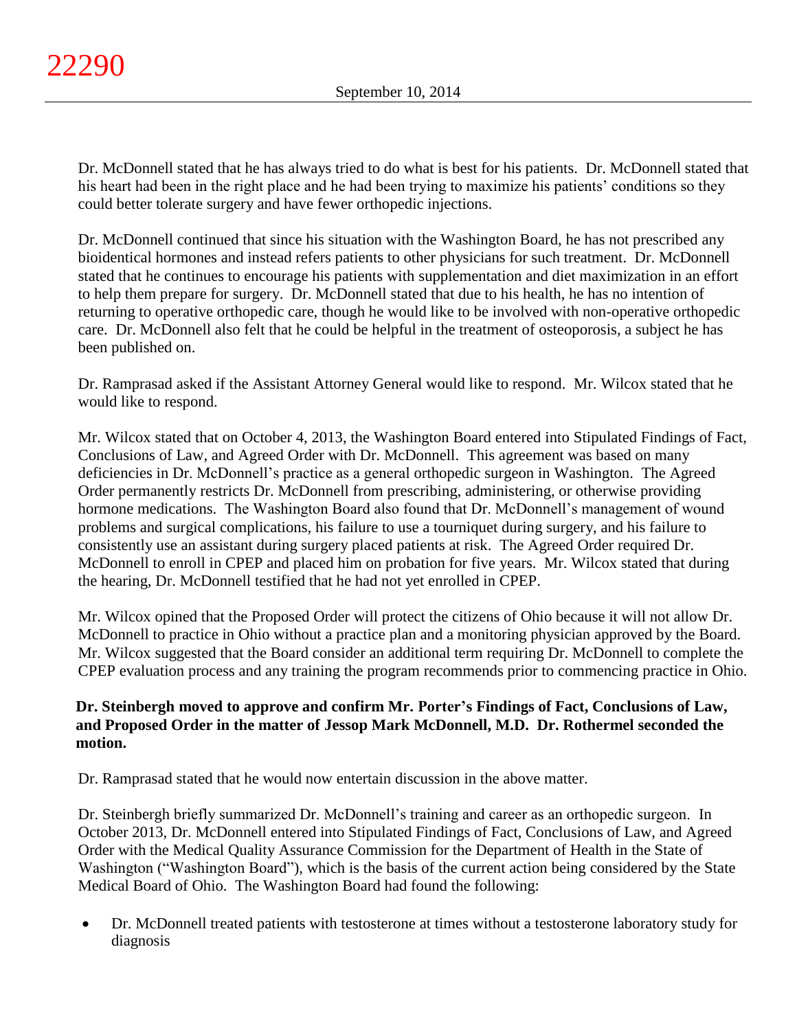Dr. McDonnell stated that he has always tried to do what is best for his patients. Dr. McDonnell stated that his heart had been in the right place and he had been trying to maximize his patients' conditions so they could better tolerate surgery and have fewer orthopedic injections.

Dr. McDonnell continued that since his situation with the Washington Board, he has not prescribed any bioidentical hormones and instead refers patients to other physicians for such treatment. Dr. McDonnell stated that he continues to encourage his patients with supplementation and diet maximization in an effort to help them prepare for surgery. Dr. McDonnell stated that due to his health, he has no intention of returning to operative orthopedic care, though he would like to be involved with non-operative orthopedic care. Dr. McDonnell also felt that he could be helpful in the treatment of osteoporosis, a subject he has been published on.

Dr. Ramprasad asked if the Assistant Attorney General would like to respond. Mr. Wilcox stated that he would like to respond.

Mr. Wilcox stated that on October 4, 2013, the Washington Board entered into Stipulated Findings of Fact, Conclusions of Law, and Agreed Order with Dr. McDonnell. This agreement was based on many deficiencies in Dr. McDonnell's practice as a general orthopedic surgeon in Washington. The Agreed Order permanently restricts Dr. McDonnell from prescribing, administering, or otherwise providing hormone medications. The Washington Board also found that Dr. McDonnell's management of wound problems and surgical complications, his failure to use a tourniquet during surgery, and his failure to consistently use an assistant during surgery placed patients at risk. The Agreed Order required Dr. McDonnell to enroll in CPEP and placed him on probation for five years. Mr. Wilcox stated that during the hearing, Dr. McDonnell testified that he had not yet enrolled in CPEP.

Mr. Wilcox opined that the Proposed Order will protect the citizens of Ohio because it will not allow Dr. McDonnell to practice in Ohio without a practice plan and a monitoring physician approved by the Board. Mr. Wilcox suggested that the Board consider an additional term requiring Dr. McDonnell to complete the CPEP evaluation process and any training the program recommends prior to commencing practice in Ohio.

**Dr. Steinbergh moved to approve and confirm Mr. Porter's Findings of Fact, Conclusions of Law, and Proposed Order in the matter of Jessop Mark McDonnell, M.D. Dr. Rothermel seconded the motion.**

Dr. Ramprasad stated that he would now entertain discussion in the above matter.

Dr. Steinbergh briefly summarized Dr. McDonnell's training and career as an orthopedic surgeon. In October 2013, Dr. McDonnell entered into Stipulated Findings of Fact, Conclusions of Law, and Agreed Order with the Medical Quality Assurance Commission for the Department of Health in the State of Washington ("Washington Board"), which is the basis of the current action being considered by the State Medical Board of Ohio. The Washington Board had found the following:

- Dr. McDonnell treated patients with testosterone at times without a testosterone laboratory study for diagnosis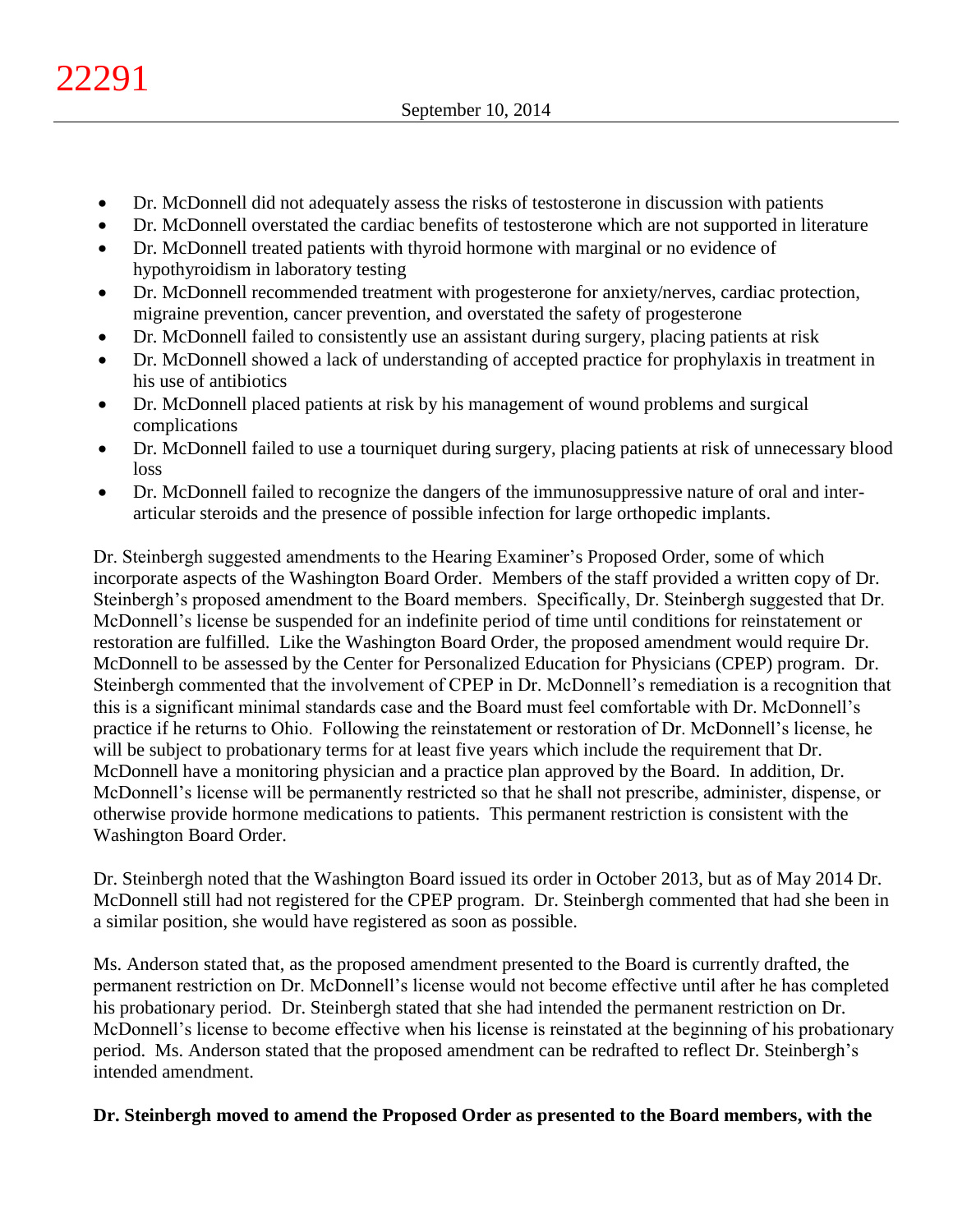- Dr. McDonnell did not adequately assess the risks of testosterone in discussion with patients
- Dr. McDonnell overstated the cardiac benefits of testosterone which are not supported in literature
- Dr. McDonnell treated patients with thyroid hormone with marginal or no evidence of hypothyroidism in laboratory testing
- Dr. McDonnell recommended treatment with progesterone for anxiety/nerves, cardiac protection, migraine prevention, cancer prevention, and overstated the safety of progesterone
- Dr. McDonnell failed to consistently use an assistant during surgery, placing patients at risk
- Dr. McDonnell showed a lack of understanding of accepted practice for prophylaxis in treatment in his use of antibiotics
- Dr. McDonnell placed patients at risk by his management of wound problems and surgical complications
- Dr. McDonnell failed to use a tourniquet during surgery, placing patients at risk of unnecessary blood loss
- Dr. McDonnell failed to recognize the dangers of the immunosuppressive nature of oral and inter-articular steroids and the presence of possible infection for large orthopedic implants.

Dr. Steinbergh suggested amendments to the Hearing Examiner's Proposed Order, some of which incorporate aspects of the Washington Board Order. Members of the staff provided a written copy of Dr. Steinbergh's proposed amendment to the Board members. Specifically, Dr. Steinbergh suggested that Dr. McDonnell's license be suspended for an indefinite period of time until conditions for reinstatement or restoration are fulfilled. Like the Washington Board Order, the proposed amendment would require Dr. McDonnell to be assessed by the Center for Personalized Education for Physicians (CPEP) program. Dr. Steinbergh commented that the involvement of CPEP in Dr. McDonnell's remediation is a recognition that this is a significant minimal standards case and the Board must feel comfortable with Dr. McDonnell's practice if he returns to Ohio. Following the reinstatement or restoration of Dr. McDonnell's license, he will be subject to probationary terms for at least five years which include the requirement that Dr. McDonnell have a monitoring physician and a practice plan approved by the Board. In addition, Dr. McDonnell's license will be permanently restricted so that he shall not prescribe, administer, dispense, or otherwise provide hormone medications to patients. This permanent restriction is consistent with the Washington Board Order.

Dr. Steinbergh noted that the Washington Board issued its order in October 2013, but as of May 2014 Dr. McDonnell still had not registered for the CPEP program. Dr. Steinbergh commented that had she been in a similar position, she would have registered as soon as possible.

Ms. Anderson stated that, as the proposed amendment presented to the Board is currently drafted, the permanent restriction on Dr. McDonnell's license would not become effective until after he has completed his probationary period. Dr. Steinbergh stated that she had intended the permanent restriction on Dr. McDonnell's license to become effective when his license is reinstated at the beginning of his probationary period. Ms. Anderson stated that the proposed amendment can be redrafted to reflect Dr. Steinbergh's intended amendment.

**Dr. Steinbergh moved to amend the Proposed Order as presented to the Board members, with the**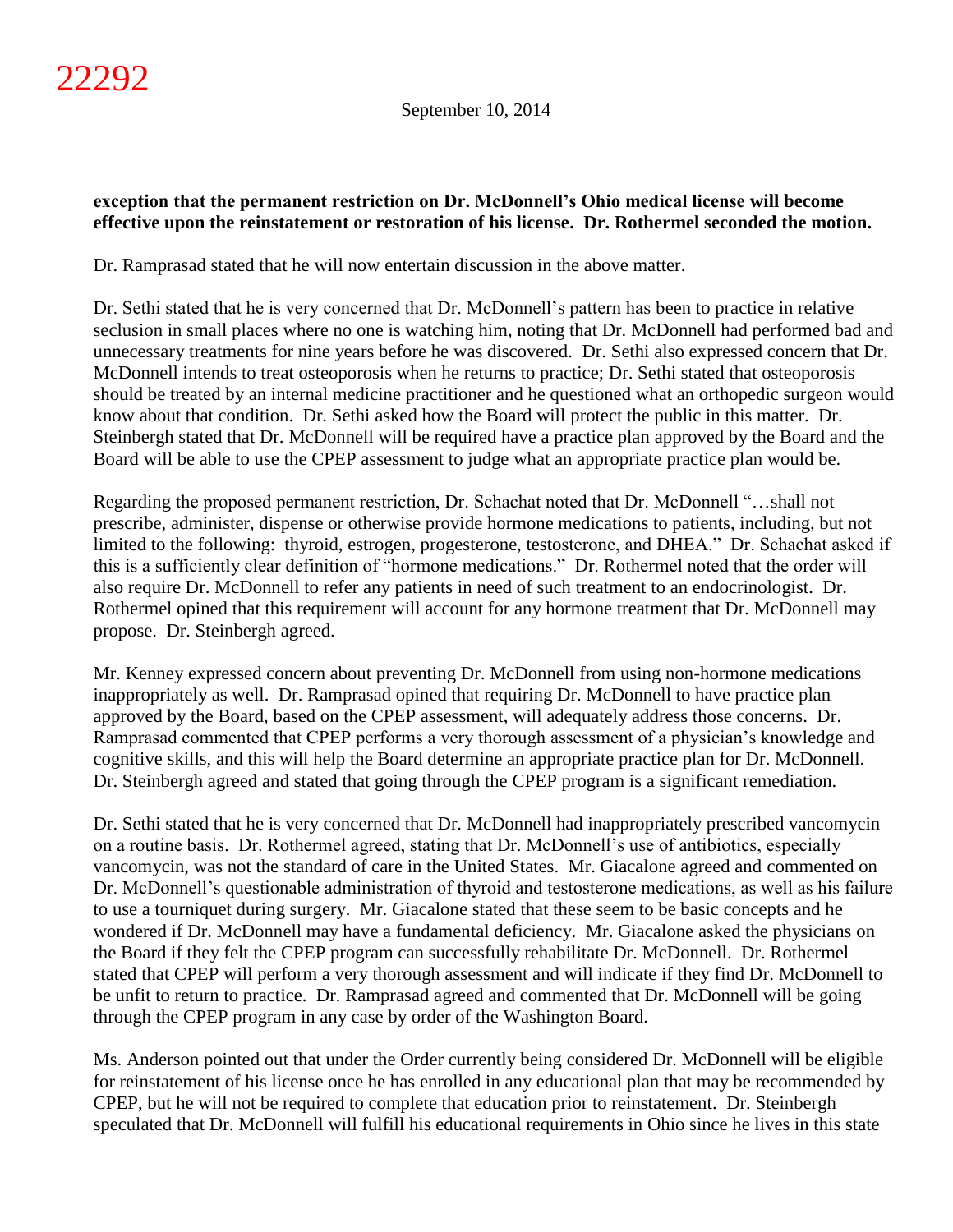**exception that the permanent restriction on Dr. McDonnell's Ohio medical license will become effective upon the reinstatement or restoration of his license. Dr. Rothermel seconded the motion.**

Dr. Ramprasad stated that he will now entertain discussion in the above matter.

Dr. Sethi stated that he is very concerned that Dr. McDonnell's pattern has been to practice in relative seclusion in small places where no one is watching him, noting that Dr. McDonnell had performed bad and unnecessary treatments for nine years before he was discovered. Dr. Sethi also expressed concern that Dr. McDonnell intends to treat osteoporosis when he returns to practice; Dr. Sethi stated that osteoporosis should be treated by an internal medicine practitioner and he questioned what an orthopedic surgeon would know about that condition. Dr. Sethi asked how the Board will protect the public in this matter. Dr. Steinbergh stated that Dr. McDonnell will be required have a practice plan approved by the Board and the Board will be able to use the CPEP assessment to judge what an appropriate practice plan would be.

Regarding the proposed permanent restriction, Dr. Schachat noted that Dr. McDonnell "…shall not prescribe, administer, dispense or otherwise provide hormone medications to patients, including, but not limited to the following: thyroid, estrogen, progesterone, testosterone, and DHEA." Dr. Schachat asked if this is a sufficiently clear definition of "hormone medications." Dr. Rothermel noted that the order will also require Dr. McDonnell to refer any patients in need of such treatment to an endocrinologist. Dr. Rothermel opined that this requirement will account for any hormone treatment that Dr. McDonnell may propose. Dr. Steinbergh agreed.

Mr. Kenney expressed concern about preventing Dr. McDonnell from using non-hormone medications inappropriately as well. Dr. Ramprasad opined that requiring Dr. McDonnell to have practice plan approved by the Board, based on the CPEP assessment, will adequately address those concerns. Dr. Ramprasad commented that CPEP performs a very thorough assessment of a physician's knowledge and cognitive skills, and this will help the Board determine an appropriate practice plan for Dr. McDonnell. Dr. Steinbergh agreed and stated that going through the CPEP program is a significant remediation.

Dr. Sethi stated that he is very concerned that Dr. McDonnell had inappropriately prescribed vancomycin on a routine basis. Dr. Rothermel agreed, stating that Dr. McDonnell's use of antibiotics, especially vancomycin, was not the standard of care in the United States. Mr. Giacalone agreed and commented on Dr. McDonnell's questionable administration of thyroid and testosterone medications, as well as his failure to use a tourniquet during surgery. Mr. Giacalone stated that these seem to be basic concepts and he wondered if Dr. McDonnell may have a fundamental deficiency. Mr. Giacalone asked the physicians on the Board if they felt the CPEP program can successfully rehabilitate Dr. McDonnell. Dr. Rothermel stated that CPEP will perform a very thorough assessment and will indicate if they find Dr. McDonnell to be unfit to return to practice. Dr. Ramprasad agreed and commented that Dr. McDonnell will be going through the CPEP program in any case by order of the Washington Board.

Ms. Anderson pointed out that under the Order currently being considered Dr. McDonnell will be eligible for reinstatement of his license once he has enrolled in any educational plan that may be recommended by CPEP, but he will not be required to complete that education prior to reinstatement. Dr. Steinbergh speculated that Dr. McDonnell will fulfill his educational requirements in Ohio since he lives in this state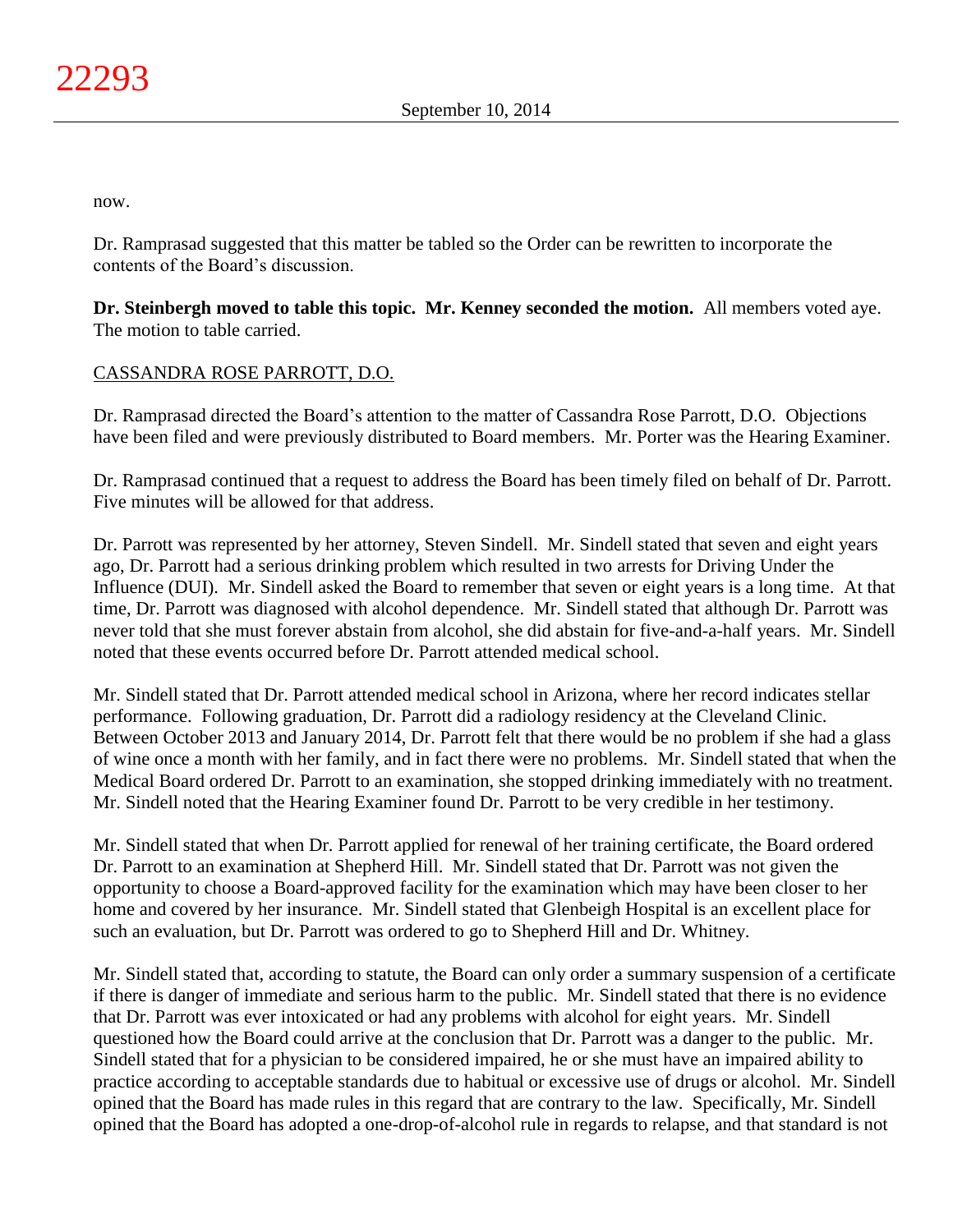now.

Dr. Ramprasad suggested that this matter be tabled so the Order can be rewritten to incorporate the contents of the Board's discussion.

**Dr. Steinbergh moved to table this topic. Mr. Kenney seconded the motion.** All members voted aye. The motion to table carried.

CASSANDRA ROSE PARROTT, D.O.

Dr. Ramprasad directed the Board's attention to the matter of Cassandra Rose Parrott, D.O. Objections have been filed and were previously distributed to Board members. Mr. Porter was the Hearing Examiner.

Dr. Ramprasad continued that a request to address the Board has been timely filed on behalf of Dr. Parrott. Five minutes will be allowed for that address.

Dr. Parrott was represented by her attorney, Steven Sindell. Mr. Sindell stated that seven and eight years ago, Dr. Parrott had a serious drinking problem which resulted in two arrests for Driving Under the Influence (DUI). Mr. Sindell asked the Board to remember that seven or eight years is a long time. At that time, Dr. Parrott was diagnosed with alcohol dependence. Mr. Sindell stated that although Dr. Parrott was never told that she must forever abstain from alcohol, she did abstain for five-and-a-half years. Mr. Sindell noted that these events occurred before Dr. Parrott attended medical school.

Mr. Sindell stated that Dr. Parrott attended medical school in Arizona, where her record indicates stellar performance. Following graduation, Dr. Parrott did a radiology residency at the Cleveland Clinic. Between October 2013 and January 2014, Dr. Parrott felt that there would be no problem if she had a glass of wine once a month with her family, and in fact there were no problems. Mr. Sindell stated that when the Medical Board ordered Dr. Parrott to an examination, she stopped drinking immediately with no treatment. Mr. Sindell noted that the Hearing Examiner found Dr. Parrott to be very credible in her testimony.

Mr. Sindell stated that when Dr. Parrott applied for renewal of her training certificate, the Board ordered Dr. Parrott to an examination at Shepherd Hill. Mr. Sindell stated that Dr. Parrott was not given the opportunity to choose a Board-approved facility for the examination which may have been closer to her home and covered by her insurance. Mr. Sindell stated that Glenbeigh Hospital is an excellent place for such an evaluation, but Dr. Parrott was ordered to go to Shepherd Hill and Dr. Whitney.

Mr. Sindell stated that, according to statute, the Board can only order a summary suspension of a certificate if there is danger of immediate and serious harm to the public. Mr. Sindell stated that there is no evidence that Dr. Parrott was ever intoxicated or had any problems with alcohol for eight years. Mr. Sindell questioned how the Board could arrive at the conclusion that Dr. Parrott was a danger to the public. Mr. Sindell stated that for a physician to be considered impaired, he or she must have an impaired ability to practice according to acceptable standards due to habitual or excessive use of drugs or alcohol. Mr. Sindell opined that the Board has made rules in this regard that are contrary to the law. Specifically, Mr. Sindell opined that the Board has adopted a one-drop-of-alcohol rule in regards to relapse, and that standard is not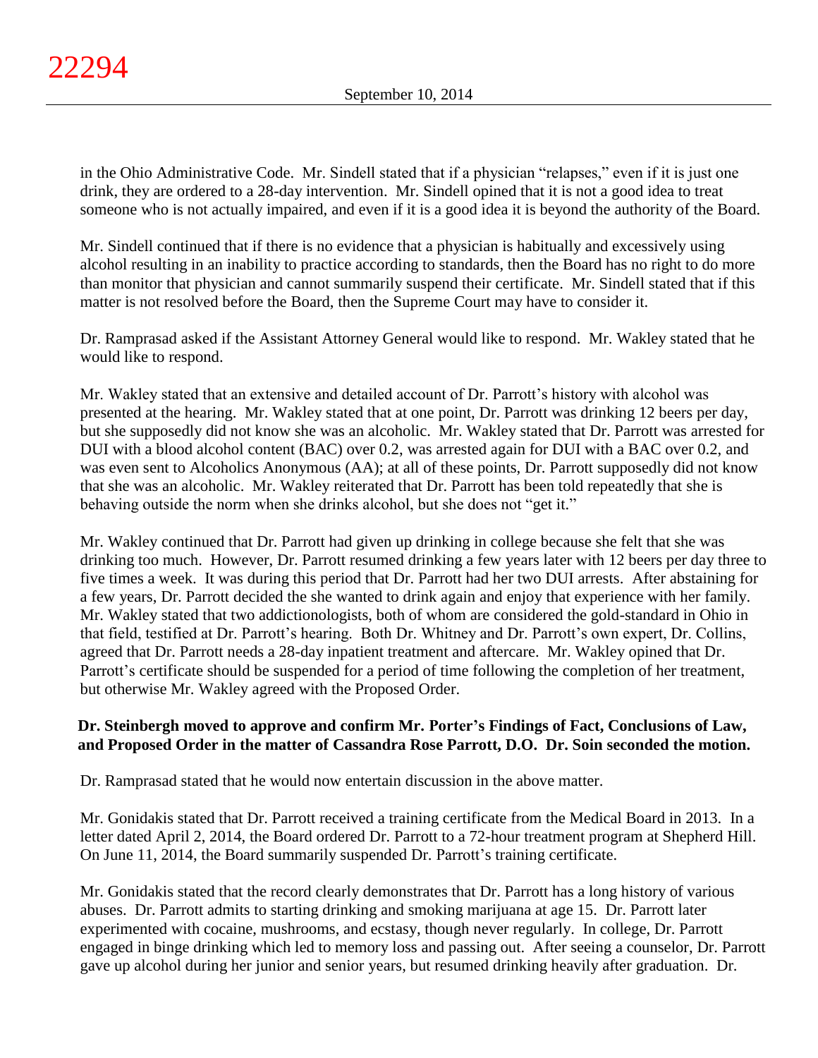in the Ohio Administrative Code. Mr. Sindell stated that if a physician "relapses," even if it is just one drink, they are ordered to a 28-day intervention. Mr. Sindell opined that it is not a good idea to treat someone who is not actually impaired, and even if it is a good idea it is beyond the authority of the Board.

Mr. Sindell continued that if there is no evidence that a physician is habitually and excessively using alcohol resulting in an inability to practice according to standards, then the Board has no right to do more than monitor that physician and cannot summarily suspend their certificate. Mr. Sindell stated that if this matter is not resolved before the Board, then the Supreme Court may have to consider it.

Dr. Ramprasad asked if the Assistant Attorney General would like to respond. Mr. Wakley stated that he would like to respond.

Mr. Wakley stated that an extensive and detailed account of Dr. Parrott's history with alcohol was presented at the hearing. Mr. Wakley stated that at one point, Dr. Parrott was drinking 12 beers per day, but she supposedly did not know she was an alcoholic. Mr. Wakley stated that Dr. Parrott was arrested for DUI with a blood alcohol content (BAC) over 0.2, was arrested again for DUI with a BAC over 0.2, and was even sent to Alcoholics Anonymous (AA); at all of these points, Dr. Parrott supposedly did not know that she was an alcoholic. Mr. Wakley reiterated that Dr. Parrott has been told repeatedly that she is behaving outside the norm when she drinks alcohol, but she does not "get it."

Mr. Wakley continued that Dr. Parrott had given up drinking in college because she felt that she was drinking too much. However, Dr. Parrott resumed drinking a few years later with 12 beers per day three to five times a week. It was during this period that Dr. Parrott had her two DUI arrests. After abstaining for a few years, Dr. Parrott decided the she wanted to drink again and enjoy that experience with her family. Mr. Wakley stated that two addictionologists, both of whom are considered the gold-standard in Ohio in that field, testified at Dr. Parrott's hearing. Both Dr. Whitney and Dr. Parrott's own expert, Dr. Collins, agreed that Dr. Parrott needs a 28-day inpatient treatment and aftercare. Mr. Wakley opined that Dr. Parrott's certificate should be suspended for a period of time following the completion of her treatment, but otherwise Mr. Wakley agreed with the Proposed Order.

**Dr. Steinbergh moved to approve and confirm Mr. Porter's Findings of Fact, Conclusions of Law, and Proposed Order in the matter of Cassandra Rose Parrott, D.O. Dr. Soin seconded the motion.**

Dr. Ramprasad stated that he would now entertain discussion in the above matter.

Mr. Gonidakis stated that Dr. Parrott received a training certificate from the Medical Board in 2013. In a letter dated April 2, 2014, the Board ordered Dr. Parrott to a 72-hour treatment program at Shepherd Hill. On June 11, 2014, the Board summarily suspended Dr. Parrott's training certificate.

Mr. Gonidakis stated that the record clearly demonstrates that Dr. Parrott has a long history of various abuses. Dr. Parrott admits to starting drinking and smoking marijuana at age 15. Dr. Parrott later experimented with cocaine, mushrooms, and ecstasy, though never regularly. In college, Dr. Parrott engaged in binge drinking which led to memory loss and passing out. After seeing a counselor, Dr. Parrott gave up alcohol during her junior and senior years, but resumed drinking heavily after graduation. Dr.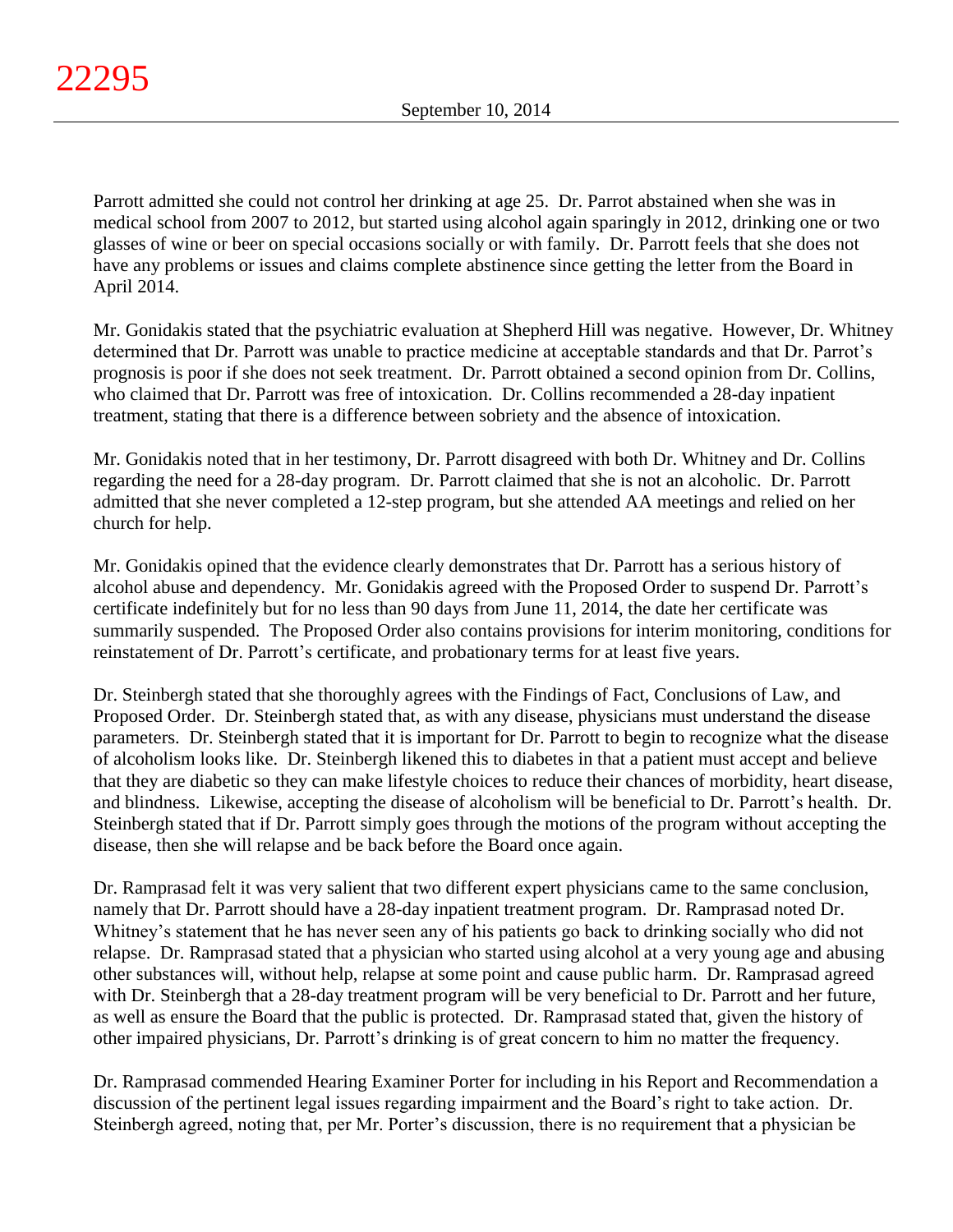Parrott admitted she could not control her drinking at age 25. Dr. Parrot abstained when she was in medical school from 2007 to 2012, but started using alcohol again sparingly in 2012, drinking one or two glasses of wine or beer on special occasions socially or with family. Dr. Parrott feels that she does not have any problems or issues and claims complete abstinence since getting the letter from the Board in April 2014.

Mr. Gonidakis stated that the psychiatric evaluation at Shepherd Hill was negative. However, Dr. Whitney determined that Dr. Parrott was unable to practice medicine at acceptable standards and that Dr. Parrot's prognosis is poor if she does not seek treatment. Dr. Parrott obtained a second opinion from Dr. Collins, who claimed that Dr. Parrott was free of intoxication. Dr. Collins recommended a 28-day inpatient treatment, stating that there is a difference between sobriety and the absence of intoxication.

Mr. Gonidakis noted that in her testimony, Dr. Parrott disagreed with both Dr. Whitney and Dr. Collins regarding the need for a 28-day program. Dr. Parrott claimed that she is not an alcoholic. Dr. Parrott admitted that she never completed a 12-step program, but she attended AA meetings and relied on her church for help.

Mr. Gonidakis opined that the evidence clearly demonstrates that Dr. Parrott has a serious history of alcohol abuse and dependency. Mr. Gonidakis agreed with the Proposed Order to suspend Dr. Parrott's certificate indefinitely but for no less than 90 days from June 11, 2014, the date her certificate was summarily suspended. The Proposed Order also contains provisions for interim monitoring, conditions for reinstatement of Dr. Parrott's certificate, and probationary terms for at least five years.

Dr. Steinbergh stated that she thoroughly agrees with the Findings of Fact, Conclusions of Law, and Proposed Order. Dr. Steinbergh stated that, as with any disease, physicians must understand the disease parameters. Dr. Steinbergh stated that it is important for Dr. Parrott to begin to recognize what the disease of alcoholism looks like. Dr. Steinbergh likened this to diabetes in that a patient must accept and believe that they are diabetic so they can make lifestyle choices to reduce their chances of morbidity, heart disease, and blindness. Likewise, accepting the disease of alcoholism will be beneficial to Dr. Parrott's health. Dr. Steinbergh stated that if Dr. Parrott simply goes through the motions of the program without accepting the disease, then she will relapse and be back before the Board once again.

Dr. Ramprasad felt it was very salient that two different expert physicians came to the same conclusion, namely that Dr. Parrott should have a 28-day inpatient treatment program. Dr. Ramprasad noted Dr. Whitney's statement that he has never seen any of his patients go back to drinking socially who did not relapse. Dr. Ramprasad stated that a physician who started using alcohol at a very young age and abusing other substances will, without help, relapse at some point and cause public harm. Dr. Ramprasad agreed with Dr. Steinbergh that a 28-day treatment program will be very beneficial to Dr. Parrott and her future, as well as ensure the Board that the public is protected. Dr. Ramprasad stated that, given the history of other impaired physicians, Dr. Parrott's drinking is of great concern to him no matter the frequency.

Dr. Ramprasad commended Hearing Examiner Porter for including in his Report and Recommendation a discussion of the pertinent legal issues regarding impairment and the Board's right to take action. Dr. Steinbergh agreed, noting that, per Mr. Porter's discussion, there is no requirement that a physician be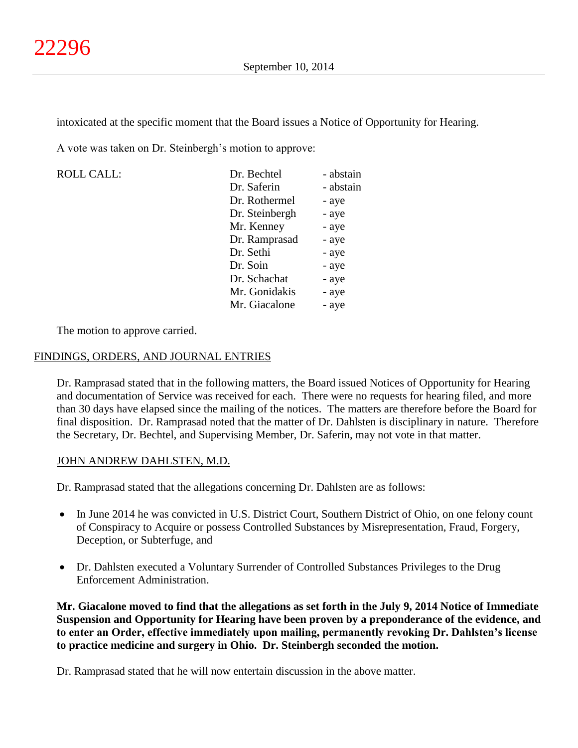intoxicated at the specific moment that the Board issues a Notice of Opportunity for Hearing.

A vote was taken on Dr. Steinbergh's motion to approve:

| ROLL CALL: | Dr. Bechtel | - abstain |
|---|---|---|
| | Dr. Saferin | - abstain |
| | Dr. Rothermel | - aye |
| | Dr. Steinbergh | - aye |
| | Mr. Kenney | - aye |
| | Dr. Ramprasad | - aye |
| | Dr. Sethi | - aye |
| | Dr. Soin | - aye |
| | Dr. Schachat | - aye |
| | Mr. Gonidakis | - aye |
| | Mr. Giacalone | - aye |

The motion to approve carried.

## FINDINGS, ORDERS, AND JOURNAL ENTRIES

Dr. Ramprasad stated that in the following matters, the Board issued Notices of Opportunity for Hearing and documentation of Service was received for each. There were no requests for hearing filed, and more than 30 days have elapsed since the mailing of the notices. The matters are therefore before the Board for final disposition. Dr. Ramprasad noted that the matter of Dr. Dahlsten is disciplinary in nature. Therefore the Secretary, Dr. Bechtel, and Supervising Member, Dr. Saferin, may not vote in that matter.

### JOHN ANDREW DAHLSTEN, M.D.

Dr. Ramprasad stated that the allegations concerning Dr. Dahlsten are as follows:

- In June 2014 he was convicted in U.S. District Court, Southern District of Ohio, on one felony count of Conspiracy to Acquire or possess Controlled Substances by Misrepresentation, Fraud, Forgery, Deception, or Subterfuge, and
- Dr. Dahlsten executed a Voluntary Surrender of Controlled Substances Privileges to the Drug Enforcement Administration.

**Mr. Giacalone moved to find that the allegations as set forth in the July 9, 2014 Notice of Immediate Suspension and Opportunity for Hearing have been proven by a preponderance of the evidence, and to enter an Order, effective immediately upon mailing, permanently revoking Dr. Dahlsten's license to practice medicine and surgery in Ohio. Dr. Steinbergh seconded the motion.**

Dr. Ramprasad stated that he will now entertain discussion in the above matter.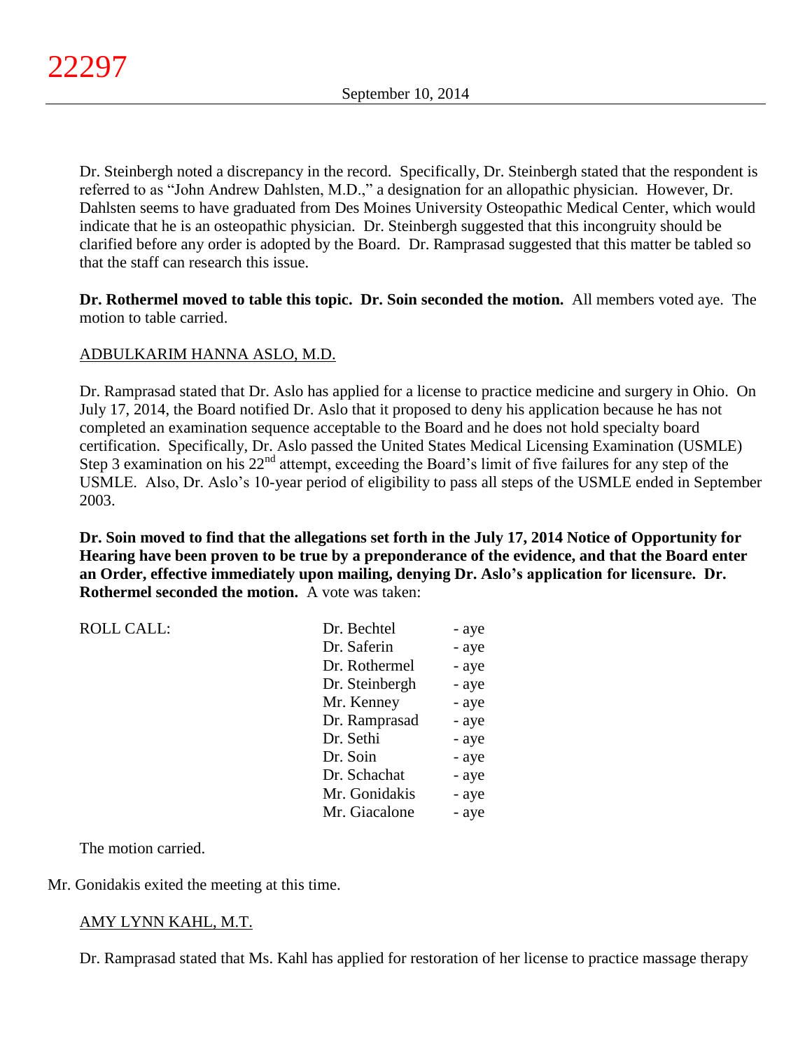Dr. Steinbergh noted a discrepancy in the record. Specifically, Dr. Steinbergh stated that the respondent is referred to as "John Andrew Dahlsten, M.D.," a designation for an allopathic physician. However, Dr. Dahlsten seems to have graduated from Des Moines University Osteopathic Medical Center, which would indicate that he is an osteopathic physician. Dr. Steinbergh suggested that this incongruity should be clarified before any order is adopted by the Board. Dr. Ramprasad suggested that this matter be tabled so that the staff can research this issue.

**Dr. Rothermel moved to table this topic. Dr. Soin seconded the motion.** All members voted aye. The motion to table carried.

ADBULKARIM HANNA ASLO, M.D.

Dr. Ramprasad stated that Dr. Aslo has applied for a license to practice medicine and surgery in Ohio. On July 17, 2014, the Board notified Dr. Aslo that it proposed to deny his application because he has not completed an examination sequence acceptable to the Board and he does not hold specialty board certification. Specifically, Dr. Aslo passed the United States Medical Licensing Examination (USMLE) Step 3 examination on his 22nd attempt, exceeding the Board's limit of five failures for any step of the USMLE. Also, Dr. Aslo's 10-year period of eligibility to pass all steps of the USMLE ended in September 2003.

**Dr. Soin moved to find that the allegations set forth in the July 17, 2014 Notice of Opportunity for Hearing have been proven to be true by a preponderance of the evidence, and that the Board enter an Order, effective immediately upon mailing, denying Dr. Aslo's application for licensure. Dr. Rothermel seconded the motion.** A vote was taken:

| ROLL CALL: | | |
|---|---|---|
| | Dr. Bechtel | - aye |
| | Dr. Saferin | - aye |
| | Dr. Rothermel | - aye |
| | Dr. Steinbergh | - aye |
| | Mr. Kenney | - aye |
| | Dr. Ramprasad | - aye |
| | Dr. Sethi | - aye |
| | Dr. Soin | - aye |
| | Dr. Schachat | - aye |
| | Mr. Gonidakis | - aye |
| | Mr. Giacalone | - aye |

The motion carried.

Mr. Gonidakis exited the meeting at this time.

AMY LYNN KAHL, M.T.

Dr. Ramprasad stated that Ms. Kahl has applied for restoration of her license to practice massage therapy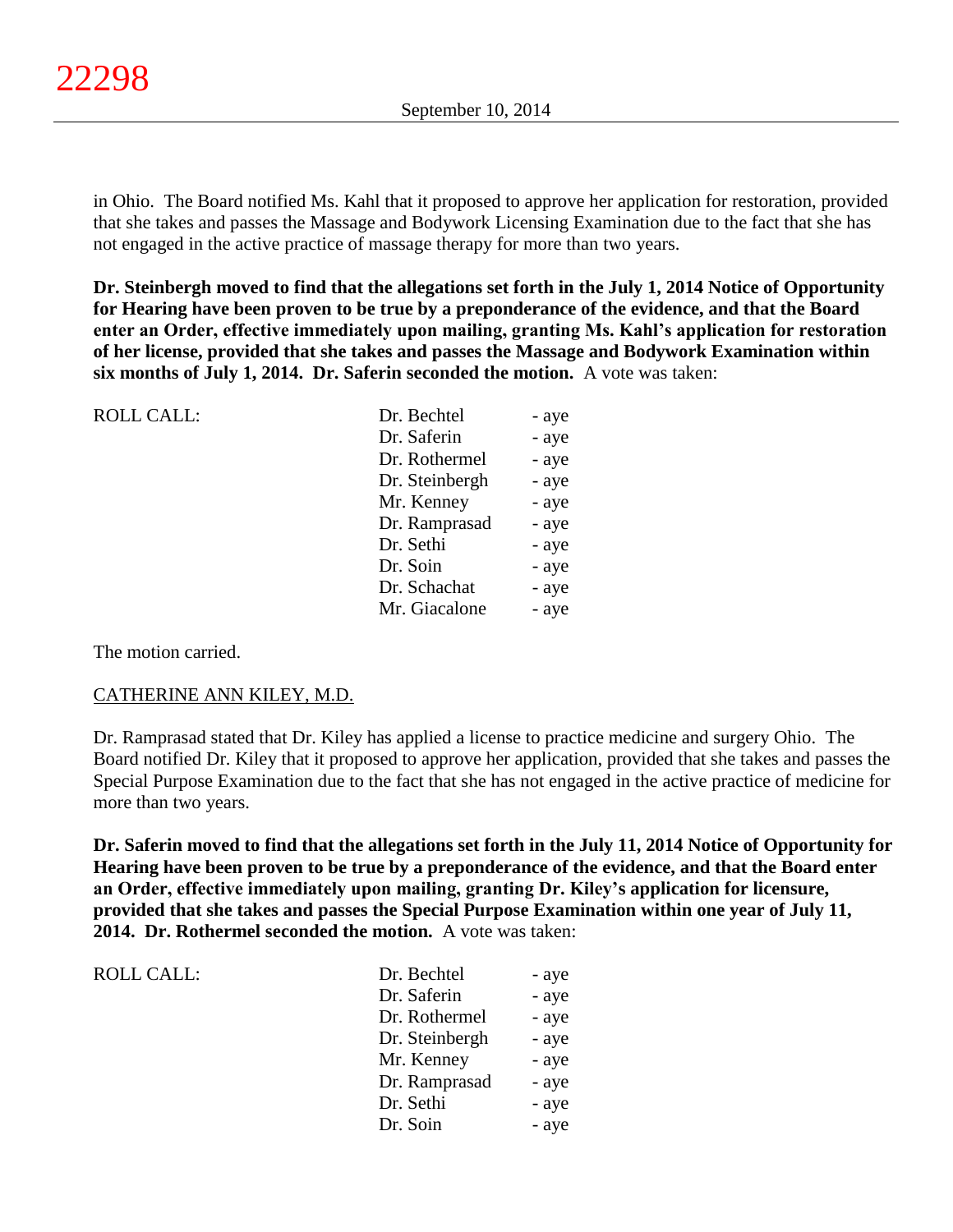in Ohio. The Board notified Ms. Kahl that it proposed to approve her application for restoration, provided that she takes and passes the Massage and Bodywork Licensing Examination due to the fact that she has not engaged in the active practice of massage therapy for more than two years.

**Dr. Steinbergh moved to find that the allegations set forth in the July 1, 2014 Notice of Opportunity for Hearing have been proven to be true by a preponderance of the evidence, and that the Board enter an Order, effective immediately upon mailing, granting Ms. Kahl's application for restoration of her license, provided that she takes and passes the Massage and Bodywork Examination within six months of July 1, 2014. Dr. Saferin seconded the motion.** A vote was taken:

| ROLL CALL: | | |
|---|---|---|
| | Dr. Bechtel | - aye |
| | Dr. Saferin | - aye |
| | Dr. Rothermel | - aye |
| | Dr. Steinbergh | - aye |
| | Mr. Kenney | - aye |
| | Dr. Ramprasad | - aye |
| | Dr. Sethi | - aye |
| | Dr. Soin | - aye |
| | Dr. Schachat | - aye |
| | Mr. Giacalone | - aye |

The motion carried.

CATHERINE ANN KILEY, M.D.

Dr. Ramprasad stated that Dr. Kiley has applied a license to practice medicine and surgery Ohio. The Board notified Dr. Kiley that it proposed to approve her application, provided that she takes and passes the Special Purpose Examination due to the fact that she has not engaged in the active practice of medicine for more than two years.

**Dr. Saferin moved to find that the allegations set forth in the July 11, 2014 Notice of Opportunity for Hearing have been proven to be true by a preponderance of the evidence, and that the Board enter an Order, effective immediately upon mailing, granting Dr. Kiley's application for licensure, provided that she takes and passes the Special Purpose Examination within one year of July 11, 2014. Dr. Rothermel seconded the motion.** A vote was taken:

| ROLL CALL: | | |
|---|---|---|
| | Dr. Bechtel | - aye |
| | Dr. Saferin | - aye |
| | Dr. Rothermel | - aye |
| | Dr. Steinbergh | - aye |
| | Mr. Kenney | - aye |
| | Dr. Ramprasad | - aye |
| | Dr. Sethi | - aye |
| | Dr. Soin | - aye |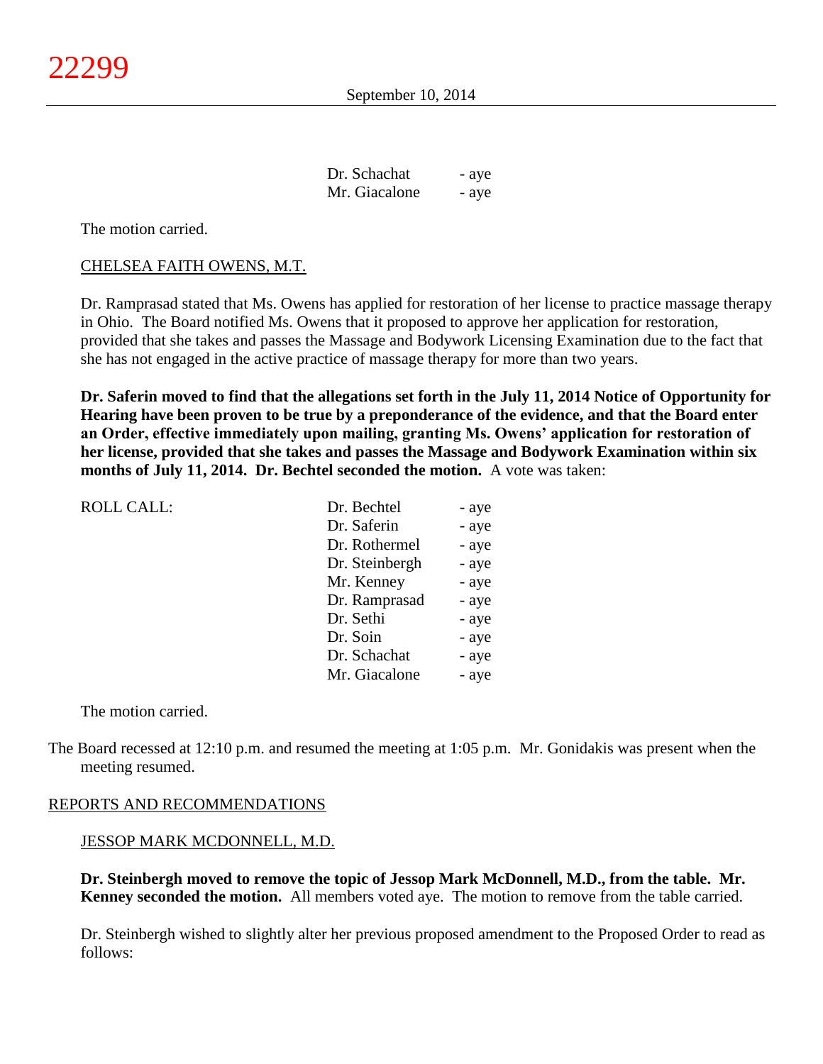| | |
|---|---|
| Dr. Schachat | - aye |
| Mr. Giacalone | - aye |

The motion carried.

CHELSEA FAITH OWENS, M.T.

Dr. Ramprasad stated that Ms. Owens has applied for restoration of her license to practice massage therapy in Ohio. The Board notified Ms. Owens that it proposed to approve her application for restoration, provided that she takes and passes the Massage and Bodywork Licensing Examination due to the fact that she has not engaged in the active practice of massage therapy for more than two years.

**Dr. Saferin moved to find that the allegations set forth in the July 11, 2014 Notice of Opportunity for Hearing have been proven to be true by a preponderance of the evidence, and that the Board enter an Order, effective immediately upon mailing, granting Ms. Owens' application for restoration of her license, provided that she takes and passes the Massage and Bodywork Examination within six months of July 11, 2014. Dr. Bechtel seconded the motion.** A vote was taken:

| ROLL CALL: | | |
|---|---|---|
| | Dr. Bechtel | - aye |
| | Dr. Saferin | - aye |
| | Dr. Rothermel | - aye |
| | Dr. Steinbergh | - aye |
| | Mr. Kenney | - aye |
| | Dr. Ramprasad | - aye |
| | Dr. Sethi | - aye |
| | Dr. Soin | - aye |
| | Dr. Schachat | - aye |
| | Mr. Giacalone | - aye |

The motion carried.

The Board recessed at 12:10 p.m. and resumed the meeting at 1:05 p.m. Mr. Gonidakis was present when the meeting resumed.

REPORTS AND RECOMMENDATIONS

JESSOP MARK MCDONNELL, M.D.

**Dr. Steinbergh moved to remove the topic of Jessop Mark McDonnell, M.D., from the table. Mr. Kenney seconded the motion.** All members voted aye. The motion to remove from the table carried.

Dr. Steinbergh wished to slightly alter her previous proposed amendment to the Proposed Order to read as follows: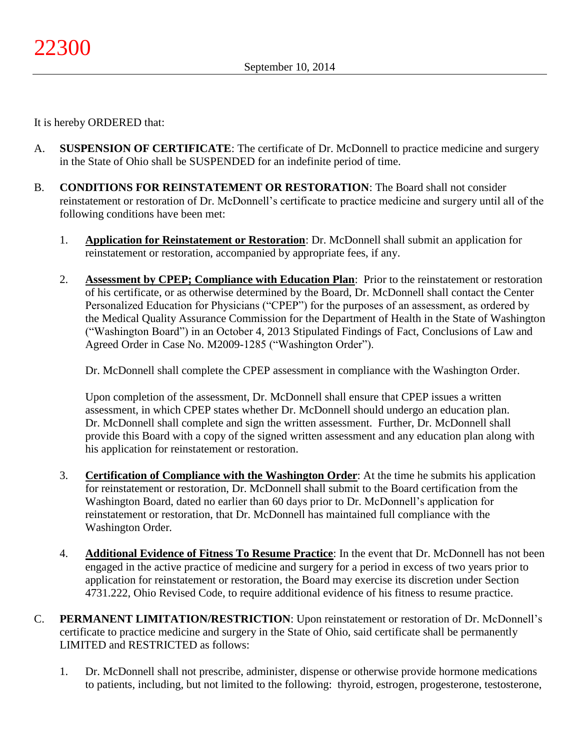It is hereby ORDERED that:

A. **SUSPENSION OF CERTIFICATE**: The certificate of Dr. McDonnell to practice medicine and surgery in the State of Ohio shall be SUSPENDED for an indefinite period of time.

B. **CONDITIONS FOR REINSTATEMENT OR RESTORATION**: The Board shall not consider reinstatement or restoration of Dr. McDonnell's certificate to practice medicine and surgery until all of the following conditions have been met:

   1. **Application for Reinstatement or Restoration**: Dr. McDonnell shall submit an application for reinstatement or restoration, accompanied by appropriate fees, if any.

   2. **Assessment by CPEP; Compliance with Education Plan**: Prior to the reinstatement or restoration of his certificate, or as otherwise determined by the Board, Dr. McDonnell shall contact the Center Personalized Education for Physicians ("CPEP") for the purposes of an assessment, as ordered by the Medical Quality Assurance Commission for the Department of Health in the State of Washington ("Washington Board") in an October 4, 2013 Stipulated Findings of Fact, Conclusions of Law and Agreed Order in Case No. M2009-1285 ("Washington Order").

      Dr. McDonnell shall complete the CPEP assessment in compliance with the Washington Order.

      Upon completion of the assessment, Dr. McDonnell shall ensure that CPEP issues a written assessment, in which CPEP states whether Dr. McDonnell should undergo an education plan. Dr. McDonnell shall complete and sign the written assessment. Further, Dr. McDonnell shall provide this Board with a copy of the signed written assessment and any education plan along with his application for reinstatement or restoration.

   3. **Certification of Compliance with the Washington Order**: At the time he submits his application for reinstatement or restoration, Dr. McDonnell shall submit to the Board certification from the Washington Board, dated no earlier than 60 days prior to Dr. McDonnell's application for reinstatement or restoration, that Dr. McDonnell has maintained full compliance with the Washington Order.

   4. **Additional Evidence of Fitness To Resume Practice**: In the event that Dr. McDonnell has not been engaged in the active practice of medicine and surgery for a period in excess of two years prior to application for reinstatement or restoration, the Board may exercise its discretion under Section 4731.222, Ohio Revised Code, to require additional evidence of his fitness to resume practice.

C. **PERMANENT LIMITATION/RESTRICTION**: Upon reinstatement or restoration of Dr. McDonnell's certificate to practice medicine and surgery in the State of Ohio, said certificate shall be permanently LIMITED and RESTRICTED as follows:

   1. Dr. McDonnell shall not prescribe, administer, dispense or otherwise provide hormone medications to patients, including, but not limited to the following: thyroid, estrogen, progesterone, testosterone,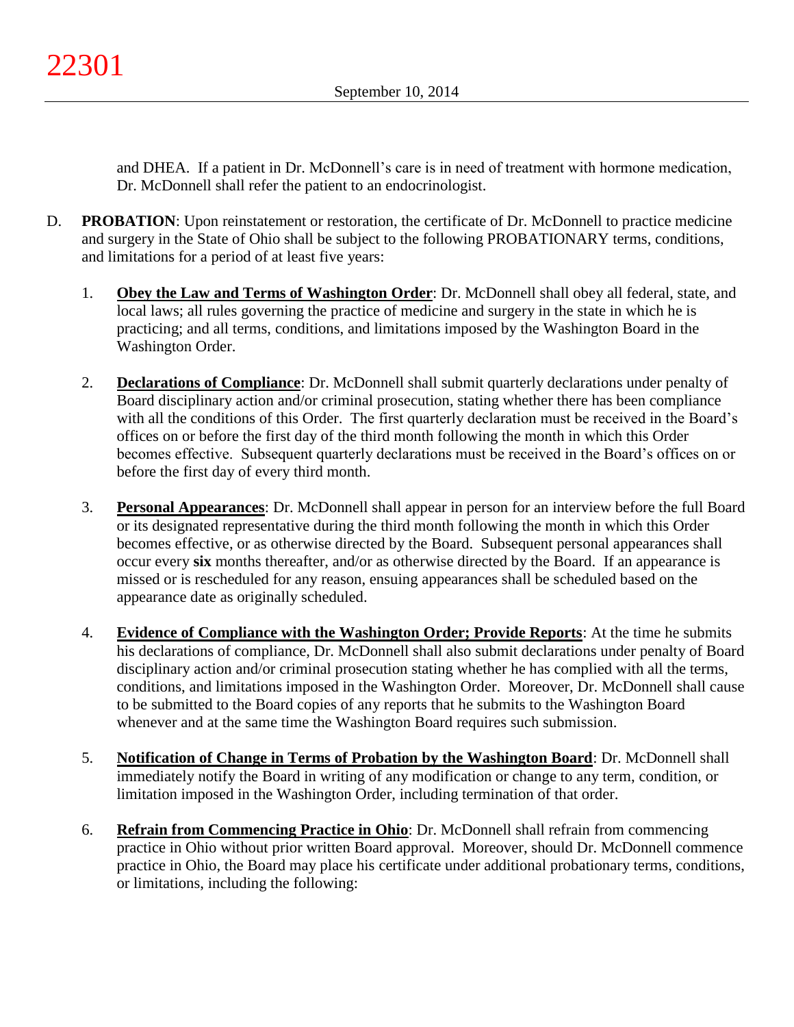and DHEA. If a patient in Dr. McDonnell's care is in need of treatment with hormone medication, Dr. McDonnell shall refer the patient to an endocrinologist.

D. **PROBATION**: Upon reinstatement or restoration, the certificate of Dr. McDonnell to practice medicine and surgery in the State of Ohio shall be subject to the following PROBATIONARY terms, conditions, and limitations for a period of at least five years:

1. **Obey the Law and Terms of Washington Order**: Dr. McDonnell shall obey all federal, state, and local laws; all rules governing the practice of medicine and surgery in the state in which he is practicing; and all terms, conditions, and limitations imposed by the Washington Board in the Washington Order.

2. **Declarations of Compliance**: Dr. McDonnell shall submit quarterly declarations under penalty of Board disciplinary action and/or criminal prosecution, stating whether there has been compliance with all the conditions of this Order. The first quarterly declaration must be received in the Board's offices on or before the first day of the third month following the month in which this Order becomes effective. Subsequent quarterly declarations must be received in the Board's offices on or before the first day of every third month.

3. **Personal Appearances**: Dr. McDonnell shall appear in person for an interview before the full Board or its designated representative during the third month following the month in which this Order becomes effective, or as otherwise directed by the Board. Subsequent personal appearances shall occur every **six** months thereafter, and/or as otherwise directed by the Board. If an appearance is missed or is rescheduled for any reason, ensuing appearances shall be scheduled based on the appearance date as originally scheduled.

4. **Evidence of Compliance with the Washington Order; Provide Reports**: At the time he submits his declarations of compliance, Dr. McDonnell shall also submit declarations under penalty of Board disciplinary action and/or criminal prosecution stating whether he has complied with all the terms, conditions, and limitations imposed in the Washington Order. Moreover, Dr. McDonnell shall cause to be submitted to the Board copies of any reports that he submits to the Washington Board whenever and at the same time the Washington Board requires such submission.

5. **Notification of Change in Terms of Probation by the Washington Board**: Dr. McDonnell shall immediately notify the Board in writing of any modification or change to any term, condition, or limitation imposed in the Washington Order, including termination of that order.

6. **Refrain from Commencing Practice in Ohio**: Dr. McDonnell shall refrain from commencing practice in Ohio without prior written Board approval. Moreover, should Dr. McDonnell commence practice in Ohio, the Board may place his certificate under additional probationary terms, conditions, or limitations, including the following: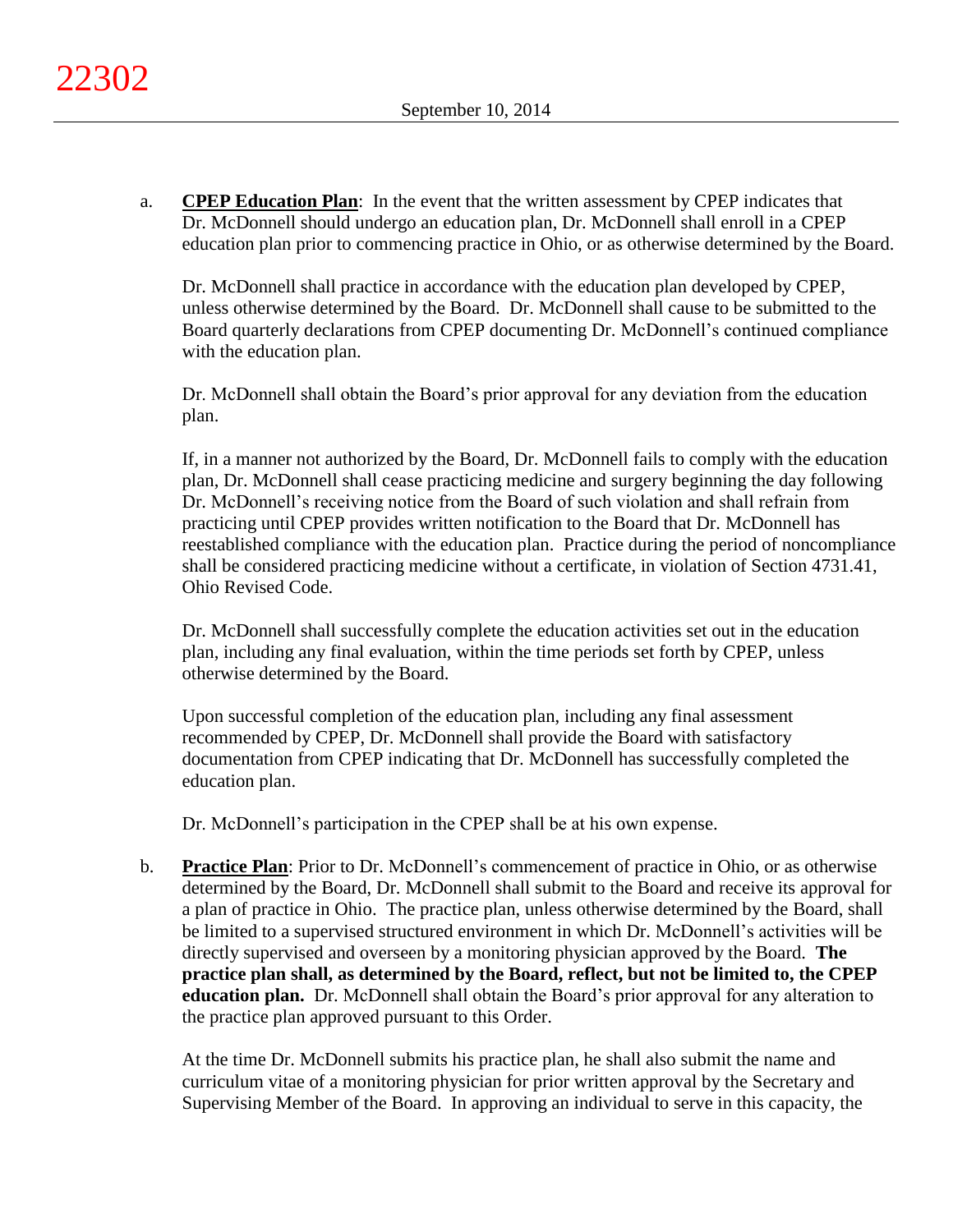a. **CPEP Education Plan**: In the event that the written assessment by CPEP indicates that Dr. McDonnell should undergo an education plan, Dr. McDonnell shall enroll in a CPEP education plan prior to commencing practice in Ohio, or as otherwise determined by the Board.

   Dr. McDonnell shall practice in accordance with the education plan developed by CPEP, unless otherwise determined by the Board. Dr. McDonnell shall cause to be submitted to the Board quarterly declarations from CPEP documenting Dr. McDonnell's continued compliance with the education plan.

   Dr. McDonnell shall obtain the Board's prior approval for any deviation from the education plan.

   If, in a manner not authorized by the Board, Dr. McDonnell fails to comply with the education plan, Dr. McDonnell shall cease practicing medicine and surgery beginning the day following Dr. McDonnell's receiving notice from the Board of such violation and shall refrain from practicing until CPEP provides written notification to the Board that Dr. McDonnell has reestablished compliance with the education plan. Practice during the period of noncompliance shall be considered practicing medicine without a certificate, in violation of Section 4731.41, Ohio Revised Code.

   Dr. McDonnell shall successfully complete the education activities set out in the education plan, including any final evaluation, within the time periods set forth by CPEP, unless otherwise determined by the Board.

   Upon successful completion of the education plan, including any final assessment recommended by CPEP, Dr. McDonnell shall provide the Board with satisfactory documentation from CPEP indicating that Dr. McDonnell has successfully completed the education plan.

   Dr. McDonnell's participation in the CPEP shall be at his own expense.

b. **Practice Plan**: Prior to Dr. McDonnell's commencement of practice in Ohio, or as otherwise determined by the Board, Dr. McDonnell shall submit to the Board and receive its approval for a plan of practice in Ohio. The practice plan, unless otherwise determined by the Board, shall be limited to a supervised structured environment in which Dr. McDonnell's activities will be directly supervised and overseen by a monitoring physician approved by the Board. **The practice plan shall, as determined by the Board, reflect, but not be limited to, the CPEP education plan.** Dr. McDonnell shall obtain the Board's prior approval for any alteration to the practice plan approved pursuant to this Order.

   At the time Dr. McDonnell submits his practice plan, he shall also submit the name and curriculum vitae of a monitoring physician for prior written approval by the Secretary and Supervising Member of the Board. In approving an individual to serve in this capacity, the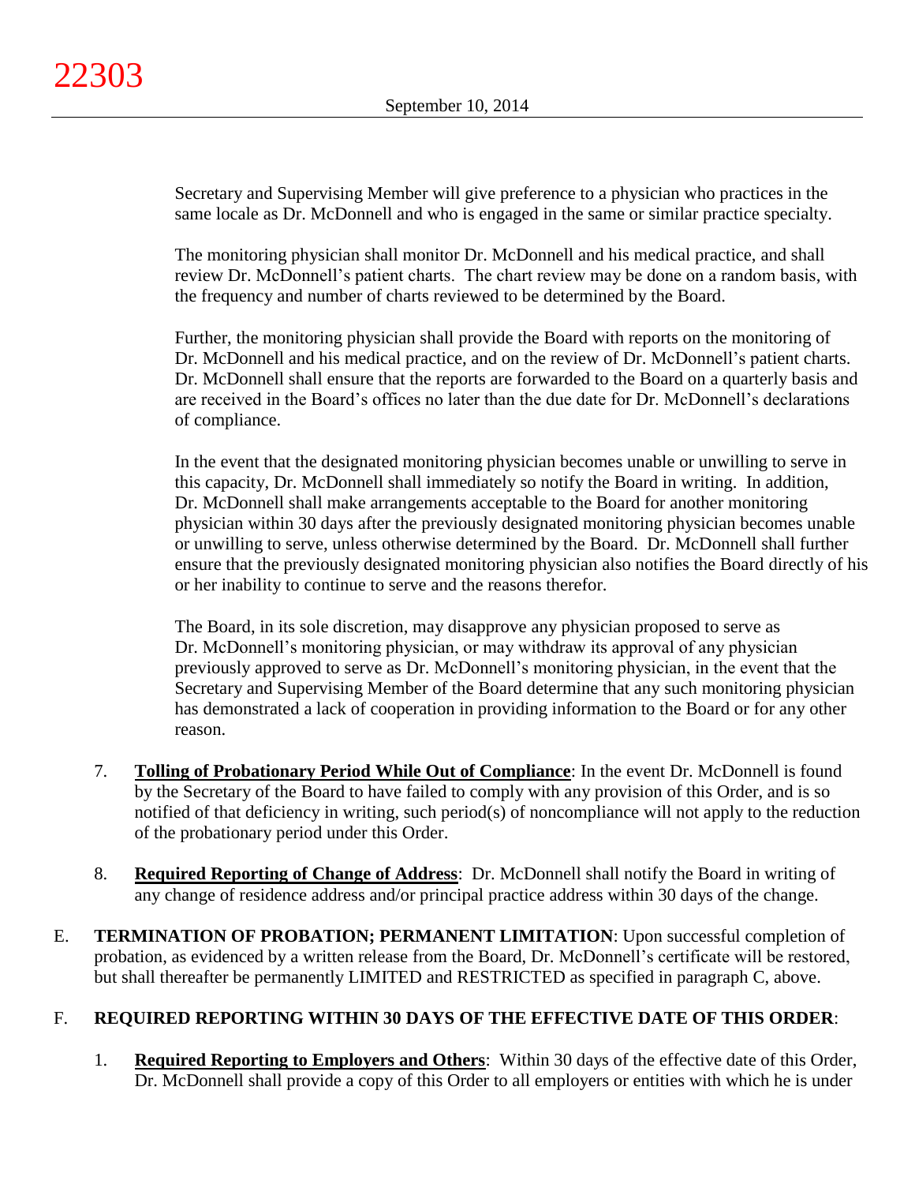Secretary and Supervising Member will give preference to a physician who practices in the same locale as Dr. McDonnell and who is engaged in the same or similar practice specialty.

The monitoring physician shall monitor Dr. McDonnell and his medical practice, and shall review Dr. McDonnell's patient charts. The chart review may be done on a random basis, with the frequency and number of charts reviewed to be determined by the Board.

Further, the monitoring physician shall provide the Board with reports on the monitoring of Dr. McDonnell and his medical practice, and on the review of Dr. McDonnell's patient charts. Dr. McDonnell shall ensure that the reports are forwarded to the Board on a quarterly basis and are received in the Board's offices no later than the due date for Dr. McDonnell's declarations of compliance.

In the event that the designated monitoring physician becomes unable or unwilling to serve in this capacity, Dr. McDonnell shall immediately so notify the Board in writing. In addition, Dr. McDonnell shall make arrangements acceptable to the Board for another monitoring physician within 30 days after the previously designated monitoring physician becomes unable or unwilling to serve, unless otherwise determined by the Board. Dr. McDonnell shall further ensure that the previously designated monitoring physician also notifies the Board directly of his or her inability to continue to serve and the reasons therefor.

The Board, in its sole discretion, may disapprove any physician proposed to serve as Dr. McDonnell's monitoring physician, or may withdraw its approval of any physician previously approved to serve as Dr. McDonnell's monitoring physician, in the event that the Secretary and Supervising Member of the Board determine that any such monitoring physician has demonstrated a lack of cooperation in providing information to the Board or for any other reason.

7. **Tolling of Probationary Period While Out of Compliance**: In the event Dr. McDonnell is found by the Secretary of the Board to have failed to comply with any provision of this Order, and is so notified of that deficiency in writing, such period(s) of noncompliance will not apply to the reduction of the probationary period under this Order.

8. **Required Reporting of Change of Address**: Dr. McDonnell shall notify the Board in writing of any change of residence address and/or principal practice address within 30 days of the change.

E. **TERMINATION OF PROBATION; PERMANENT LIMITATION**: Upon successful completion of probation, as evidenced by a written release from the Board, Dr. McDonnell's certificate will be restored, but shall thereafter be permanently LIMITED and RESTRICTED as specified in paragraph C, above.

F. **REQUIRED REPORTING WITHIN 30 DAYS OF THE EFFECTIVE DATE OF THIS ORDER**:

1. **Required Reporting to Employers and Others**: Within 30 days of the effective date of this Order, Dr. McDonnell shall provide a copy of this Order to all employers or entities with which he is under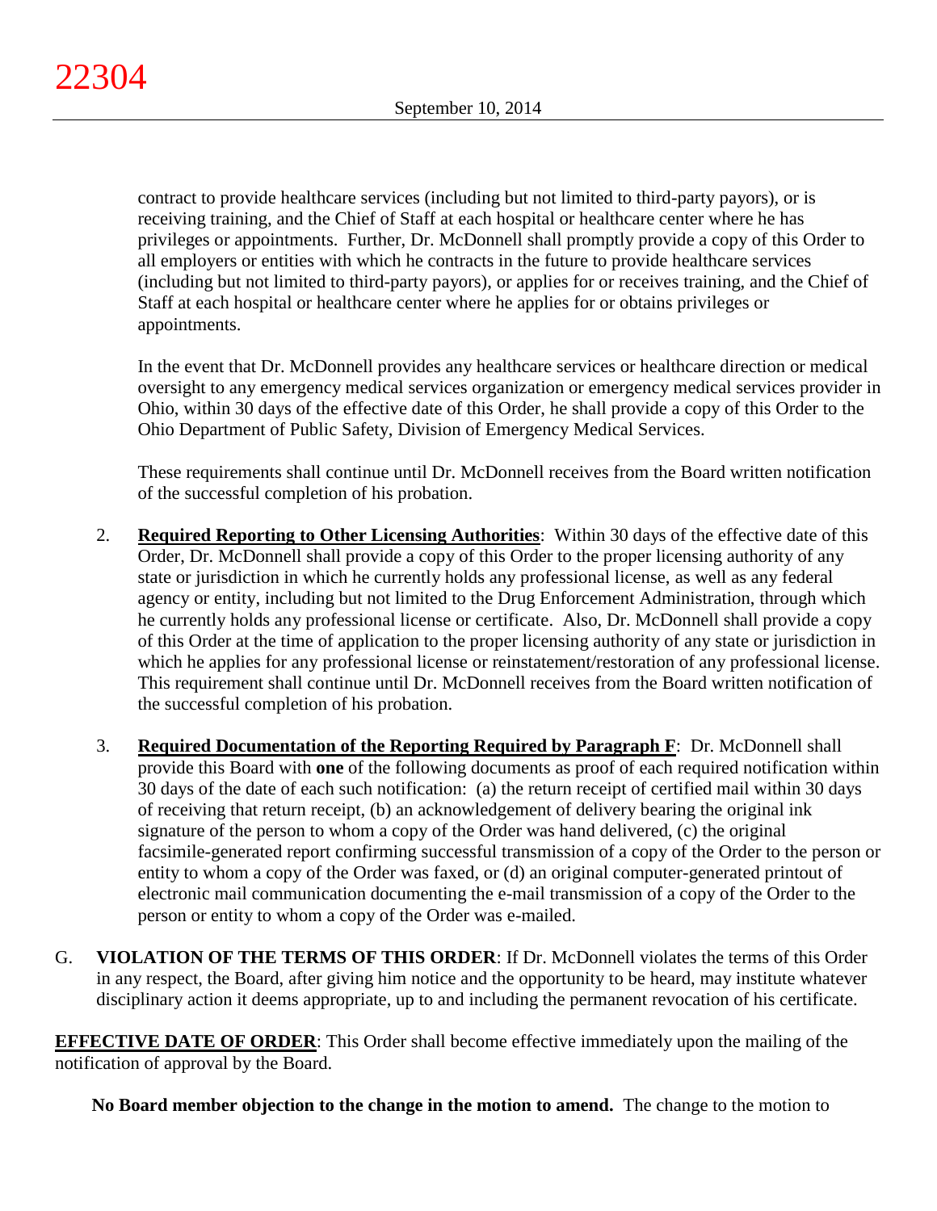contract to provide healthcare services (including but not limited to third-party payors), or is receiving training, and the Chief of Staff at each hospital or healthcare center where he has privileges or appointments. Further, Dr. McDonnell shall promptly provide a copy of this Order to all employers or entities with which he contracts in the future to provide healthcare services (including but not limited to third-party payors), or applies for or receives training, and the Chief of Staff at each hospital or healthcare center where he applies for or obtains privileges or appointments.

In the event that Dr. McDonnell provides any healthcare services or healthcare direction or medical oversight to any emergency medical services organization or emergency medical services provider in Ohio, within 30 days of the effective date of this Order, he shall provide a copy of this Order to the Ohio Department of Public Safety, Division of Emergency Medical Services.

These requirements shall continue until Dr. McDonnell receives from the Board written notification of the successful completion of his probation.

2. **Required Reporting to Other Licensing Authorities**: Within 30 days of the effective date of this Order, Dr. McDonnell shall provide a copy of this Order to the proper licensing authority of any state or jurisdiction in which he currently holds any professional license, as well as any federal agency or entity, including but not limited to the Drug Enforcement Administration, through which he currently holds any professional license or certificate. Also, Dr. McDonnell shall provide a copy of this Order at the time of application to the proper licensing authority of any state or jurisdiction in which he applies for any professional license or reinstatement/restoration of any professional license. This requirement shall continue until Dr. McDonnell receives from the Board written notification of the successful completion of his probation.

3. **Required Documentation of the Reporting Required by Paragraph F**: Dr. McDonnell shall provide this Board with **one** of the following documents as proof of each required notification within 30 days of the date of each such notification: (a) the return receipt of certified mail within 30 days of receiving that return receipt, (b) an acknowledgement of delivery bearing the original ink signature of the person to whom a copy of the Order was hand delivered, (c) the original facsimile-generated report confirming successful transmission of a copy of the Order to the person or entity to whom a copy of the Order was faxed, or (d) an original computer-generated printout of electronic mail communication documenting the e-mail transmission of a copy of the Order to the person or entity to whom a copy of the Order was e-mailed.

G. **VIOLATION OF THE TERMS OF THIS ORDER**: If Dr. McDonnell violates the terms of this Order in any respect, the Board, after giving him notice and the opportunity to be heard, may institute whatever disciplinary action it deems appropriate, up to and including the permanent revocation of his certificate.

**EFFECTIVE DATE OF ORDER**: This Order shall become effective immediately upon the mailing of the notification of approval by the Board.

**No Board member objection to the change in the motion to amend.** The change to the motion to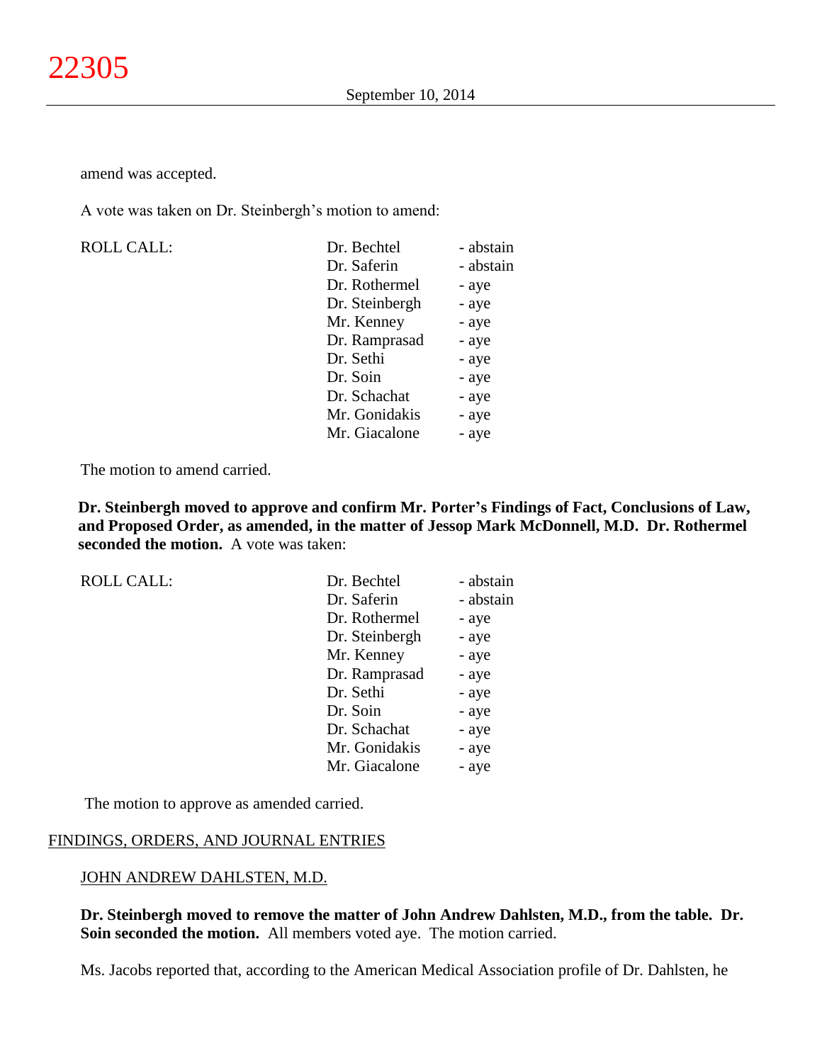amend was accepted.

A vote was taken on Dr. Steinbergh's motion to amend:

| ROLL CALL: | | |
|---|---|---|
| | Dr. Bechtel | - abstain |
| | Dr. Saferin | - abstain |
| | Dr. Rothermel | - aye |
| | Dr. Steinbergh | - aye |
| | Mr. Kenney | - aye |
| | Dr. Ramprasad | - aye |
| | Dr. Sethi | - aye |
| | Dr. Soin | - aye |
| | Dr. Schachat | - aye |
| | Mr. Gonidakis | - aye |
| | Mr. Giacalone | - aye |

The motion to amend carried.

**Dr. Steinbergh moved to approve and confirm Mr. Porter's Findings of Fact, Conclusions of Law, and Proposed Order, as amended, in the matter of Jessop Mark McDonnell, M.D. Dr. Rothermel seconded the motion.** A vote was taken:

| ROLL CALL: | | |
|---|---|---|
| | Dr. Bechtel | - abstain |
| | Dr. Saferin | - abstain |
| | Dr. Rothermel | - aye |
| | Dr. Steinbergh | - aye |
| | Mr. Kenney | - aye |
| | Dr. Ramprasad | - aye |
| | Dr. Sethi | - aye |
| | Dr. Soin | - aye |
| | Dr. Schachat | - aye |
| | Mr. Gonidakis | - aye |
| | Mr. Giacalone | - aye |

The motion to approve as amended carried.

FINDINGS, ORDERS, AND JOURNAL ENTRIES

JOHN ANDREW DAHLSTEN, M.D.

**Dr. Steinbergh moved to remove the matter of John Andrew Dahlsten, M.D., from the table. Dr. Soin seconded the motion.** All members voted aye. The motion carried.

Ms. Jacobs reported that, according to the American Medical Association profile of Dr. Dahlsten, he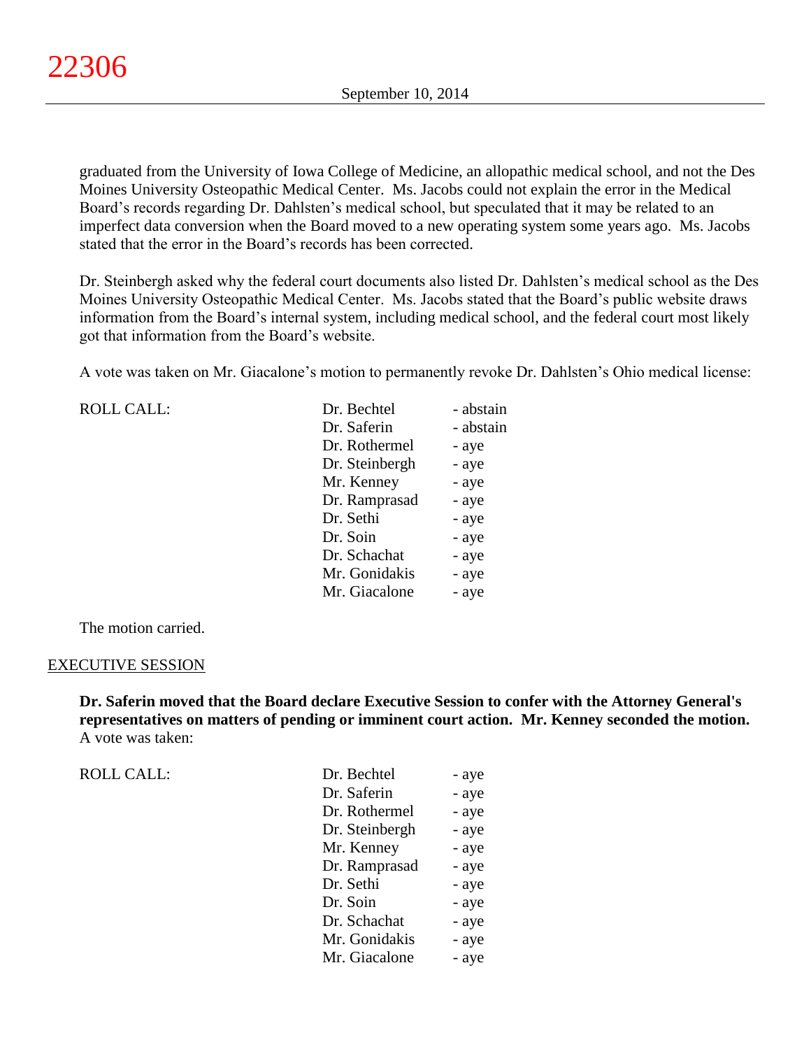graduated from the University of Iowa College of Medicine, an allopathic medical school, and not the Des Moines University Osteopathic Medical Center. Ms. Jacobs could not explain the error in the Medical Board's records regarding Dr. Dahlsten's medical school, but speculated that it may be related to an imperfect data conversion when the Board moved to a new operating system some years ago. Ms. Jacobs stated that the error in the Board's records has been corrected.

Dr. Steinbergh asked why the federal court documents also listed Dr. Dahlsten's medical school as the Des Moines University Osteopathic Medical Center. Ms. Jacobs stated that the Board's public website draws information from the Board's internal system, including medical school, and the federal court most likely got that information from the Board's website.

A vote was taken on Mr. Giacalone's motion to permanently revoke Dr. Dahlsten's Ohio medical license:

| ROLL CALL: | | |
|---|---|---|
| | Dr. Bechtel | - abstain |
| | Dr. Saferin | - abstain |
| | Dr. Rothermel | - aye |
| | Dr. Steinbergh | - aye |
| | Mr. Kenney | - aye |
| | Dr. Ramprasad | - aye |
| | Dr. Sethi | - aye |
| | Dr. Soin | - aye |
| | Dr. Schachat | - aye |
| | Mr. Gonidakis | - aye |
| | Mr. Giacalone | - aye |

The motion carried.

## EXECUTIVE SESSION

**Dr. Saferin moved that the Board declare Executive Session to confer with the Attorney General's representatives on matters of pending or imminent court action. Mr. Kenney seconded the motion.** A vote was taken:

| ROLL CALL: | | |
|---|---|---|
| | Dr. Bechtel | - aye |
| | Dr. Saferin | - aye |
| | Dr. Rothermel | - aye |
| | Dr. Steinbergh | - aye |
| | Mr. Kenney | - aye |
| | Dr. Ramprasad | - aye |
| | Dr. Sethi | - aye |
| | Dr. Soin | - aye |
| | Dr. Schachat | - aye |
| | Mr. Gonidakis | - aye |
| | Mr. Giacalone | - aye |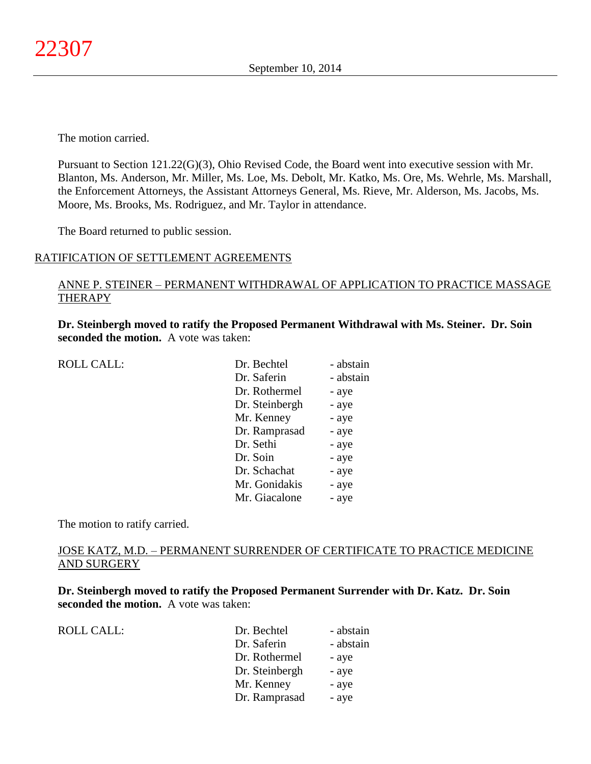The motion carried.

Pursuant to Section 121.22(G)(3), Ohio Revised Code, the Board went into executive session with Mr. Blanton, Ms. Anderson, Mr. Miller, Ms. Loe, Ms. Debolt, Mr. Katko, Ms. Ore, Ms. Wehrle, Ms. Marshall, the Enforcement Attorneys, the Assistant Attorneys General, Ms. Rieve, Mr. Alderson, Ms. Jacobs, Ms. Moore, Ms. Brooks, Ms. Rodriguez, and Mr. Taylor in attendance.

The Board returned to public session.

RATIFICATION OF SETTLEMENT AGREEMENTS

ANNE P. STEINER – PERMANENT WITHDRAWAL OF APPLICATION TO PRACTICE MASSAGE THERAPY

**Dr. Steinbergh moved to ratify the Proposed Permanent Withdrawal with Ms. Steiner. Dr. Soin seconded the motion.** A vote was taken:

| ROLL CALL: | Dr. Bechtel | - abstain |
|---|---|---|
| | Dr. Saferin | - abstain |
| | Dr. Rothermel | - aye |
| | Dr. Steinbergh | - aye |
| | Mr. Kenney | - aye |
| | Dr. Ramprasad | - aye |
| | Dr. Sethi | - aye |
| | Dr. Soin | - aye |
| | Dr. Schachat | - aye |
| | Mr. Gonidakis | - aye |
| | Mr. Giacalone | - aye |

The motion to ratify carried.

JOSE KATZ, M.D. – PERMANENT SURRENDER OF CERTIFICATE TO PRACTICE MEDICINE AND SURGERY

**Dr. Steinbergh moved to ratify the Proposed Permanent Surrender with Dr. Katz. Dr. Soin seconded the motion.** A vote was taken:

| ROLL CALL: | Dr. Bechtel | - abstain |
|---|---|---|
| | Dr. Saferin | - abstain |
| | Dr. Rothermel | - aye |
| | Dr. Steinbergh | - aye |
| | Mr. Kenney | - aye |
| | Dr. Ramprasad | - aye |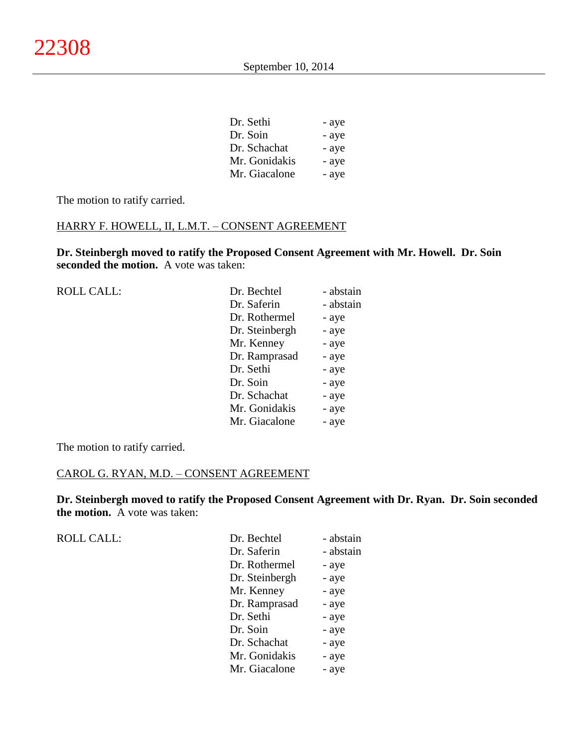| | |
|---|---|
| Dr. Sethi | - aye |
| Dr. Soin | - aye |
| Dr. Schachat | - aye |
| Mr. Gonidakis | - aye |
| Mr. Giacalone | - aye |

The motion to ratify carried.

HARRY F. HOWELL, II, L.M.T. – CONSENT AGREEMENT

**Dr. Steinbergh moved to ratify the Proposed Consent Agreement with Mr. Howell. Dr. Soin seconded the motion.** A vote was taken:

| ROLL CALL: | | |
|---|---|---|
| | Dr. Bechtel | - abstain |
| | Dr. Saferin | - abstain |
| | Dr. Rothermel | - aye |
| | Dr. Steinbergh | - aye |
| | Mr. Kenney | - aye |
| | Dr. Ramprasad | - aye |
| | Dr. Sethi | - aye |
| | Dr. Soin | - aye |
| | Dr. Schachat | - aye |
| | Mr. Gonidakis | - aye |
| | Mr. Giacalone | - aye |

The motion to ratify carried.

CAROL G. RYAN, M.D. – CONSENT AGREEMENT

**Dr. Steinbergh moved to ratify the Proposed Consent Agreement with Dr. Ryan. Dr. Soin seconded the motion.** A vote was taken:

| ROLL CALL: | | |
|---|---|---|
| | Dr. Bechtel | - abstain |
| | Dr. Saferin | - abstain |
| | Dr. Rothermel | - aye |
| | Dr. Steinbergh | - aye |
| | Mr. Kenney | - aye |
| | Dr. Ramprasad | - aye |
| | Dr. Sethi | - aye |
| | Dr. Soin | - aye |
| | Dr. Schachat | - aye |
| | Mr. Gonidakis | - aye |
| | Mr. Giacalone | - aye |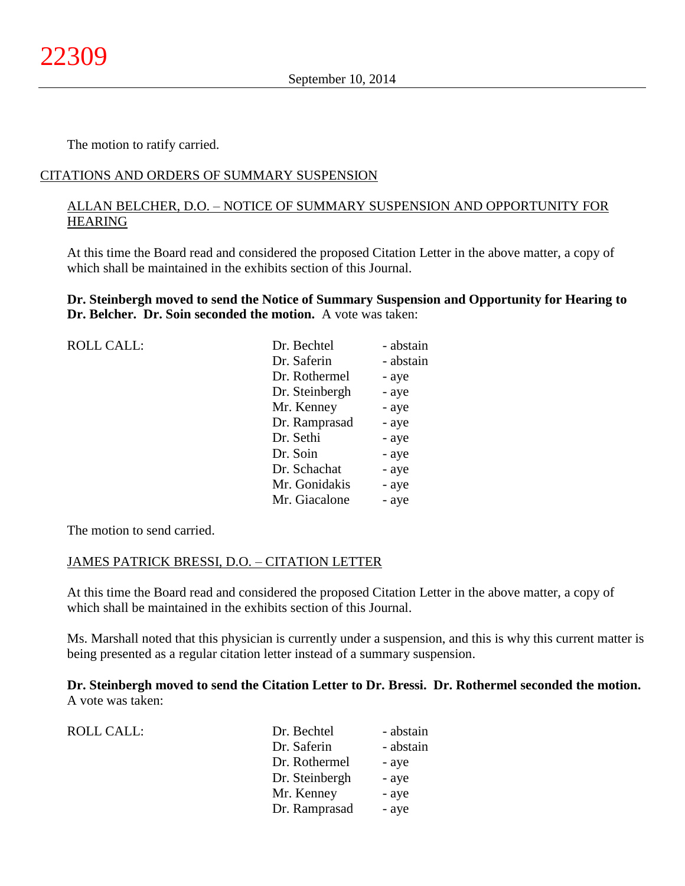The motion to ratify carried.

CITATIONS AND ORDERS OF SUMMARY SUSPENSION

ALLAN BELCHER, D.O. – NOTICE OF SUMMARY SUSPENSION AND OPPORTUNITY FOR HEARING

At this time the Board read and considered the proposed Citation Letter in the above matter, a copy of which shall be maintained in the exhibits section of this Journal.

**Dr. Steinbergh moved to send the Notice of Summary Suspension and Opportunity for Hearing to Dr. Belcher. Dr. Soin seconded the motion.** A vote was taken:

| ROLL CALL: | | |
|---|---|---|
| | Dr. Bechtel | - abstain |
| | Dr. Saferin | - abstain |
| | Dr. Rothermel | - aye |
| | Dr. Steinbergh | - aye |
| | Mr. Kenney | - aye |
| | Dr. Ramprasad | - aye |
| | Dr. Sethi | - aye |
| | Dr. Soin | - aye |
| | Dr. Schachat | - aye |
| | Mr. Gonidakis | - aye |
| | Mr. Giacalone | - aye |

The motion to send carried.

JAMES PATRICK BRESSI, D.O. – CITATION LETTER

At this time the Board read and considered the proposed Citation Letter in the above matter, a copy of which shall be maintained in the exhibits section of this Journal.

Ms. Marshall noted that this physician is currently under a suspension, and this is why this current matter is being presented as a regular citation letter instead of a summary suspension.

**Dr. Steinbergh moved to send the Citation Letter to Dr. Bressi. Dr. Rothermel seconded the motion.** A vote was taken:

| ROLL CALL: | | |
|---|---|---|
| | Dr. Bechtel | - abstain |
| | Dr. Saferin | - abstain |
| | Dr. Rothermel | - aye |
| | Dr. Steinbergh | - aye |
| | Mr. Kenney | - aye |
| | Dr. Ramprasad | - aye |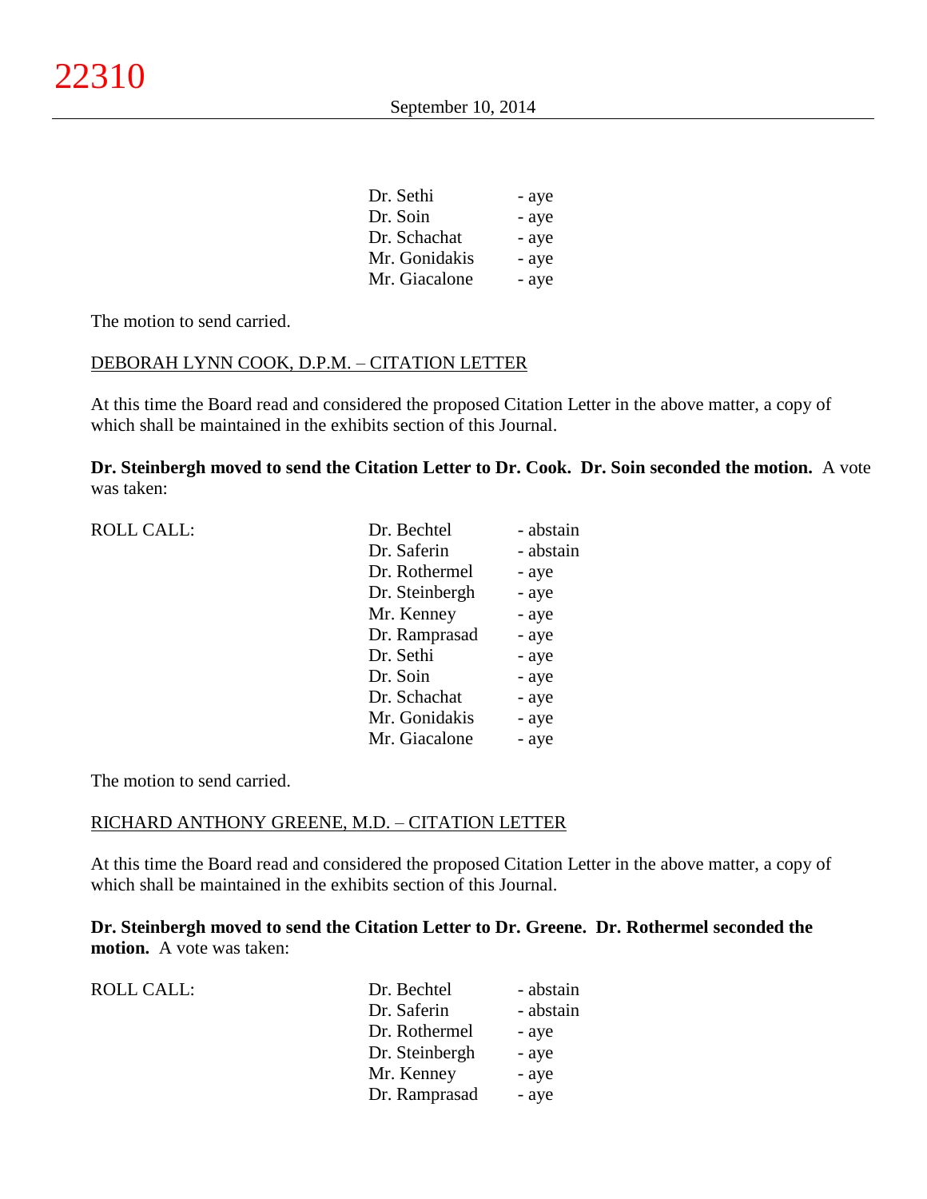| | |
|---|---|
| Dr. Sethi | - aye |
| Dr. Soin | - aye |
| Dr. Schachat | - aye |
| Mr. Gonidakis | - aye |
| Mr. Giacalone | - aye |

The motion to send carried.

DEBORAH LYNN COOK, D.P.M. – CITATION LETTER

At this time the Board read and considered the proposed Citation Letter in the above matter, a copy of which shall be maintained in the exhibits section of this Journal.

**Dr. Steinbergh moved to send the Citation Letter to Dr. Cook. Dr. Soin seconded the motion.** A vote was taken:

| ROLL CALL: | | |
|---|---|---|
| | Dr. Bechtel | - abstain |
| | Dr. Saferin | - abstain |
| | Dr. Rothermel | - aye |
| | Dr. Steinbergh | - aye |
| | Mr. Kenney | - aye |
| | Dr. Ramprasad | - aye |
| | Dr. Sethi | - aye |
| | Dr. Soin | - aye |
| | Dr. Schachat | - aye |
| | Mr. Gonidakis | - aye |
| | Mr. Giacalone | - aye |

The motion to send carried.

RICHARD ANTHONY GREENE, M.D. – CITATION LETTER

At this time the Board read and considered the proposed Citation Letter in the above matter, a copy of which shall be maintained in the exhibits section of this Journal.

**Dr. Steinbergh moved to send the Citation Letter to Dr. Greene. Dr. Rothermel seconded the motion.** A vote was taken:

| ROLL CALL: | | |
|---|---|---|
| | Dr. Bechtel | - abstain |
| | Dr. Saferin | - abstain |
| | Dr. Rothermel | - aye |
| | Dr. Steinbergh | - aye |
| | Mr. Kenney | - aye |
| | Dr. Ramprasad | - aye |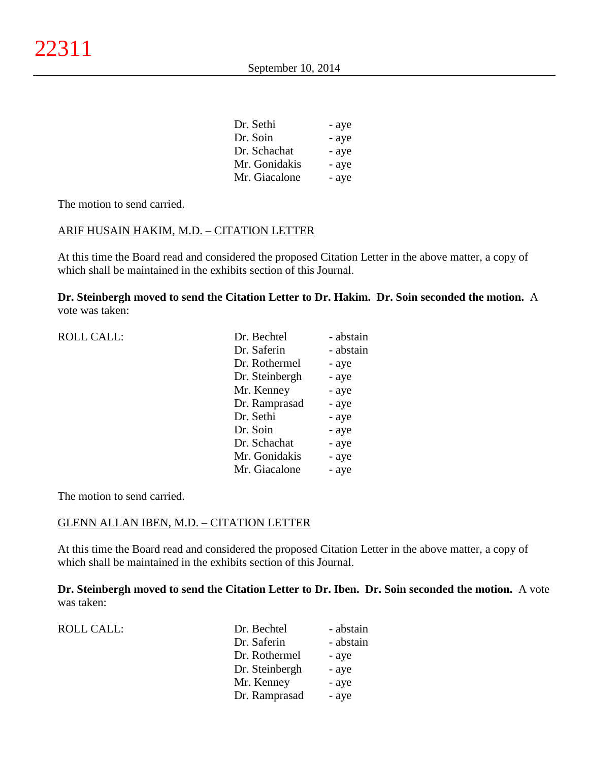| | |
|---|---|
| Dr. Sethi | - aye |
| Dr. Soin | - aye |
| Dr. Schachat | - aye |
| Mr. Gonidakis | - aye |
| Mr. Giacalone | - aye |

The motion to send carried.

ARIF HUSAIN HAKIM, M.D. – CITATION LETTER

At this time the Board read and considered the proposed Citation Letter in the above matter, a copy of which shall be maintained in the exhibits section of this Journal.

**Dr. Steinbergh moved to send the Citation Letter to Dr. Hakim. Dr. Soin seconded the motion.** A vote was taken:

| ROLL CALL: | | |
|---|---|---|
| | Dr. Bechtel | - abstain |
| | Dr. Saferin | - abstain |
| | Dr. Rothermel | - aye |
| | Dr. Steinbergh | - aye |
| | Mr. Kenney | - aye |
| | Dr. Ramprasad | - aye |
| | Dr. Sethi | - aye |
| | Dr. Soin | - aye |
| | Dr. Schachat | - aye |
| | Mr. Gonidakis | - aye |
| | Mr. Giacalone | - aye |

The motion to send carried.

GLENN ALLAN IBEN, M.D. – CITATION LETTER

At this time the Board read and considered the proposed Citation Letter in the above matter, a copy of which shall be maintained in the exhibits section of this Journal.

**Dr. Steinbergh moved to send the Citation Letter to Dr. Iben. Dr. Soin seconded the motion.** A vote was taken:

| ROLL CALL: | | |
|---|---|---|
| | Dr. Bechtel | - abstain |
| | Dr. Saferin | - abstain |
| | Dr. Rothermel | - aye |
| | Dr. Steinbergh | - aye |
| | Mr. Kenney | - aye |
| | Dr. Ramprasad | - aye |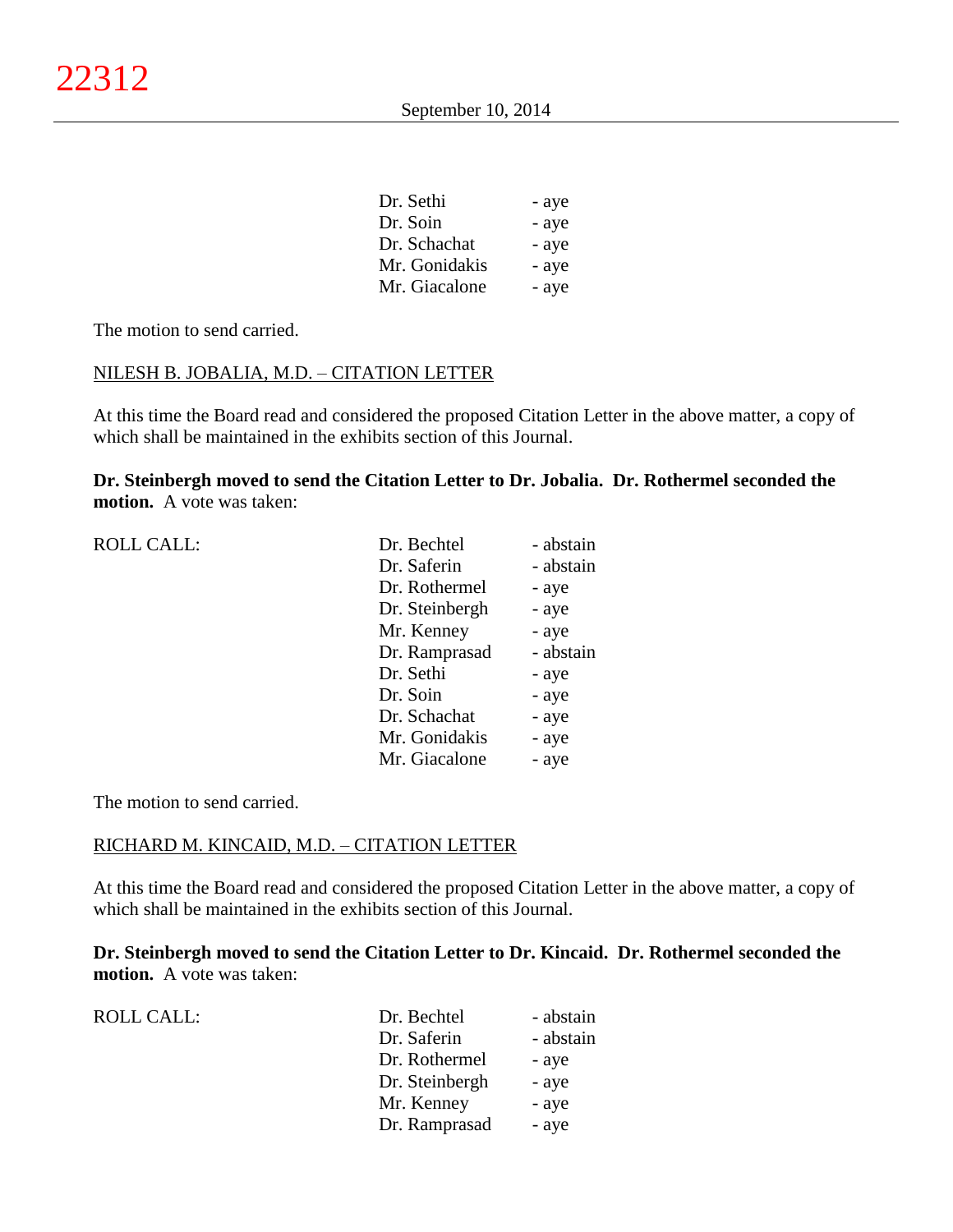| | |
|---|---|
| Dr. Sethi | - aye |
| Dr. Soin | - aye |
| Dr. Schachat | - aye |
| Mr. Gonidakis | - aye |
| Mr. Giacalone | - aye |

The motion to send carried.

NILESH B. JOBALIA, M.D. – CITATION LETTER

At this time the Board read and considered the proposed Citation Letter in the above matter, a copy of which shall be maintained in the exhibits section of this Journal.

**Dr. Steinbergh moved to send the Citation Letter to Dr. Jobalia. Dr. Rothermel seconded the motion.** A vote was taken:

| ROLL CALL: | | |
|---|---|---|
| | Dr. Bechtel | - abstain |
| | Dr. Saferin | - abstain |
| | Dr. Rothermel | - aye |
| | Dr. Steinbergh | - aye |
| | Mr. Kenney | - aye |
| | Dr. Ramprasad | - abstain |
| | Dr. Sethi | - aye |
| | Dr. Soin | - aye |
| | Dr. Schachat | - aye |
| | Mr. Gonidakis | - aye |
| | Mr. Giacalone | - aye |

The motion to send carried.

RICHARD M. KINCAID, M.D. – CITATION LETTER

At this time the Board read and considered the proposed Citation Letter in the above matter, a copy of which shall be maintained in the exhibits section of this Journal.

**Dr. Steinbergh moved to send the Citation Letter to Dr. Kincaid. Dr. Rothermel seconded the motion.** A vote was taken:

| ROLL CALL: | | |
|---|---|---|
| | Dr. Bechtel | - abstain |
| | Dr. Saferin | - abstain |
| | Dr. Rothermel | - aye |
| | Dr. Steinbergh | - aye |
| | Mr. Kenney | - aye |
| | Dr. Ramprasad | - aye |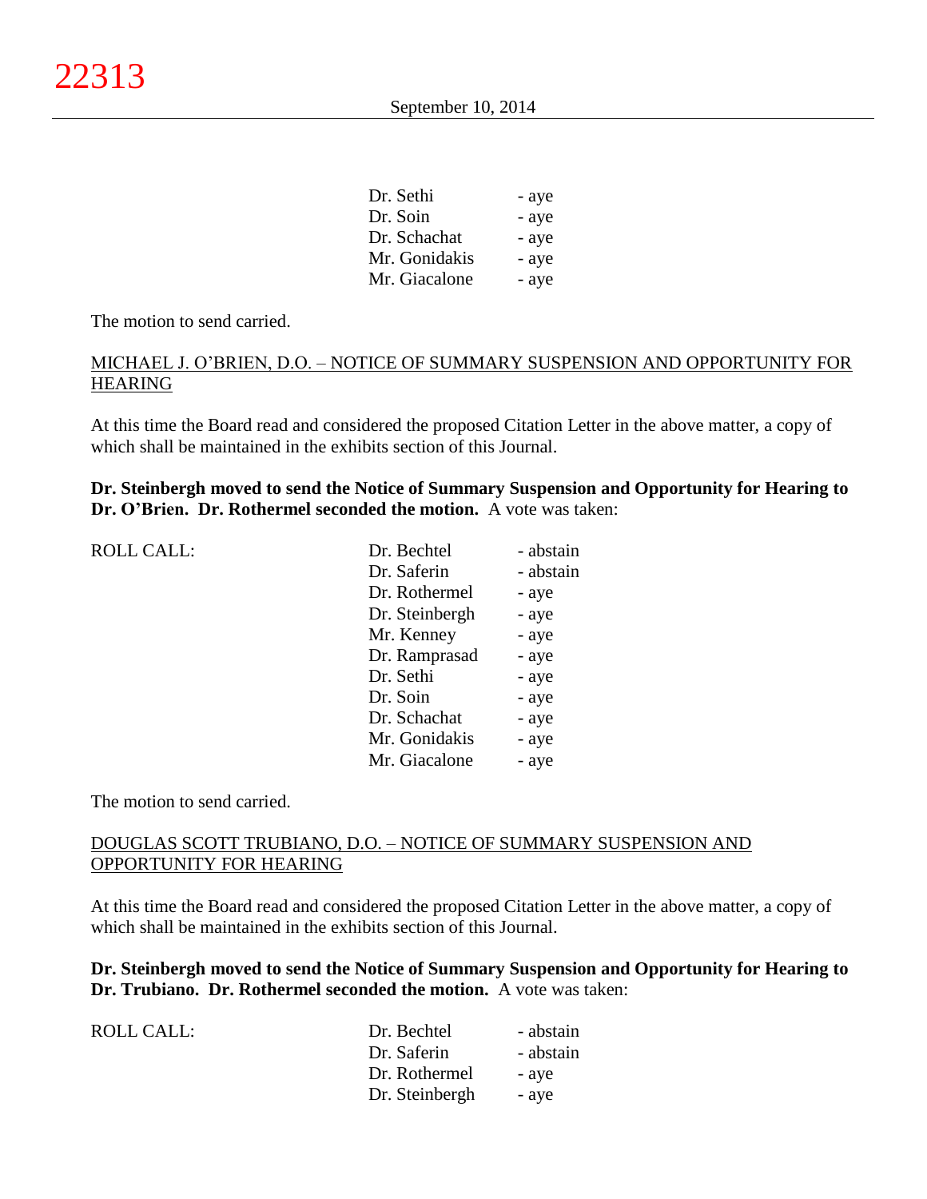| | |
|---|---|
| Dr. Sethi | - aye |
| Dr. Soin | - aye |
| Dr. Schachat | - aye |
| Mr. Gonidakis | - aye |
| Mr. Giacalone | - aye |

The motion to send carried.

<u>MICHAEL J. O'BRIEN, D.O. – NOTICE OF SUMMARY SUSPENSION AND OPPORTUNITY FOR HEARING</u>

At this time the Board read and considered the proposed Citation Letter in the above matter, a copy of which shall be maintained in the exhibits section of this Journal.

**Dr. Steinbergh moved to send the Notice of Summary Suspension and Opportunity for Hearing to Dr. O'Brien. Dr. Rothermel seconded the motion.** A vote was taken:

| ROLL CALL: | | |
|---|---|---|
| | Dr. Bechtel | - abstain |
| | Dr. Saferin | - abstain |
| | Dr. Rothermel | - aye |
| | Dr. Steinbergh | - aye |
| | Mr. Kenney | - aye |
| | Dr. Ramprasad | - aye |
| | Dr. Sethi | - aye |
| | Dr. Soin | - aye |
| | Dr. Schachat | - aye |
| | Mr. Gonidakis | - aye |
| | Mr. Giacalone | - aye |

The motion to send carried.

<u>DOUGLAS SCOTT TRUBIANO, D.O. – NOTICE OF SUMMARY SUSPENSION AND OPPORTUNITY FOR HEARING</u>

At this time the Board read and considered the proposed Citation Letter in the above matter, a copy of which shall be maintained in the exhibits section of this Journal.

**Dr. Steinbergh moved to send the Notice of Summary Suspension and Opportunity for Hearing to Dr. Trubiano. Dr. Rothermel seconded the motion.** A vote was taken:

| ROLL CALL: | | |
|---|---|---|
| | Dr. Bechtel | - abstain |
| | Dr. Saferin | - abstain |
| | Dr. Rothermel | - aye |
| | Dr. Steinbergh | - aye |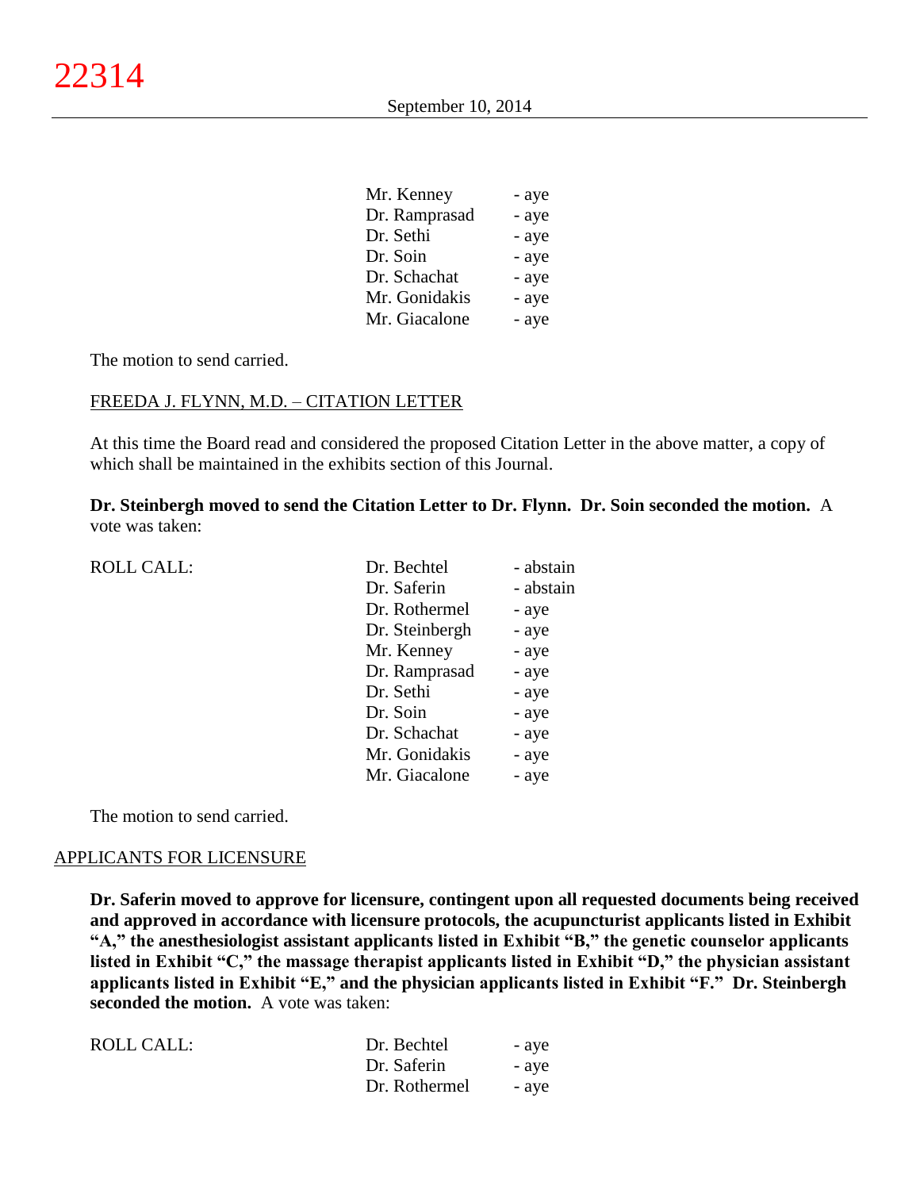| | |
|---|---|
| Mr. Kenney | - aye |
| Dr. Ramprasad | - aye |
| Dr. Sethi | - aye |
| Dr. Soin | - aye |
| Dr. Schachat | - aye |
| Mr. Gonidakis | - aye |
| Mr. Giacalone | - aye |

The motion to send carried.

FREEDA J. FLYNN, M.D. – CITATION LETTER

At this time the Board read and considered the proposed Citation Letter in the above matter, a copy of which shall be maintained in the exhibits section of this Journal.

**Dr. Steinbergh moved to send the Citation Letter to Dr. Flynn. Dr. Soin seconded the motion.** A vote was taken:

| ROLL CALL: | | |
|---|---|---|
| | Dr. Bechtel | - abstain |
| | Dr. Saferin | - abstain |
| | Dr. Rothermel | - aye |
| | Dr. Steinbergh | - aye |
| | Mr. Kenney | - aye |
| | Dr. Ramprasad | - aye |
| | Dr. Sethi | - aye |
| | Dr. Soin | - aye |
| | Dr. Schachat | - aye |
| | Mr. Gonidakis | - aye |
| | Mr. Giacalone | - aye |

The motion to send carried.

APPLICANTS FOR LICENSURE

**Dr. Saferin moved to approve for licensure, contingent upon all requested documents being received and approved in accordance with licensure protocols, the acupuncturist applicants listed in Exhibit "A," the anesthesiologist assistant applicants listed in Exhibit "B," the genetic counselor applicants listed in Exhibit "C," the massage therapist applicants listed in Exhibit "D," the physician assistant applicants listed in Exhibit "E," and the physician applicants listed in Exhibit "F." Dr. Steinbergh seconded the motion.** A vote was taken:

| ROLL CALL: | | |
|---|---|---|
| | Dr. Bechtel | - aye |
| | Dr. Saferin | - aye |
| | Dr. Rothermel | - aye |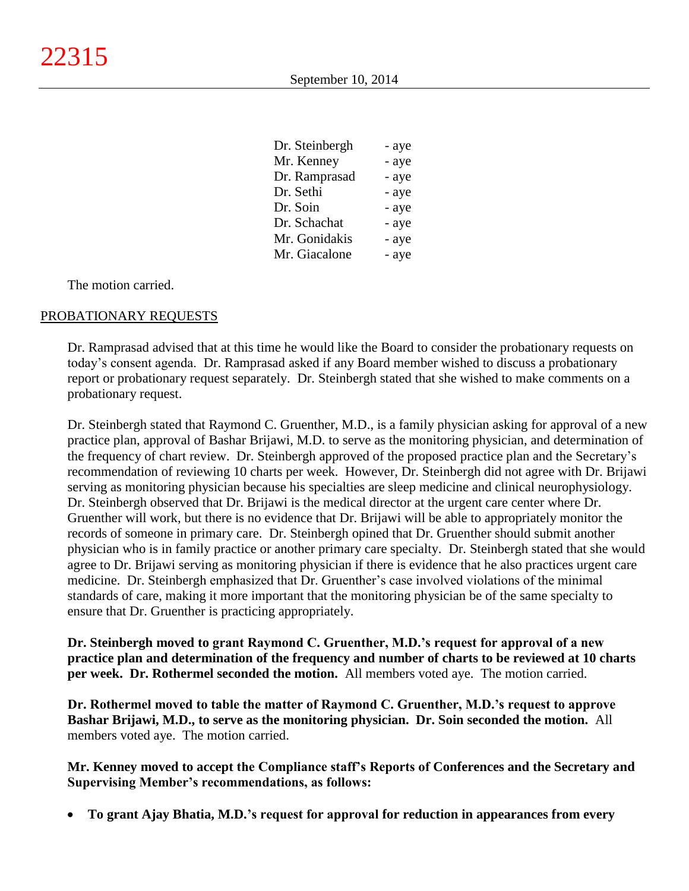| | |
|---|---|
| Dr. Steinbergh | - aye |
| Mr. Kenney | - aye |
| Dr. Ramprasad | - aye |
| Dr. Sethi | - aye |
| Dr. Soin | - aye |
| Dr. Schachat | - aye |
| Mr. Gonidakis | - aye |
| Mr. Giacalone | - aye |

The motion carried.

PROBATIONARY REQUESTS

Dr. Ramprasad advised that at this time he would like the Board to consider the probationary requests on today's consent agenda. Dr. Ramprasad asked if any Board member wished to discuss a probationary report or probationary request separately. Dr. Steinbergh stated that she wished to make comments on a probationary request.

Dr. Steinbergh stated that Raymond C. Gruenther, M.D., is a family physician asking for approval of a new practice plan, approval of Bashar Brijawi, M.D. to serve as the monitoring physician, and determination of the frequency of chart review. Dr. Steinbergh approved of the proposed practice plan and the Secretary's recommendation of reviewing 10 charts per week. However, Dr. Steinbergh did not agree with Dr. Brijawi serving as monitoring physician because his specialties are sleep medicine and clinical neurophysiology. Dr. Steinbergh observed that Dr. Brijawi is the medical director at the urgent care center where Dr. Gruenther will work, but there is no evidence that Dr. Brijawi will be able to appropriately monitor the records of someone in primary care. Dr. Steinbergh opined that Dr. Gruenther should submit another physician who is in family practice or another primary care specialty. Dr. Steinbergh stated that she would agree to Dr. Brijawi serving as monitoring physician if there is evidence that he also practices urgent care medicine. Dr. Steinbergh emphasized that Dr. Gruenther's case involved violations of the minimal standards of care, making it more important that the monitoring physician be of the same specialty to ensure that Dr. Gruenther is practicing appropriately.

**Dr. Steinbergh moved to grant Raymond C. Gruenther, M.D.'s request for approval of a new practice plan and determination of the frequency and number of charts to be reviewed at 10 charts per week. Dr. Rothermel seconded the motion.** All members voted aye. The motion carried.

**Dr. Rothermel moved to table the matter of Raymond C. Gruenther, M.D.'s request to approve Bashar Brijawi, M.D., to serve as the monitoring physician. Dr. Soin seconded the motion.** All members voted aye. The motion carried.

**Mr. Kenney moved to accept the Compliance staff's Reports of Conferences and the Secretary and Supervising Member's recommendations, as follows:**

- **To grant Ajay Bhatia, M.D.'s request for approval for reduction in appearances from every**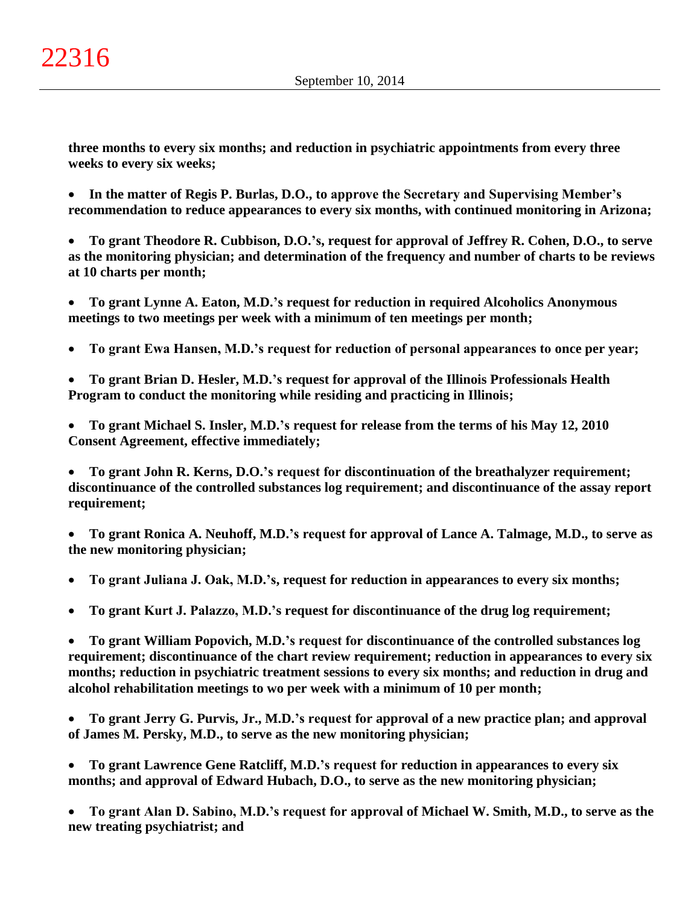**three months to every six months; and reduction in psychiatric appointments from every three weeks to every six weeks;**

- **In the matter of Regis P. Burlas, D.O., to approve the Secretary and Supervising Member's recommendation to reduce appearances to every six months, with continued monitoring in Arizona;**

- **To grant Theodore R. Cubbison, D.O.'s, request for approval of Jeffrey R. Cohen, D.O., to serve as the monitoring physician; and determination of the frequency and number of charts to be reviews at 10 charts per month;**

- **To grant Lynne A. Eaton, M.D.'s request for reduction in required Alcoholics Anonymous meetings to two meetings per week with a minimum of ten meetings per month;**

- **To grant Ewa Hansen, M.D.'s request for reduction of personal appearances to once per year;**

- **To grant Brian D. Hesler, M.D.'s request for approval of the Illinois Professionals Health Program to conduct the monitoring while residing and practicing in Illinois;**

- **To grant Michael S. Insler, M.D.'s request for release from the terms of his May 12, 2010 Consent Agreement, effective immediately;**

- **To grant John R. Kerns, D.O.'s request for discontinuation of the breathalyzer requirement; discontinuance of the controlled substances log requirement; and discontinuance of the assay report requirement;**

- **To grant Ronica A. Neuhoff, M.D.'s request for approval of Lance A. Talmage, M.D., to serve as the new monitoring physician;**

- **To grant Juliana J. Oak, M.D.'s, request for reduction in appearances to every six months;**

- **To grant Kurt J. Palazzo, M.D.'s request for discontinuance of the drug log requirement;**

- **To grant William Popovich, M.D.'s request for discontinuance of the controlled substances log requirement; discontinuance of the chart review requirement; reduction in appearances to every six months; reduction in psychiatric treatment sessions to every six months; and reduction in drug and alcohol rehabilitation meetings to wo per week with a minimum of 10 per month;**

- **To grant Jerry G. Purvis, Jr., M.D.'s request for approval of a new practice plan; and approval of James M. Persky, M.D., to serve as the new monitoring physician;**

- **To grant Lawrence Gene Ratcliff, M.D.'s request for reduction in appearances to every six months; and approval of Edward Hubach, D.O., to serve as the new monitoring physician;**

- **To grant Alan D. Sabino, M.D.'s request for approval of Michael W. Smith, M.D., to serve as the new treating psychiatrist; and**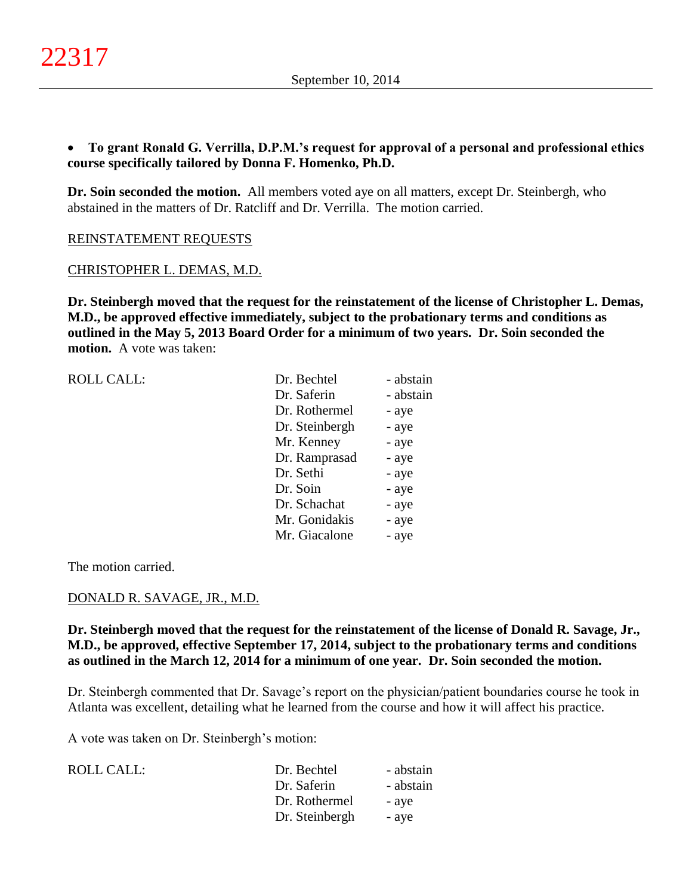- **To grant Ronald G. Verrilla, D.P.M.'s request for approval of a personal and professional ethics course specifically tailored by Donna F. Homenko, Ph.D.**

**Dr. Soin seconded the motion.** All members voted aye on all matters, except Dr. Steinbergh, who abstained in the matters of Dr. Ratcliff and Dr. Verrilla. The motion carried.

REINSTATEMENT REQUESTS

CHRISTOPHER L. DEMAS, M.D.

**Dr. Steinbergh moved that the request for the reinstatement of the license of Christopher L. Demas, M.D., be approved effective immediately, subject to the probationary terms and conditions as outlined in the May 5, 2013 Board Order for a minimum of two years. Dr. Soin seconded the motion.** A vote was taken:

| ROLL CALL: | | |
|---|---|---|
| | Dr. Bechtel | - abstain |
| | Dr. Saferin | - abstain |
| | Dr. Rothermel | - aye |
| | Dr. Steinbergh | - aye |
| | Mr. Kenney | - aye |
| | Dr. Ramprasad | - aye |
| | Dr. Sethi | - aye |
| | Dr. Soin | - aye |
| | Dr. Schachat | - aye |
| | Mr. Gonidakis | - aye |
| | Mr. Giacalone | - aye |

The motion carried.

DONALD R. SAVAGE, JR., M.D.

**Dr. Steinbergh moved that the request for the reinstatement of the license of Donald R. Savage, Jr., M.D., be approved, effective September 17, 2014, subject to the probationary terms and conditions as outlined in the March 12, 2014 for a minimum of one year. Dr. Soin seconded the motion.**

Dr. Steinbergh commented that Dr. Savage's report on the physician/patient boundaries course he took in Atlanta was excellent, detailing what he learned from the course and how it will affect his practice.

A vote was taken on Dr. Steinbergh's motion:

| ROLL CALL: | | |
|---|---|---|
| | Dr. Bechtel | - abstain |
| | Dr. Saferin | - abstain |
| | Dr. Rothermel | - aye |
| | Dr. Steinbergh | - aye |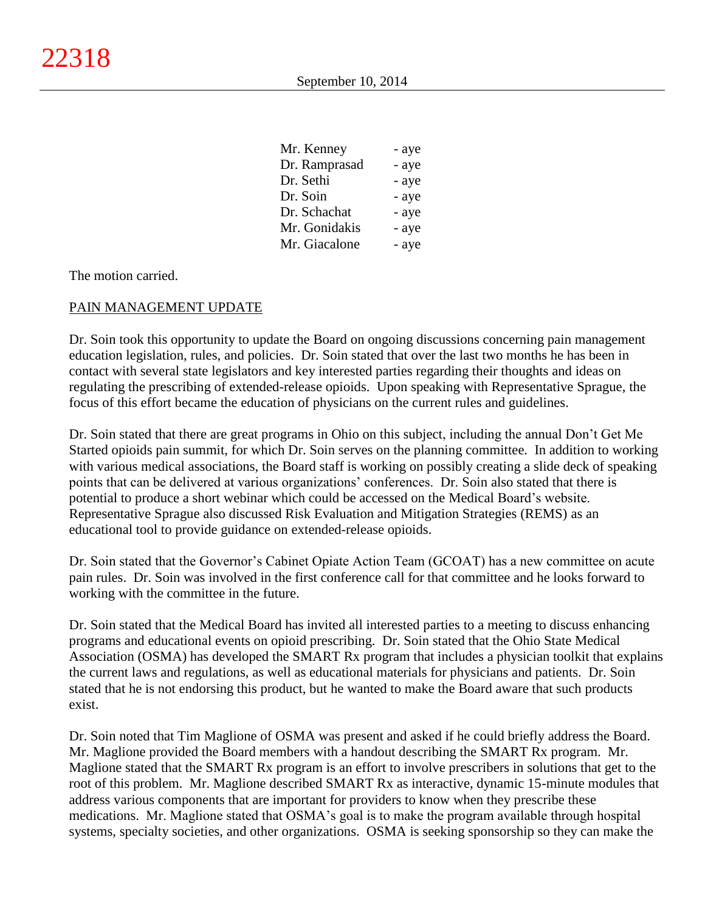| | |
|---|---|
| Mr. Kenney | - aye |
| Dr. Ramprasad | - aye |
| Dr. Sethi | - aye |
| Dr. Soin | - aye |
| Dr. Schachat | - aye |
| Mr. Gonidakis | - aye |
| Mr. Giacalone | - aye |

The motion carried.

PAIN MANAGEMENT UPDATE

Dr. Soin took this opportunity to update the Board on ongoing discussions concerning pain management education legislation, rules, and policies. Dr. Soin stated that over the last two months he has been in contact with several state legislators and key interested parties regarding their thoughts and ideas on regulating the prescribing of extended-release opioids. Upon speaking with Representative Sprague, the focus of this effort became the education of physicians on the current rules and guidelines.

Dr. Soin stated that there are great programs in Ohio on this subject, including the annual Don't Get Me Started opioids pain summit, for which Dr. Soin serves on the planning committee. In addition to working with various medical associations, the Board staff is working on possibly creating a slide deck of speaking points that can be delivered at various organizations' conferences. Dr. Soin also stated that there is potential to produce a short webinar which could be accessed on the Medical Board's website. Representative Sprague also discussed Risk Evaluation and Mitigation Strategies (REMS) as an educational tool to provide guidance on extended-release opioids.

Dr. Soin stated that the Governor's Cabinet Opiate Action Team (GCOAT) has a new committee on acute pain rules. Dr. Soin was involved in the first conference call for that committee and he looks forward to working with the committee in the future.

Dr. Soin stated that the Medical Board has invited all interested parties to a meeting to discuss enhancing programs and educational events on opioid prescribing. Dr. Soin stated that the Ohio State Medical Association (OSMA) has developed the SMART Rx program that includes a physician toolkit that explains the current laws and regulations, as well as educational materials for physicians and patients. Dr. Soin stated that he is not endorsing this product, but he wanted to make the Board aware that such products exist.

Dr. Soin noted that Tim Maglione of OSMA was present and asked if he could briefly address the Board. Mr. Maglione provided the Board members with a handout describing the SMART Rx program. Mr. Maglione stated that the SMART Rx program is an effort to involve prescribers in solutions that get to the root of this problem. Mr. Maglione described SMART Rx as interactive, dynamic 15-minute modules that address various components that are important for providers to know when they prescribe these medications. Mr. Maglione stated that OSMA's goal is to make the program available through hospital systems, specialty societies, and other organizations. OSMA is seeking sponsorship so they can make the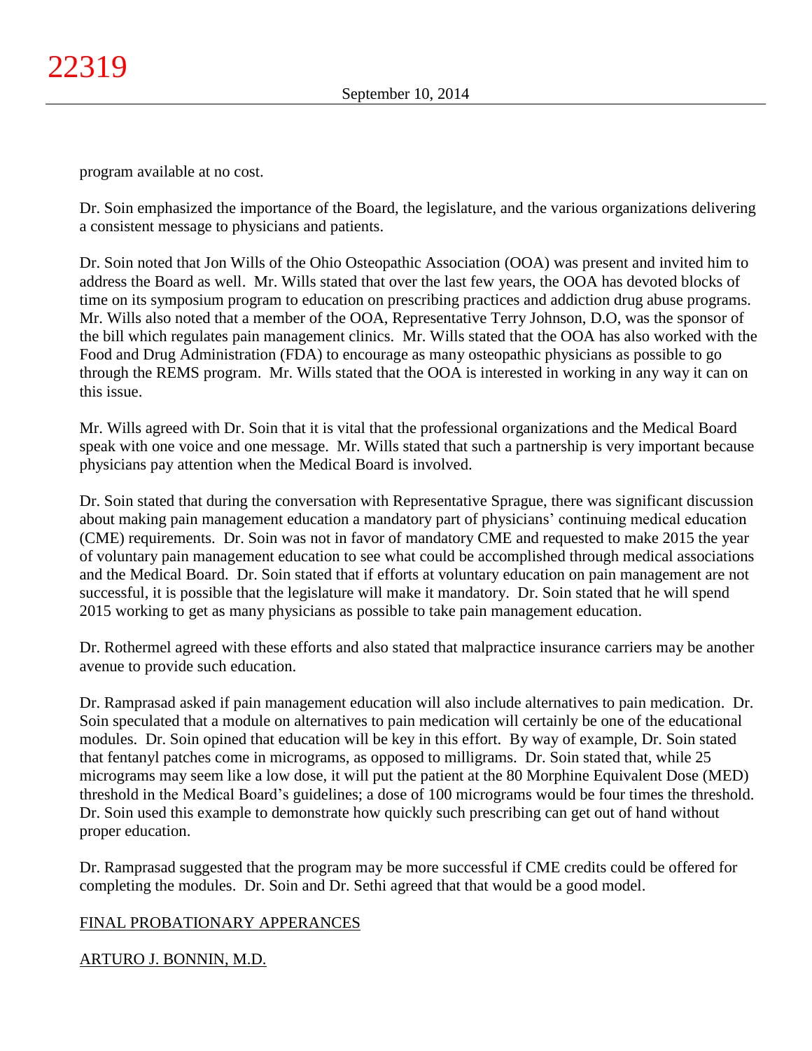program available at no cost.

Dr. Soin emphasized the importance of the Board, the legislature, and the various organizations delivering a consistent message to physicians and patients.

Dr. Soin noted that Jon Wills of the Ohio Osteopathic Association (OOA) was present and invited him to address the Board as well. Mr. Wills stated that over the last few years, the OOA has devoted blocks of time on its symposium program to education on prescribing practices and addiction drug abuse programs. Mr. Wills also noted that a member of the OOA, Representative Terry Johnson, D.O, was the sponsor of the bill which regulates pain management clinics. Mr. Wills stated that the OOA has also worked with the Food and Drug Administration (FDA) to encourage as many osteopathic physicians as possible to go through the REMS program. Mr. Wills stated that the OOA is interested in working in any way it can on this issue.

Mr. Wills agreed with Dr. Soin that it is vital that the professional organizations and the Medical Board speak with one voice and one message. Mr. Wills stated that such a partnership is very important because physicians pay attention when the Medical Board is involved.

Dr. Soin stated that during the conversation with Representative Sprague, there was significant discussion about making pain management education a mandatory part of physicians' continuing medical education (CME) requirements. Dr. Soin was not in favor of mandatory CME and requested to make 2015 the year of voluntary pain management education to see what could be accomplished through medical associations and the Medical Board. Dr. Soin stated that if efforts at voluntary education on pain management are not successful, it is possible that the legislature will make it mandatory. Dr. Soin stated that he will spend 2015 working to get as many physicians as possible to take pain management education.

Dr. Rothermel agreed with these efforts and also stated that malpractice insurance carriers may be another avenue to provide such education.

Dr. Ramprasad asked if pain management education will also include alternatives to pain medication. Dr. Soin speculated that a module on alternatives to pain medication will certainly be one of the educational modules. Dr. Soin opined that education will be key in this effort. By way of example, Dr. Soin stated that fentanyl patches come in micrograms, as opposed to milligrams. Dr. Soin stated that, while 25 micrograms may seem like a low dose, it will put the patient at the 80 Morphine Equivalent Dose (MED) threshold in the Medical Board's guidelines; a dose of 100 micrograms would be four times the threshold. Dr. Soin used this example to demonstrate how quickly such prescribing can get out of hand without proper education.

Dr. Ramprasad suggested that the program may be more successful if CME credits could be offered for completing the modules. Dr. Soin and Dr. Sethi agreed that that would be a good model.

## FINAL PROBATIONARY APPERANCES

### ARTURO J. BONNIN, M.D.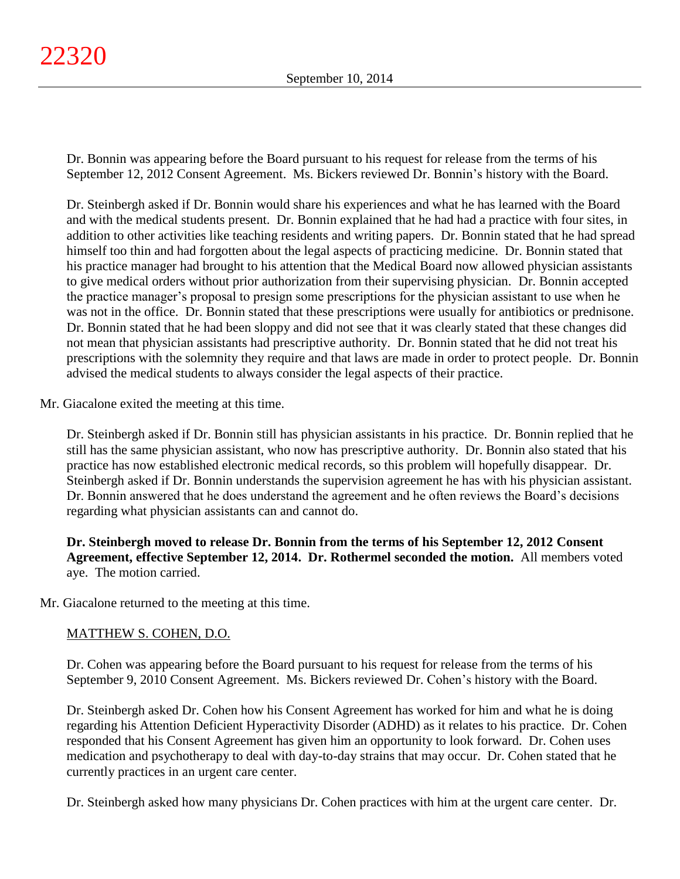Dr. Bonnin was appearing before the Board pursuant to his request for release from the terms of his September 12, 2012 Consent Agreement. Ms. Bickers reviewed Dr. Bonnin's history with the Board.

Dr. Steinbergh asked if Dr. Bonnin would share his experiences and what he has learned with the Board and with the medical students present. Dr. Bonnin explained that he had had a practice with four sites, in addition to other activities like teaching residents and writing papers. Dr. Bonnin stated that he had spread himself too thin and had forgotten about the legal aspects of practicing medicine. Dr. Bonnin stated that his practice manager had brought to his attention that the Medical Board now allowed physician assistants to give medical orders without prior authorization from their supervising physician. Dr. Bonnin accepted the practice manager's proposal to presign some prescriptions for the physician assistant to use when he was not in the office. Dr. Bonnin stated that these prescriptions were usually for antibiotics or prednisone. Dr. Bonnin stated that he had been sloppy and did not see that it was clearly stated that these changes did not mean that physician assistants had prescriptive authority. Dr. Bonnin stated that he did not treat his prescriptions with the solemnity they require and that laws are made in order to protect people. Dr. Bonnin advised the medical students to always consider the legal aspects of their practice.

Mr. Giacalone exited the meeting at this time.

Dr. Steinbergh asked if Dr. Bonnin still has physician assistants in his practice. Dr. Bonnin replied that he still has the same physician assistant, who now has prescriptive authority. Dr. Bonnin also stated that his practice has now established electronic medical records, so this problem will hopefully disappear. Dr. Steinbergh asked if Dr. Bonnin understands the supervision agreement he has with his physician assistant. Dr. Bonnin answered that he does understand the agreement and he often reviews the Board's decisions regarding what physician assistants can and cannot do.

**Dr. Steinbergh moved to release Dr. Bonnin from the terms of his September 12, 2012 Consent Agreement, effective September 12, 2014. Dr. Rothermel seconded the motion.** All members voted aye. The motion carried.

Mr. Giacalone returned to the meeting at this time.

MATTHEW S. COHEN, D.O.

Dr. Cohen was appearing before the Board pursuant to his request for release from the terms of his September 9, 2010 Consent Agreement. Ms. Bickers reviewed Dr. Cohen's history with the Board.

Dr. Steinbergh asked Dr. Cohen how his Consent Agreement has worked for him and what he is doing regarding his Attention Deficient Hyperactivity Disorder (ADHD) as it relates to his practice. Dr. Cohen responded that his Consent Agreement has given him an opportunity to look forward. Dr. Cohen uses medication and psychotherapy to deal with day-to-day strains that may occur. Dr. Cohen stated that he currently practices in an urgent care center.

Dr. Steinbergh asked how many physicians Dr. Cohen practices with him at the urgent care center. Dr.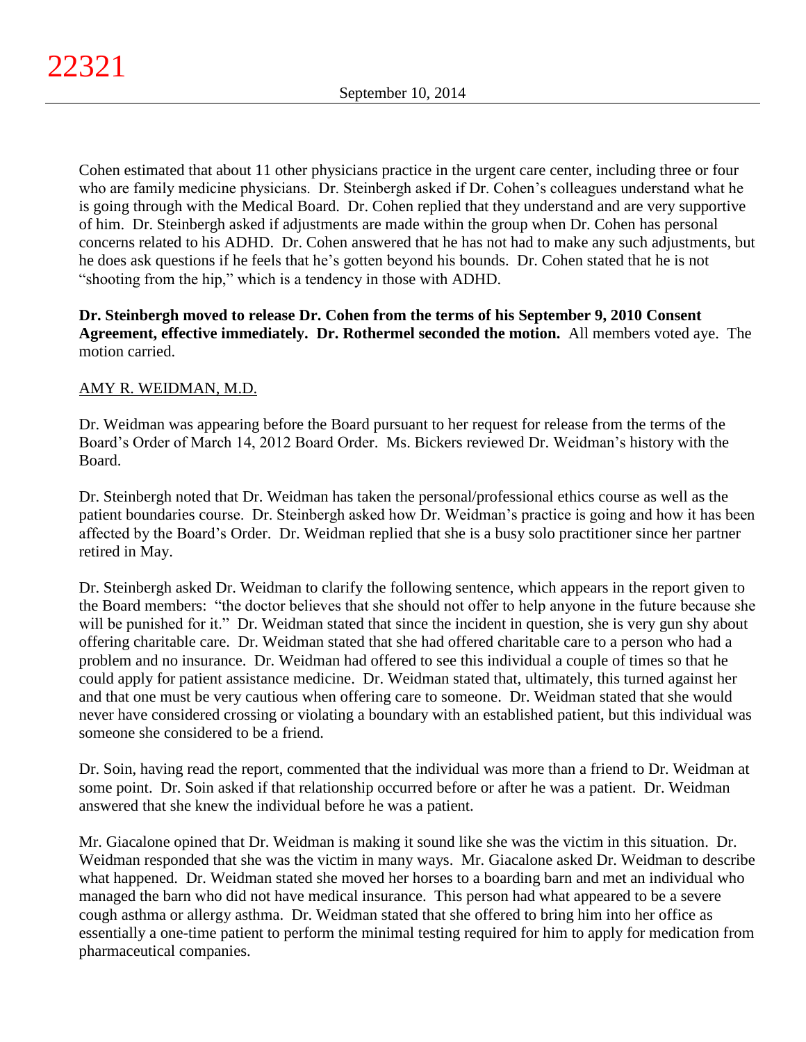Cohen estimated that about 11 other physicians practice in the urgent care center, including three or four who are family medicine physicians. Dr. Steinbergh asked if Dr. Cohen's colleagues understand what he is going through with the Medical Board. Dr. Cohen replied that they understand and are very supportive of him. Dr. Steinbergh asked if adjustments are made within the group when Dr. Cohen has personal concerns related to his ADHD. Dr. Cohen answered that he has not had to make any such adjustments, but he does ask questions if he feels that he's gotten beyond his bounds. Dr. Cohen stated that he is not "shooting from the hip," which is a tendency in those with ADHD.

**Dr. Steinbergh moved to release Dr. Cohen from the terms of his September 9, 2010 Consent Agreement, effective immediately. Dr. Rothermel seconded the motion.** All members voted aye. The motion carried.

<u>AMY R. WEIDMAN, M.D.</u>

Dr. Weidman was appearing before the Board pursuant to her request for release from the terms of the Board's Order of March 14, 2012 Board Order. Ms. Bickers reviewed Dr. Weidman's history with the Board.

Dr. Steinbergh noted that Dr. Weidman has taken the personal/professional ethics course as well as the patient boundaries course. Dr. Steinbergh asked how Dr. Weidman's practice is going and how it has been affected by the Board's Order. Dr. Weidman replied that she is a busy solo practitioner since her partner retired in May.

Dr. Steinbergh asked Dr. Weidman to clarify the following sentence, which appears in the report given to the Board members: "the doctor believes that she should not offer to help anyone in the future because she will be punished for it." Dr. Weidman stated that since the incident in question, she is very gun shy about offering charitable care. Dr. Weidman stated that she had offered charitable care to a person who had a problem and no insurance. Dr. Weidman had offered to see this individual a couple of times so that he could apply for patient assistance medicine. Dr. Weidman stated that, ultimately, this turned against her and that one must be very cautious when offering care to someone. Dr. Weidman stated that she would never have considered crossing or violating a boundary with an established patient, but this individual was someone she considered to be a friend.

Dr. Soin, having read the report, commented that the individual was more than a friend to Dr. Weidman at some point. Dr. Soin asked if that relationship occurred before or after he was a patient. Dr. Weidman answered that she knew the individual before he was a patient.

Mr. Giacalone opined that Dr. Weidman is making it sound like she was the victim in this situation. Dr. Weidman responded that she was the victim in many ways. Mr. Giacalone asked Dr. Weidman to describe what happened. Dr. Weidman stated she moved her horses to a boarding barn and met an individual who managed the barn who did not have medical insurance. This person had what appeared to be a severe cough asthma or allergy asthma. Dr. Weidman stated that she offered to bring him into her office as essentially a one-time patient to perform the minimal testing required for him to apply for medication from pharmaceutical companies.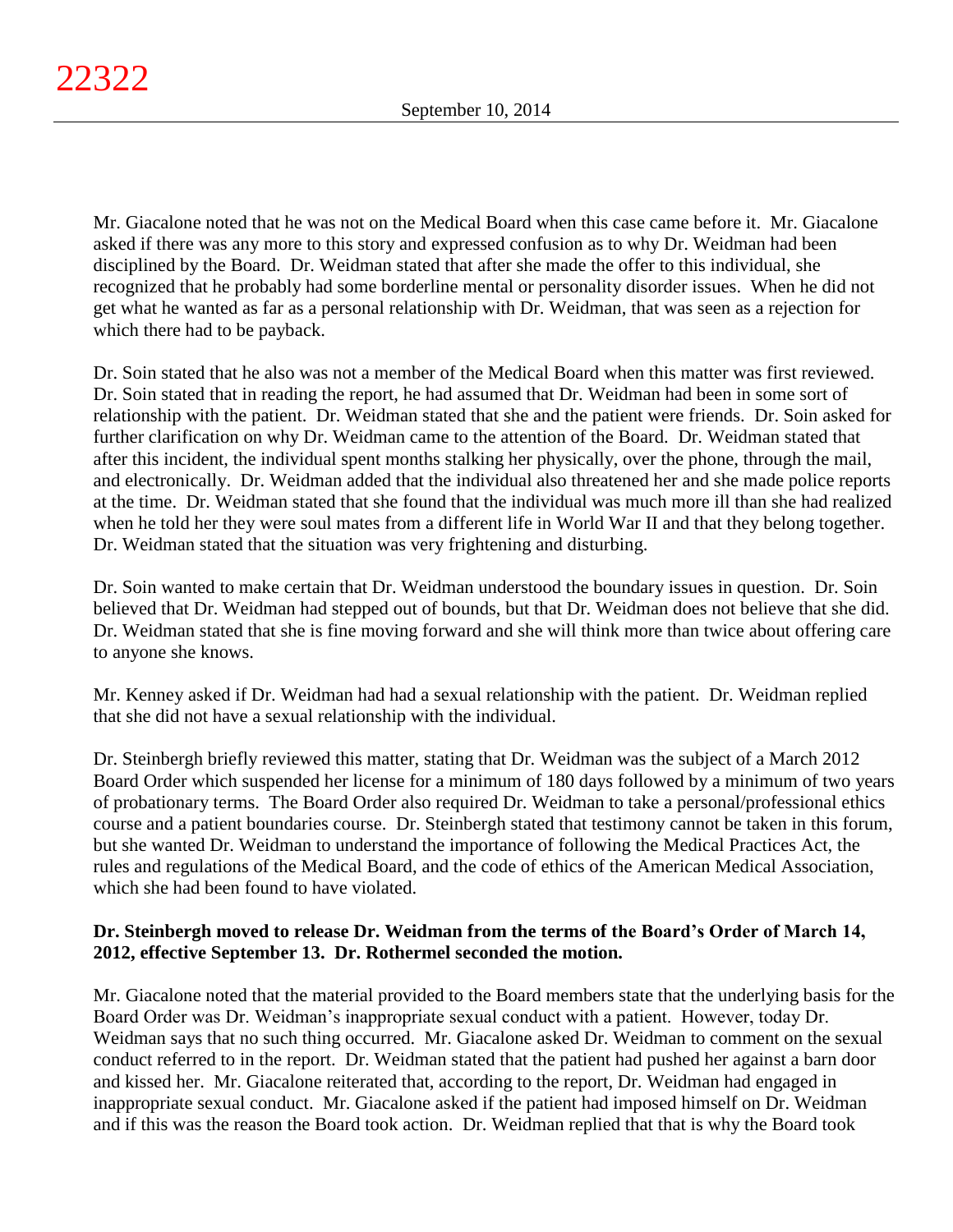Mr. Giacalone noted that he was not on the Medical Board when this case came before it. Mr. Giacalone asked if there was any more to this story and expressed confusion as to why Dr. Weidman had been disciplined by the Board. Dr. Weidman stated that after she made the offer to this individual, she recognized that he probably had some borderline mental or personality disorder issues. When he did not get what he wanted as far as a personal relationship with Dr. Weidman, that was seen as a rejection for which there had to be payback.

Dr. Soin stated that he also was not a member of the Medical Board when this matter was first reviewed. Dr. Soin stated that in reading the report, he had assumed that Dr. Weidman had been in some sort of relationship with the patient. Dr. Weidman stated that she and the patient were friends. Dr. Soin asked for further clarification on why Dr. Weidman came to the attention of the Board. Dr. Weidman stated that after this incident, the individual spent months stalking her physically, over the phone, through the mail, and electronically. Dr. Weidman added that the individual also threatened her and she made police reports at the time. Dr. Weidman stated that she found that the individual was much more ill than she had realized when he told her they were soul mates from a different life in World War II and that they belong together. Dr. Weidman stated that the situation was very frightening and disturbing.

Dr. Soin wanted to make certain that Dr. Weidman understood the boundary issues in question. Dr. Soin believed that Dr. Weidman had stepped out of bounds, but that Dr. Weidman does not believe that she did. Dr. Weidman stated that she is fine moving forward and she will think more than twice about offering care to anyone she knows.

Mr. Kenney asked if Dr. Weidman had had a sexual relationship with the patient. Dr. Weidman replied that she did not have a sexual relationship with the individual.

Dr. Steinbergh briefly reviewed this matter, stating that Dr. Weidman was the subject of a March 2012 Board Order which suspended her license for a minimum of 180 days followed by a minimum of two years of probationary terms. The Board Order also required Dr. Weidman to take a personal/professional ethics course and a patient boundaries course. Dr. Steinbergh stated that testimony cannot be taken in this forum, but she wanted Dr. Weidman to understand the importance of following the Medical Practices Act, the rules and regulations of the Medical Board, and the code of ethics of the American Medical Association, which she had been found to have violated.

**Dr. Steinbergh moved to release Dr. Weidman from the terms of the Board's Order of March 14, 2012, effective September 13. Dr. Rothermel seconded the motion.**

Mr. Giacalone noted that the material provided to the Board members state that the underlying basis for the Board Order was Dr. Weidman's inappropriate sexual conduct with a patient. However, today Dr. Weidman says that no such thing occurred. Mr. Giacalone asked Dr. Weidman to comment on the sexual conduct referred to in the report. Dr. Weidman stated that the patient had pushed her against a barn door and kissed her. Mr. Giacalone reiterated that, according to the report, Dr. Weidman had engaged in inappropriate sexual conduct. Mr. Giacalone asked if the patient had imposed himself on Dr. Weidman and if this was the reason the Board took action. Dr. Weidman replied that that is why the Board took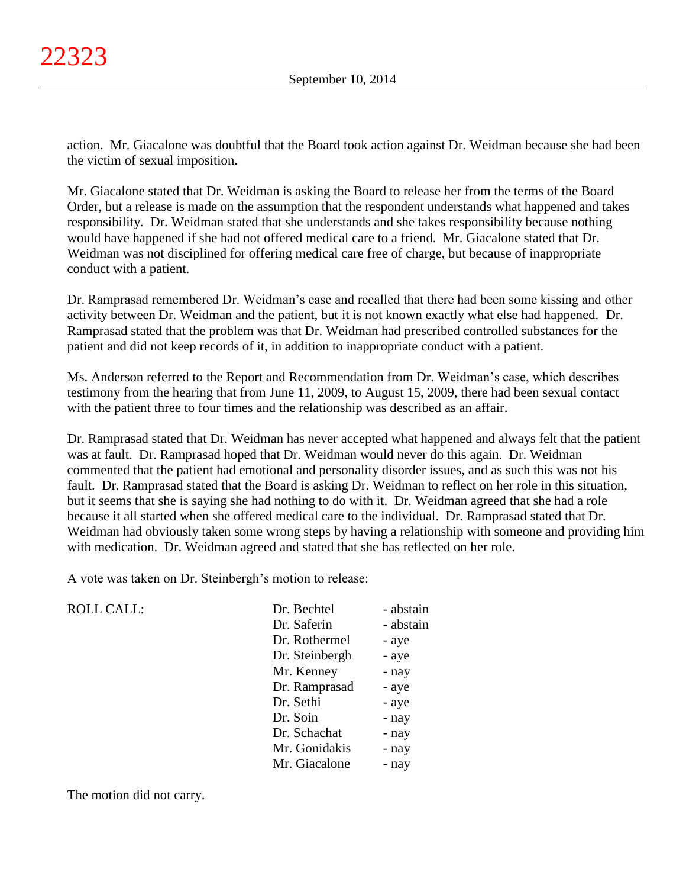action. Mr. Giacalone was doubtful that the Board took action against Dr. Weidman because she had been the victim of sexual imposition.

Mr. Giacalone stated that Dr. Weidman is asking the Board to release her from the terms of the Board Order, but a release is made on the assumption that the respondent understands what happened and takes responsibility. Dr. Weidman stated that she understands and she takes responsibility because nothing would have happened if she had not offered medical care to a friend. Mr. Giacalone stated that Dr. Weidman was not disciplined for offering medical care free of charge, but because of inappropriate conduct with a patient.

Dr. Ramprasad remembered Dr. Weidman's case and recalled that there had been some kissing and other activity between Dr. Weidman and the patient, but it is not known exactly what else had happened. Dr. Ramprasad stated that the problem was that Dr. Weidman had prescribed controlled substances for the patient and did not keep records of it, in addition to inappropriate conduct with a patient.

Ms. Anderson referred to the Report and Recommendation from Dr. Weidman's case, which describes testimony from the hearing that from June 11, 2009, to August 15, 2009, there had been sexual contact with the patient three to four times and the relationship was described as an affair.

Dr. Ramprasad stated that Dr. Weidman has never accepted what happened and always felt that the patient was at fault. Dr. Ramprasad hoped that Dr. Weidman would never do this again. Dr. Weidman commented that the patient had emotional and personality disorder issues, and as such this was not his fault. Dr. Ramprasad stated that the Board is asking Dr. Weidman to reflect on her role in this situation, but it seems that she is saying she had nothing to do with it. Dr. Weidman agreed that she had a role because it all started when she offered medical care to the individual. Dr. Ramprasad stated that Dr. Weidman had obviously taken some wrong steps by having a relationship with someone and providing him with medication. Dr. Weidman agreed and stated that she has reflected on her role.

A vote was taken on Dr. Steinbergh's motion to release:

| ROLL CALL: | | |
|---|---|---|
| | Dr. Bechtel | - abstain |
| | Dr. Saferin | - abstain |
| | Dr. Rothermel | - aye |
| | Dr. Steinbergh | - aye |
| | Mr. Kenney | - nay |
| | Dr. Ramprasad | - aye |
| | Dr. Sethi | - aye |
| | Dr. Soin | - nay |
| | Dr. Schachat | - nay |
| | Mr. Gonidakis | - nay |
| | Mr. Giacalone | - nay |

The motion did not carry.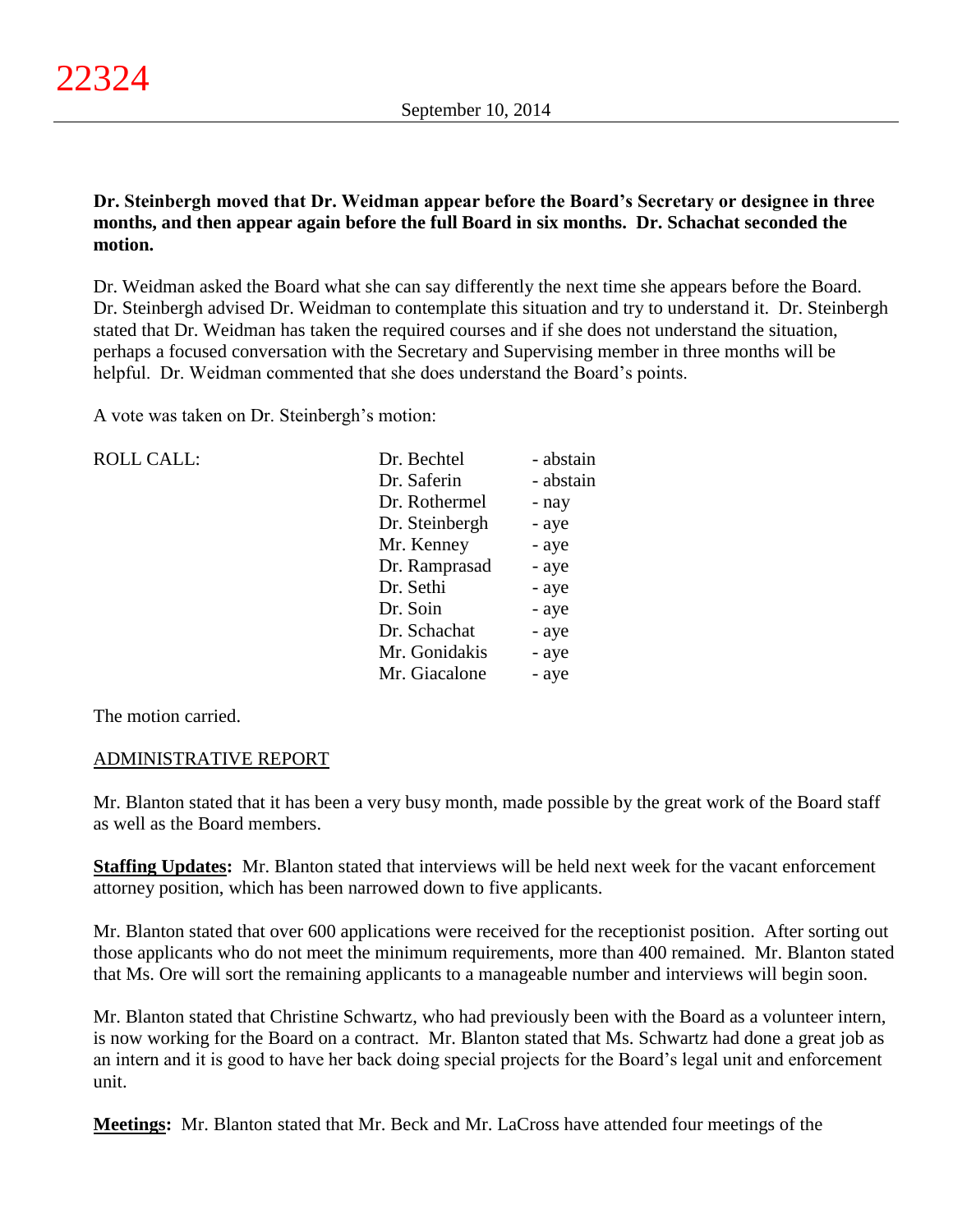**Dr. Steinbergh moved that Dr. Weidman appear before the Board's Secretary or designee in three months, and then appear again before the full Board in six months. Dr. Schachat seconded the motion.**

Dr. Weidman asked the Board what she can say differently the next time she appears before the Board. Dr. Steinbergh advised Dr. Weidman to contemplate this situation and try to understand it. Dr. Steinbergh stated that Dr. Weidman has taken the required courses and if she does not understand the situation, perhaps a focused conversation with the Secretary and Supervising member in three months will be helpful. Dr. Weidman commented that she does understand the Board's points.

A vote was taken on Dr. Steinbergh's motion:

| ROLL CALL: | | |
|---|---|---|
| | Dr. Bechtel | - abstain |
| | Dr. Saferin | - abstain |
| | Dr. Rothermel | - nay |
| | Dr. Steinbergh | - aye |
| | Mr. Kenney | - aye |
| | Dr. Ramprasad | - aye |
| | Dr. Sethi | - aye |
| | Dr. Soin | - aye |
| | Dr. Schachat | - aye |
| | Mr. Gonidakis | - aye |
| | Mr. Giacalone | - aye |

The motion carried.

ADMINISTRATIVE REPORT

Mr. Blanton stated that it has been a very busy month, made possible by the great work of the Board staff as well as the Board members.

**Staffing Updates:** Mr. Blanton stated that interviews will be held next week for the vacant enforcement attorney position, which has been narrowed down to five applicants.

Mr. Blanton stated that over 600 applications were received for the receptionist position. After sorting out those applicants who do not meet the minimum requirements, more than 400 remained. Mr. Blanton stated that Ms. Ore will sort the remaining applicants to a manageable number and interviews will begin soon.

Mr. Blanton stated that Christine Schwartz, who had previously been with the Board as a volunteer intern, is now working for the Board on a contract. Mr. Blanton stated that Ms. Schwartz had done a great job as an intern and it is good to have her back doing special projects for the Board's legal unit and enforcement unit.

**Meetings:** Mr. Blanton stated that Mr. Beck and Mr. LaCross have attended four meetings of the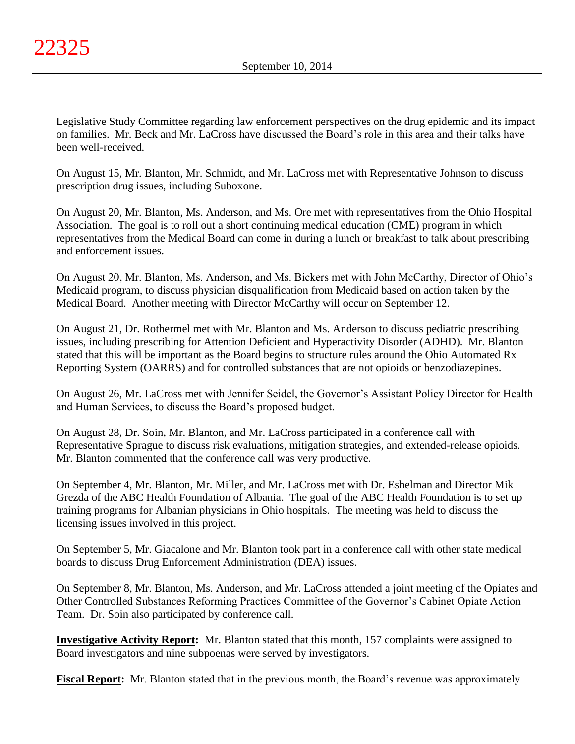Legislative Study Committee regarding law enforcement perspectives on the drug epidemic and its impact on families. Mr. Beck and Mr. LaCross have discussed the Board's role in this area and their talks have been well-received.

On August 15, Mr. Blanton, Mr. Schmidt, and Mr. LaCross met with Representative Johnson to discuss prescription drug issues, including Suboxone.

On August 20, Mr. Blanton, Ms. Anderson, and Ms. Ore met with representatives from the Ohio Hospital Association. The goal is to roll out a short continuing medical education (CME) program in which representatives from the Medical Board can come in during a lunch or breakfast to talk about prescribing and enforcement issues.

On August 20, Mr. Blanton, Ms. Anderson, and Ms. Bickers met with John McCarthy, Director of Ohio's Medicaid program, to discuss physician disqualification from Medicaid based on action taken by the Medical Board. Another meeting with Director McCarthy will occur on September 12.

On August 21, Dr. Rothermel met with Mr. Blanton and Ms. Anderson to discuss pediatric prescribing issues, including prescribing for Attention Deficient and Hyperactivity Disorder (ADHD). Mr. Blanton stated that this will be important as the Board begins to structure rules around the Ohio Automated Rx Reporting System (OARRS) and for controlled substances that are not opioids or benzodiazepines.

On August 26, Mr. LaCross met with Jennifer Seidel, the Governor's Assistant Policy Director for Health and Human Services, to discuss the Board's proposed budget.

On August 28, Dr. Soin, Mr. Blanton, and Mr. LaCross participated in a conference call with Representative Sprague to discuss risk evaluations, mitigation strategies, and extended-release opioids. Mr. Blanton commented that the conference call was very productive.

On September 4, Mr. Blanton, Mr. Miller, and Mr. LaCross met with Dr. Eshelman and Director Mik Grezda of the ABC Health Foundation of Albania. The goal of the ABC Health Foundation is to set up training programs for Albanian physicians in Ohio hospitals. The meeting was held to discuss the licensing issues involved in this project.

On September 5, Mr. Giacalone and Mr. Blanton took part in a conference call with other state medical boards to discuss Drug Enforcement Administration (DEA) issues.

On September 8, Mr. Blanton, Ms. Anderson, and Mr. LaCross attended a joint meeting of the Opiates and Other Controlled Substances Reforming Practices Committee of the Governor's Cabinet Opiate Action Team. Dr. Soin also participated by conference call.

**Investigative Activity Report:** Mr. Blanton stated that this month, 157 complaints were assigned to Board investigators and nine subpoenas were served by investigators.

**Fiscal Report:** Mr. Blanton stated that in the previous month, the Board's revenue was approximately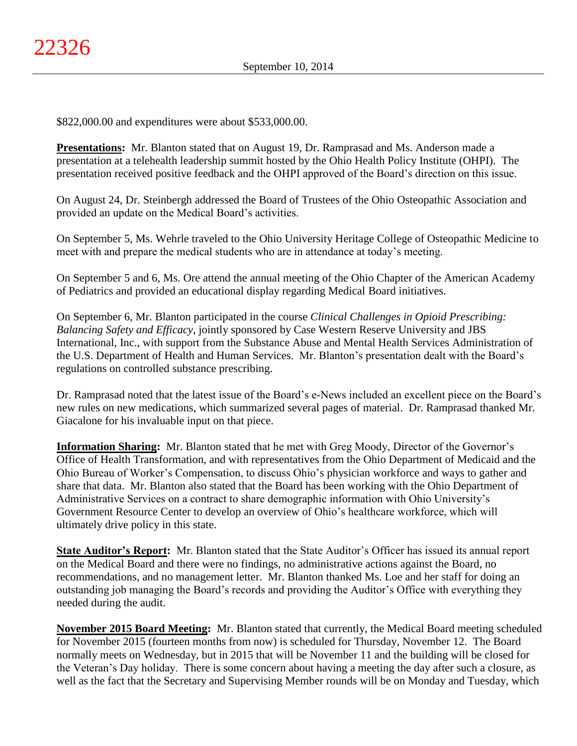$822,000.00 and expenditures were about $533,000.00.

**Presentations:** Mr. Blanton stated that on August 19, Dr. Ramprasad and Ms. Anderson made a presentation at a telehealth leadership summit hosted by the Ohio Health Policy Institute (OHPI). The presentation received positive feedback and the OHPI approved of the Board's direction on this issue.

On August 24, Dr. Steinbergh addressed the Board of Trustees of the Ohio Osteopathic Association and provided an update on the Medical Board's activities.

On September 5, Ms. Wehrle traveled to the Ohio University Heritage College of Osteopathic Medicine to meet with and prepare the medical students who are in attendance at today's meeting.

On September 5 and 6, Ms. Ore attend the annual meeting of the Ohio Chapter of the American Academy of Pediatrics and provided an educational display regarding Medical Board initiatives.

On September 6, Mr. Blanton participated in the course *Clinical Challenges in Opioid Prescribing: Balancing Safety and Efficacy*, jointly sponsored by Case Western Reserve University and JBS International, Inc., with support from the Substance Abuse and Mental Health Services Administration of the U.S. Department of Health and Human Services. Mr. Blanton's presentation dealt with the Board's regulations on controlled substance prescribing.

Dr. Ramprasad noted that the latest issue of the Board's e-News included an excellent piece on the Board's new rules on new medications, which summarized several pages of material. Dr. Ramprasad thanked Mr. Giacalone for his invaluable input on that piece.

**Information Sharing:** Mr. Blanton stated that he met with Greg Moody, Director of the Governor's Office of Health Transformation, and with representatives from the Ohio Department of Medicaid and the Ohio Bureau of Worker's Compensation, to discuss Ohio's physician workforce and ways to gather and share that data. Mr. Blanton also stated that the Board has been working with the Ohio Department of Administrative Services on a contract to share demographic information with Ohio University's Government Resource Center to develop an overview of Ohio's healthcare workforce, which will ultimately drive policy in this state.

**State Auditor's Report:** Mr. Blanton stated that the State Auditor's Officer has issued its annual report on the Medical Board and there were no findings, no administrative actions against the Board, no recommendations, and no management letter. Mr. Blanton thanked Ms. Loe and her staff for doing an outstanding job managing the Board's records and providing the Auditor's Office with everything they needed during the audit.

**November 2015 Board Meeting:** Mr. Blanton stated that currently, the Medical Board meeting scheduled for November 2015 (fourteen months from now) is scheduled for Thursday, November 12. The Board normally meets on Wednesday, but in 2015 that will be November 11 and the building will be closed for the Veteran's Day holiday. There is some concern about having a meeting the day after such a closure, as well as the fact that the Secretary and Supervising Member rounds will be on Monday and Tuesday, which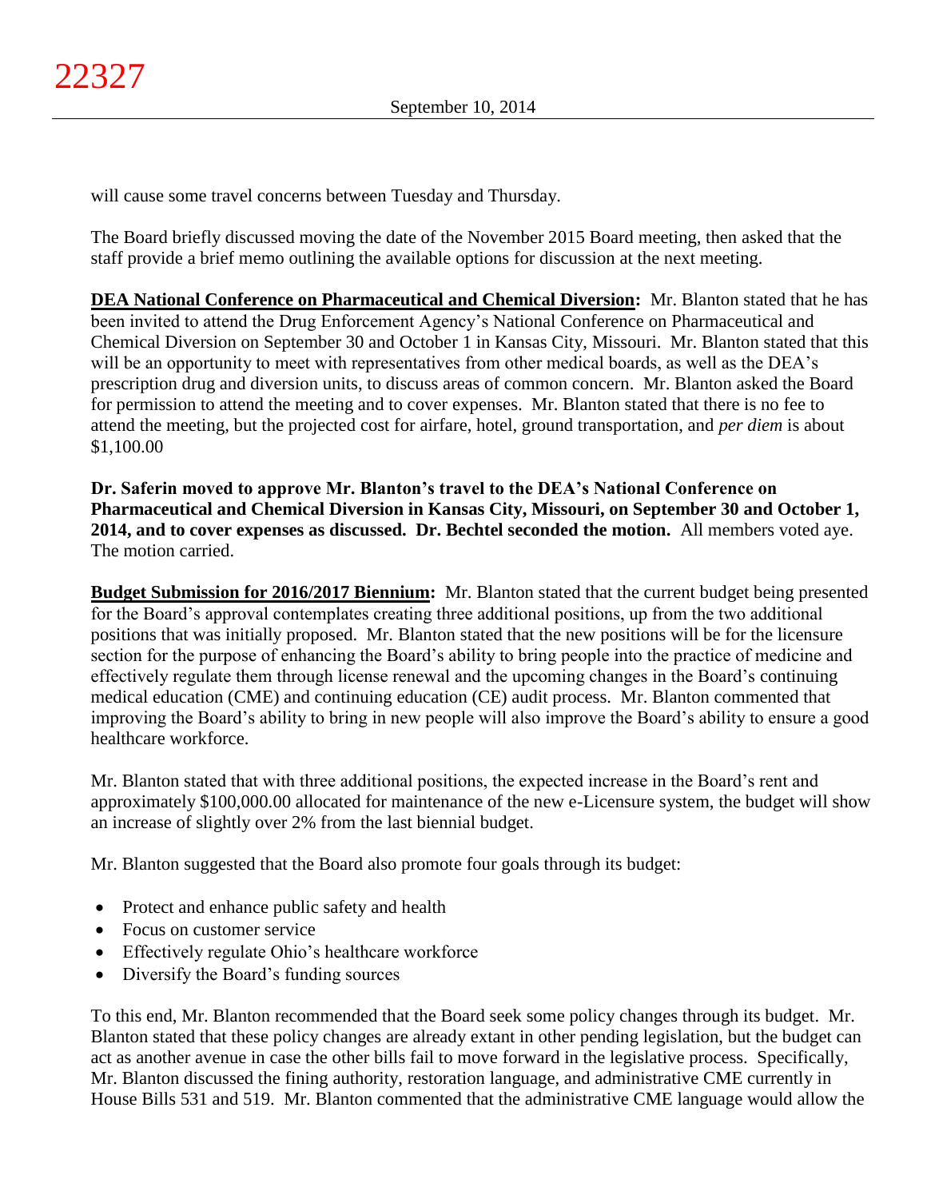will cause some travel concerns between Tuesday and Thursday.

The Board briefly discussed moving the date of the November 2015 Board meeting, then asked that the staff provide a brief memo outlining the available options for discussion at the next meeting.

**DEA National Conference on Pharmaceutical and Chemical Diversion:** Mr. Blanton stated that he has been invited to attend the Drug Enforcement Agency's National Conference on Pharmaceutical and Chemical Diversion on September 30 and October 1 in Kansas City, Missouri. Mr. Blanton stated that this will be an opportunity to meet with representatives from other medical boards, as well as the DEA's prescription drug and diversion units, to discuss areas of common concern. Mr. Blanton asked the Board for permission to attend the meeting and to cover expenses. Mr. Blanton stated that there is no fee to attend the meeting, but the projected cost for airfare, hotel, ground transportation, and *per diem* is about $1,100.00

**Dr. Saferin moved to approve Mr. Blanton's travel to the DEA's National Conference on Pharmaceutical and Chemical Diversion in Kansas City, Missouri, on September 30 and October 1, 2014, and to cover expenses as discussed. Dr. Bechtel seconded the motion.** All members voted aye. The motion carried.

**Budget Submission for 2016/2017 Biennium:** Mr. Blanton stated that the current budget being presented for the Board's approval contemplates creating three additional positions, up from the two additional positions that was initially proposed. Mr. Blanton stated that the new positions will be for the licensure section for the purpose of enhancing the Board's ability to bring people into the practice of medicine and effectively regulate them through license renewal and the upcoming changes in the Board's continuing medical education (CME) and continuing education (CE) audit process. Mr. Blanton commented that improving the Board's ability to bring in new people will also improve the Board's ability to ensure a good healthcare workforce.

Mr. Blanton stated that with three additional positions, the expected increase in the Board's rent and approximately $100,000.00 allocated for maintenance of the new e-Licensure system, the budget will show an increase of slightly over 2% from the last biennial budget.

Mr. Blanton suggested that the Board also promote four goals through its budget:

- Protect and enhance public safety and health
- Focus on customer service
- Effectively regulate Ohio's healthcare workforce
- Diversify the Board's funding sources

To this end, Mr. Blanton recommended that the Board seek some policy changes through its budget. Mr. Blanton stated that these policy changes are already extant in other pending legislation, but the budget can act as another avenue in case the other bills fail to move forward in the legislative process. Specifically, Mr. Blanton discussed the fining authority, restoration language, and administrative CME currently in House Bills 531 and 519. Mr. Blanton commented that the administrative CME language would allow the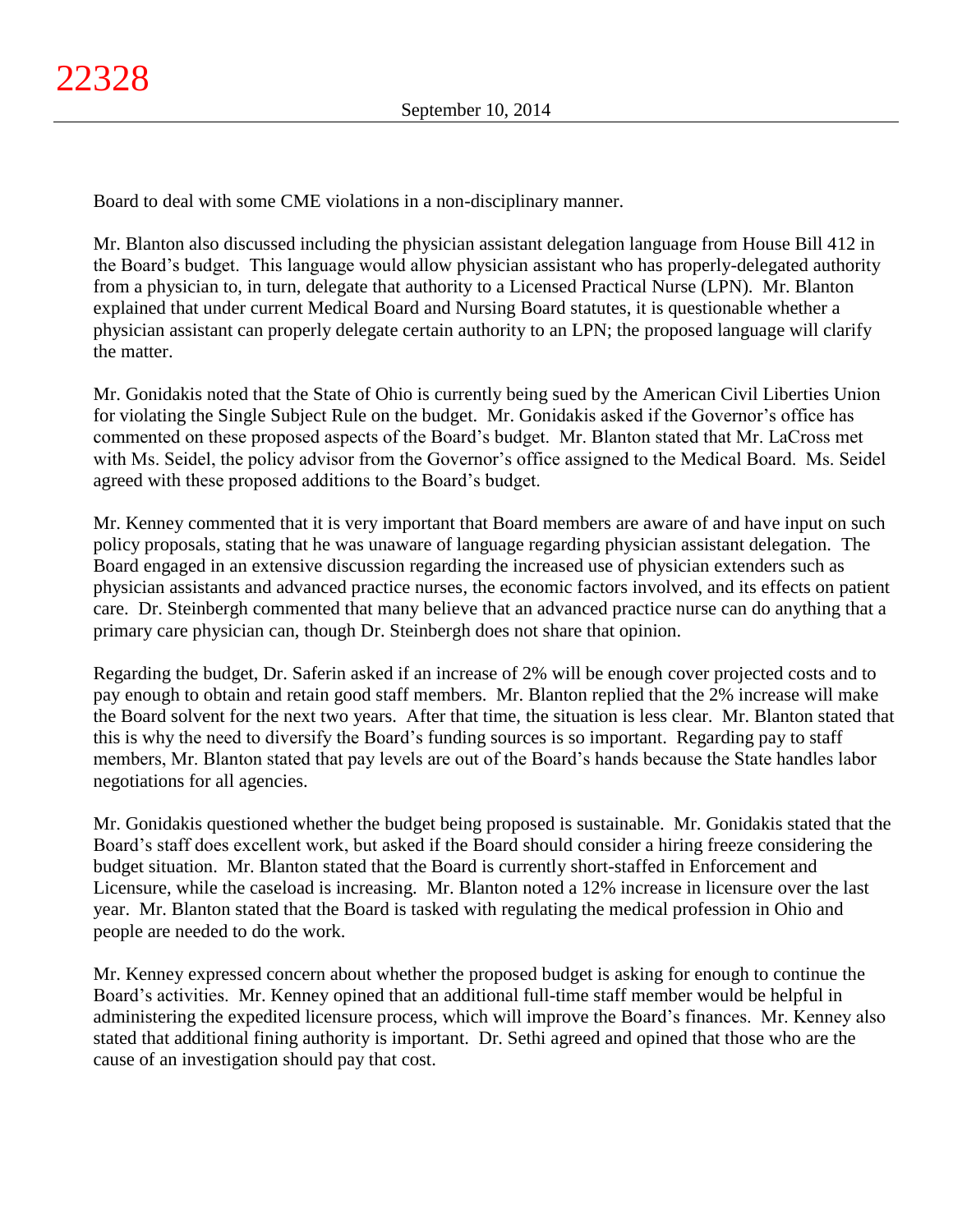Board to deal with some CME violations in a non-disciplinary manner.

Mr. Blanton also discussed including the physician assistant delegation language from House Bill 412 in the Board's budget. This language would allow physician assistant who has properly-delegated authority from a physician to, in turn, delegate that authority to a Licensed Practical Nurse (LPN). Mr. Blanton explained that under current Medical Board and Nursing Board statutes, it is questionable whether a physician assistant can properly delegate certain authority to an LPN; the proposed language will clarify the matter.

Mr. Gonidakis noted that the State of Ohio is currently being sued by the American Civil Liberties Union for violating the Single Subject Rule on the budget. Mr. Gonidakis asked if the Governor's office has commented on these proposed aspects of the Board's budget. Mr. Blanton stated that Mr. LaCross met with Ms. Seidel, the policy advisor from the Governor's office assigned to the Medical Board. Ms. Seidel agreed with these proposed additions to the Board's budget.

Mr. Kenney commented that it is very important that Board members are aware of and have input on such policy proposals, stating that he was unaware of language regarding physician assistant delegation. The Board engaged in an extensive discussion regarding the increased use of physician extenders such as physician assistants and advanced practice nurses, the economic factors involved, and its effects on patient care. Dr. Steinbergh commented that many believe that an advanced practice nurse can do anything that a primary care physician can, though Dr. Steinbergh does not share that opinion.

Regarding the budget, Dr. Saferin asked if an increase of 2% will be enough cover projected costs and to pay enough to obtain and retain good staff members. Mr. Blanton replied that the 2% increase will make the Board solvent for the next two years. After that time, the situation is less clear. Mr. Blanton stated that this is why the need to diversify the Board's funding sources is so important. Regarding pay to staff members, Mr. Blanton stated that pay levels are out of the Board's hands because the State handles labor negotiations for all agencies.

Mr. Gonidakis questioned whether the budget being proposed is sustainable. Mr. Gonidakis stated that the Board's staff does excellent work, but asked if the Board should consider a hiring freeze considering the budget situation. Mr. Blanton stated that the Board is currently short-staffed in Enforcement and Licensure, while the caseload is increasing. Mr. Blanton noted a 12% increase in licensure over the last year. Mr. Blanton stated that the Board is tasked with regulating the medical profession in Ohio and people are needed to do the work.

Mr. Kenney expressed concern about whether the proposed budget is asking for enough to continue the Board's activities. Mr. Kenney opined that an additional full-time staff member would be helpful in administering the expedited licensure process, which will improve the Board's finances. Mr. Kenney also stated that additional fining authority is important. Dr. Sethi agreed and opined that those who are the cause of an investigation should pay that cost.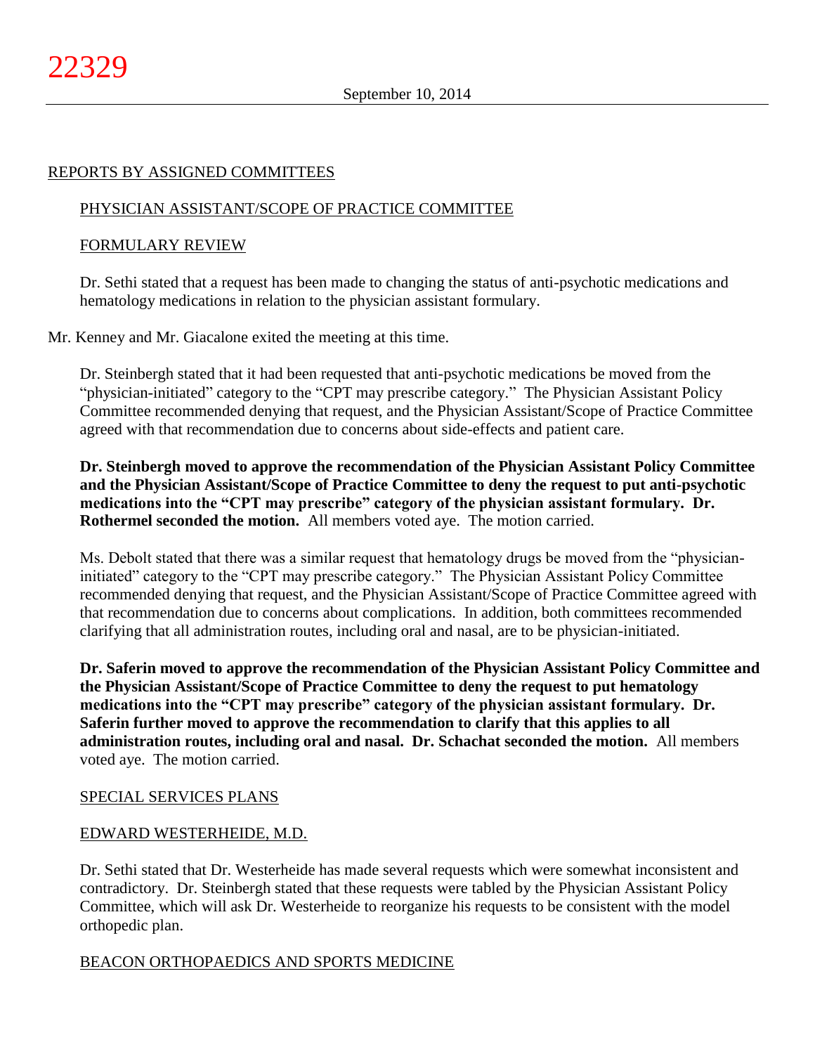## REPORTS BY ASSIGNED COMMITTEES

### PHYSICIAN ASSISTANT/SCOPE OF PRACTICE COMMITTEE

### FORMULARY REVIEW

Dr. Sethi stated that a request has been made to changing the status of anti-psychotic medications and hematology medications in relation to the physician assistant formulary.

Mr. Kenney and Mr. Giacalone exited the meeting at this time.

Dr. Steinbergh stated that it had been requested that anti-psychotic medications be moved from the "physician-initiated" category to the "CPT may prescribe category." The Physician Assistant Policy Committee recommended denying that request, and the Physician Assistant/Scope of Practice Committee agreed with that recommendation due to concerns about side-effects and patient care.

**Dr. Steinbergh moved to approve the recommendation of the Physician Assistant Policy Committee and the Physician Assistant/Scope of Practice Committee to deny the request to put anti-psychotic medications into the "CPT may prescribe" category of the physician assistant formulary. Dr. Rothermel seconded the motion.** All members voted aye. The motion carried.

Ms. Debolt stated that there was a similar request that hematology drugs be moved from the "physician-initiated" category to the "CPT may prescribe category." The Physician Assistant Policy Committee recommended denying that request, and the Physician Assistant/Scope of Practice Committee agreed with that recommendation due to concerns about complications. In addition, both committees recommended clarifying that all administration routes, including oral and nasal, are to be physician-initiated.

**Dr. Saferin moved to approve the recommendation of the Physician Assistant Policy Committee and the Physician Assistant/Scope of Practice Committee to deny the request to put hematology medications into the "CPT may prescribe" category of the physician assistant formulary. Dr. Saferin further moved to approve the recommendation to clarify that this applies to all administration routes, including oral and nasal. Dr. Schachat seconded the motion.** All members voted aye. The motion carried.

### SPECIAL SERVICES PLANS

### EDWARD WESTERHEIDE, M.D.

Dr. Sethi stated that Dr. Westerheide has made several requests which were somewhat inconsistent and contradictory. Dr. Steinbergh stated that these requests were tabled by the Physician Assistant Policy Committee, which will ask Dr. Westerheide to reorganize his requests to be consistent with the model orthopedic plan.

### BEACON ORTHOPAEDICS AND SPORTS MEDICINE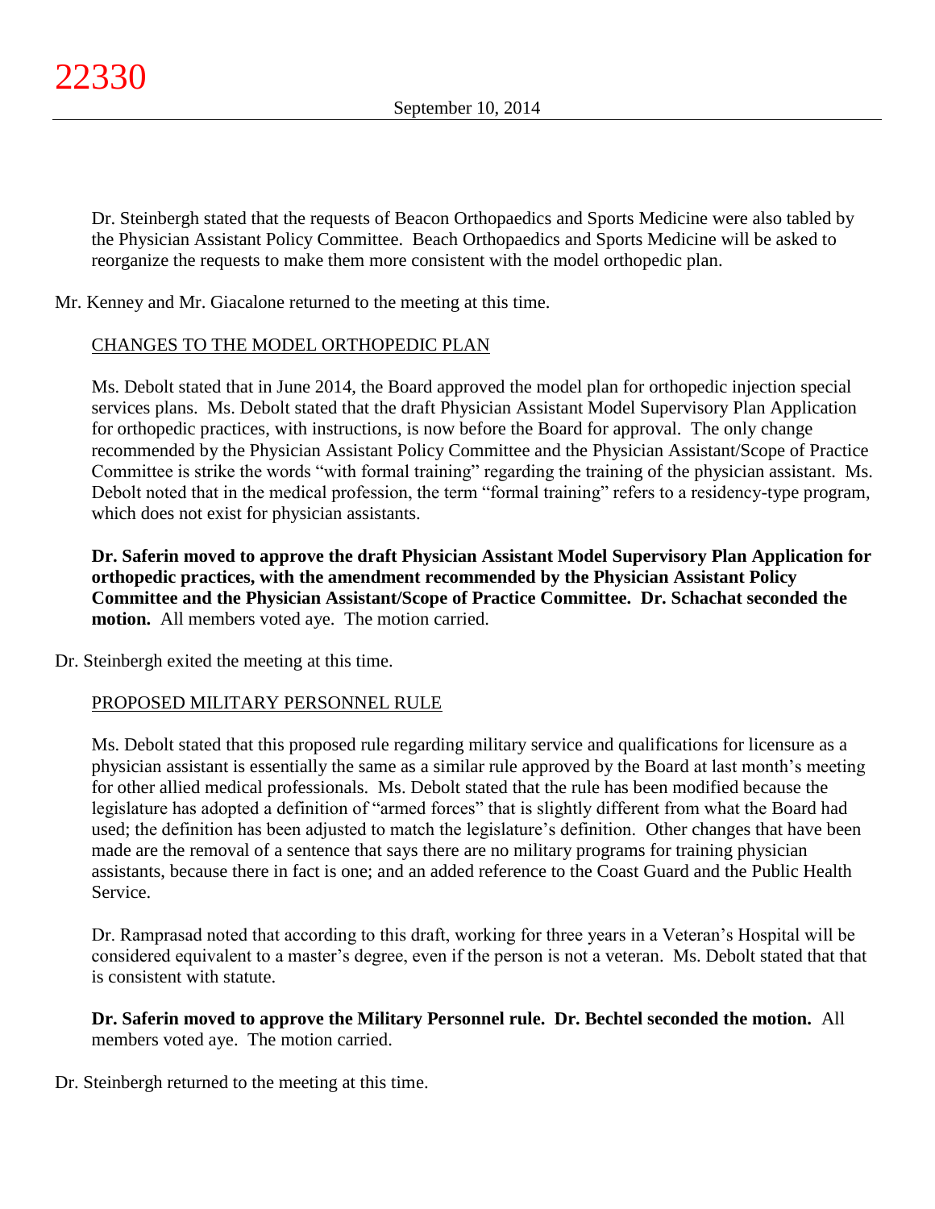Dr. Steinbergh stated that the requests of Beacon Orthopaedics and Sports Medicine were also tabled by the Physician Assistant Policy Committee. Beach Orthopaedics and Sports Medicine will be asked to reorganize the requests to make them more consistent with the model orthopedic plan.

Mr. Kenney and Mr. Giacalone returned to the meeting at this time.

CHANGES TO THE MODEL ORTHOPEDIC PLAN

Ms. Debolt stated that in June 2014, the Board approved the model plan for orthopedic injection special services plans. Ms. Debolt stated that the draft Physician Assistant Model Supervisory Plan Application for orthopedic practices, with instructions, is now before the Board for approval. The only change recommended by the Physician Assistant Policy Committee and the Physician Assistant/Scope of Practice Committee is strike the words "with formal training" regarding the training of the physician assistant. Ms. Debolt noted that in the medical profession, the term "formal training" refers to a residency-type program, which does not exist for physician assistants.

**Dr. Saferin moved to approve the draft Physician Assistant Model Supervisory Plan Application for orthopedic practices, with the amendment recommended by the Physician Assistant Policy Committee and the Physician Assistant/Scope of Practice Committee. Dr. Schachat seconded the motion.** All members voted aye. The motion carried.

Dr. Steinbergh exited the meeting at this time.

PROPOSED MILITARY PERSONNEL RULE

Ms. Debolt stated that this proposed rule regarding military service and qualifications for licensure as a physician assistant is essentially the same as a similar rule approved by the Board at last month's meeting for other allied medical professionals. Ms. Debolt stated that the rule has been modified because the legislature has adopted a definition of "armed forces" that is slightly different from what the Board had used; the definition has been adjusted to match the legislature's definition. Other changes that have been made are the removal of a sentence that says there are no military programs for training physician assistants, because there in fact is one; and an added reference to the Coast Guard and the Public Health Service.

Dr. Ramprasad noted that according to this draft, working for three years in a Veteran's Hospital will be considered equivalent to a master's degree, even if the person is not a veteran. Ms. Debolt stated that that is consistent with statute.

**Dr. Saferin moved to approve the Military Personnel rule. Dr. Bechtel seconded the motion.** All members voted aye. The motion carried.

Dr. Steinbergh returned to the meeting at this time.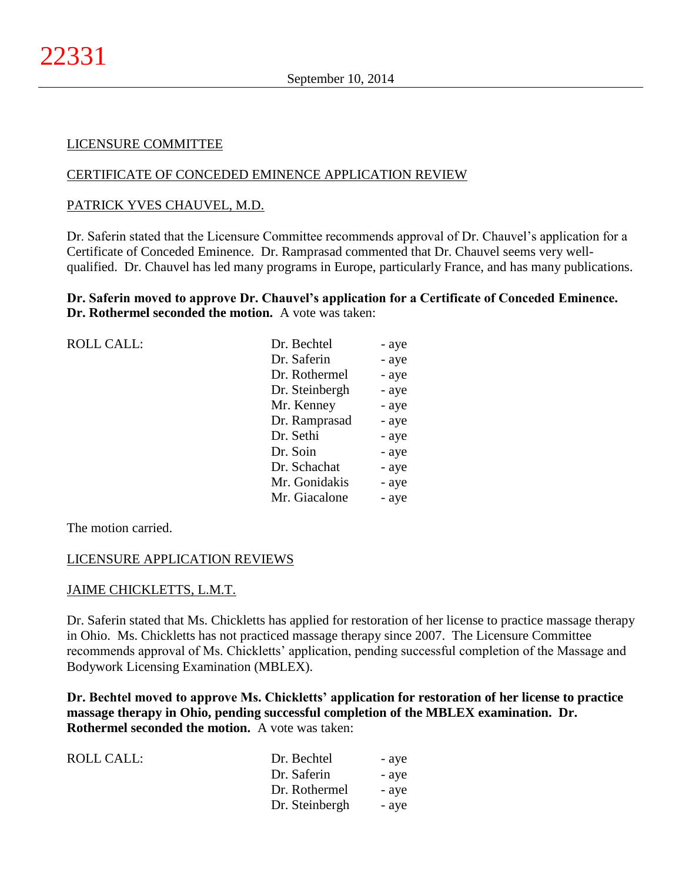LICENSURE COMMITTEE

CERTIFICATE OF CONCEDED EMINENCE APPLICATION REVIEW

PATRICK YVES CHAUVEL, M.D.

Dr. Saferin stated that the Licensure Committee recommends approval of Dr. Chauvel's application for a Certificate of Conceded Eminence. Dr. Ramprasad commented that Dr. Chauvel seems very well-qualified. Dr. Chauvel has led many programs in Europe, particularly France, and has many publications.

**Dr. Saferin moved to approve Dr. Chauvel's application for a Certificate of Conceded Eminence. Dr. Rothermel seconded the motion.** A vote was taken:

| ROLL CALL: | | |
|---|---|---|
| | Dr. Bechtel | - aye |
| | Dr. Saferin | - aye |
| | Dr. Rothermel | - aye |
| | Dr. Steinbergh | - aye |
| | Mr. Kenney | - aye |
| | Dr. Ramprasad | - aye |
| | Dr. Sethi | - aye |
| | Dr. Soin | - aye |
| | Dr. Schachat | - aye |
| | Mr. Gonidakis | - aye |
| | Mr. Giacalone | - aye |

The motion carried.

LICENSURE APPLICATION REVIEWS

JAIME CHICKLETTS, L.M.T.

Dr. Saferin stated that Ms. Chickletts has applied for restoration of her license to practice massage therapy in Ohio. Ms. Chickletts has not practiced massage therapy since 2007. The Licensure Committee recommends approval of Ms. Chickletts' application, pending successful completion of the Massage and Bodywork Licensing Examination (MBLEX).

**Dr. Bechtel moved to approve Ms. Chickletts' application for restoration of her license to practice massage therapy in Ohio, pending successful completion of the MBLEX examination. Dr. Rothermel seconded the motion.** A vote was taken:

| ROLL CALL: | | |
|---|---|---|
| | Dr. Bechtel | - aye |
| | Dr. Saferin | - aye |
| | Dr. Rothermel | - aye |
| | Dr. Steinbergh | - aye |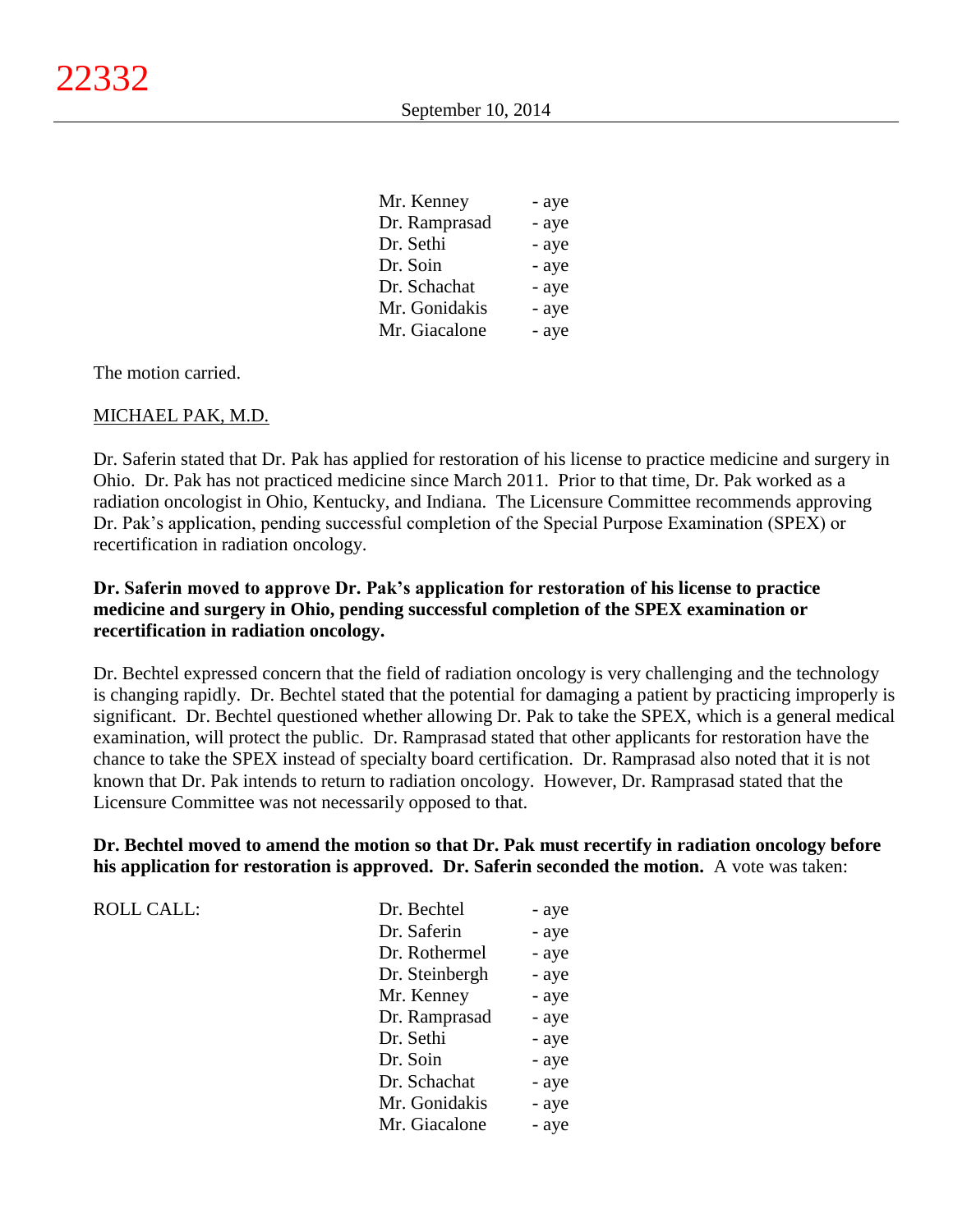| | |
|---|---|
| Mr. Kenney | - aye |
| Dr. Ramprasad | - aye |
| Dr. Sethi | - aye |
| Dr. Soin | - aye |
| Dr. Schachat | - aye |
| Mr. Gonidakis | - aye |
| Mr. Giacalone | - aye |

The motion carried.

MICHAEL PAK, M.D.

Dr. Saferin stated that Dr. Pak has applied for restoration of his license to practice medicine and surgery in Ohio. Dr. Pak has not practiced medicine since March 2011. Prior to that time, Dr. Pak worked as a radiation oncologist in Ohio, Kentucky, and Indiana. The Licensure Committee recommends approving Dr. Pak's application, pending successful completion of the Special Purpose Examination (SPEX) or recertification in radiation oncology.

**Dr. Saferin moved to approve Dr. Pak's application for restoration of his license to practice medicine and surgery in Ohio, pending successful completion of the SPEX examination or recertification in radiation oncology.**

Dr. Bechtel expressed concern that the field of radiation oncology is very challenging and the technology is changing rapidly. Dr. Bechtel stated that the potential for damaging a patient by practicing improperly is significant. Dr. Bechtel questioned whether allowing Dr. Pak to take the SPEX, which is a general medical examination, will protect the public. Dr. Ramprasad stated that other applicants for restoration have the chance to take the SPEX instead of specialty board certification. Dr. Ramprasad also noted that it is not known that Dr. Pak intends to return to radiation oncology. However, Dr. Ramprasad stated that the Licensure Committee was not necessarily opposed to that.

**Dr. Bechtel moved to amend the motion so that Dr. Pak must recertify in radiation oncology before his application for restoration is approved. Dr. Saferin seconded the motion.** A vote was taken:

| ROLL CALL: | | |
|---|---|---|
| | Dr. Bechtel | - aye |
| | Dr. Saferin | - aye |
| | Dr. Rothermel | - aye |
| | Dr. Steinbergh | - aye |
| | Mr. Kenney | - aye |
| | Dr. Ramprasad | - aye |
| | Dr. Sethi | - aye |
| | Dr. Soin | - aye |
| | Dr. Schachat | - aye |
| | Mr. Gonidakis | - aye |
| | Mr. Giacalone | - aye |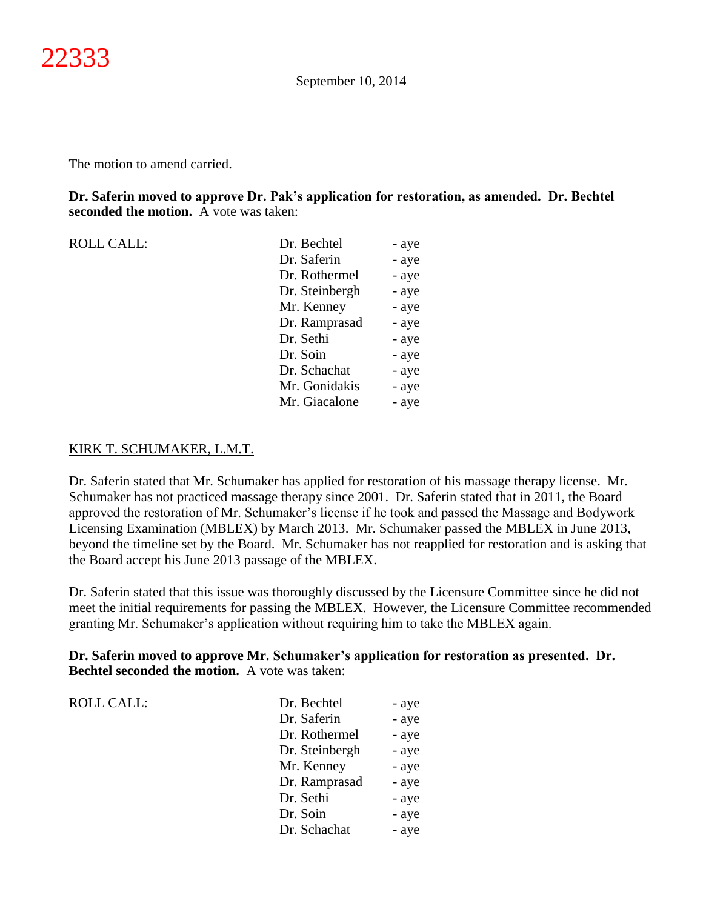The motion to amend carried.

**Dr. Saferin moved to approve Dr. Pak's application for restoration, as amended. Dr. Bechtel seconded the motion.** A vote was taken:

| ROLL CALL: | Dr. Bechtel | - aye |
|---|---|---|
| | Dr. Saferin | - aye |
| | Dr. Rothermel | - aye |
| | Dr. Steinbergh | - aye |
| | Mr. Kenney | - aye |
| | Dr. Ramprasad | - aye |
| | Dr. Sethi | - aye |
| | Dr. Soin | - aye |
| | Dr. Schachat | - aye |
| | Mr. Gonidakis | - aye |
| | Mr. Giacalone | - aye |

KIRK T. SCHUMAKER, L.M.T.

Dr. Saferin stated that Mr. Schumaker has applied for restoration of his massage therapy license. Mr. Schumaker has not practiced massage therapy since 2001. Dr. Saferin stated that in 2011, the Board approved the restoration of Mr. Schumaker's license if he took and passed the Massage and Bodywork Licensing Examination (MBLEX) by March 2013. Mr. Schumaker passed the MBLEX in June 2013, beyond the timeline set by the Board. Mr. Schumaker has not reapplied for restoration and is asking that the Board accept his June 2013 passage of the MBLEX.

Dr. Saferin stated that this issue was thoroughly discussed by the Licensure Committee since he did not meet the initial requirements for passing the MBLEX. However, the Licensure Committee recommended granting Mr. Schumaker's application without requiring him to take the MBLEX again.

**Dr. Saferin moved to approve Mr. Schumaker's application for restoration as presented. Dr. Bechtel seconded the motion.** A vote was taken:

| ROLL CALL: | Dr. Bechtel | - aye |
|---|---|---|
| | Dr. Saferin | - aye |
| | Dr. Rothermel | - aye |
| | Dr. Steinbergh | - aye |
| | Mr. Kenney | - aye |
| | Dr. Ramprasad | - aye |
| | Dr. Sethi | - aye |
| | Dr. Soin | - aye |
| | Dr. Schachat | - aye |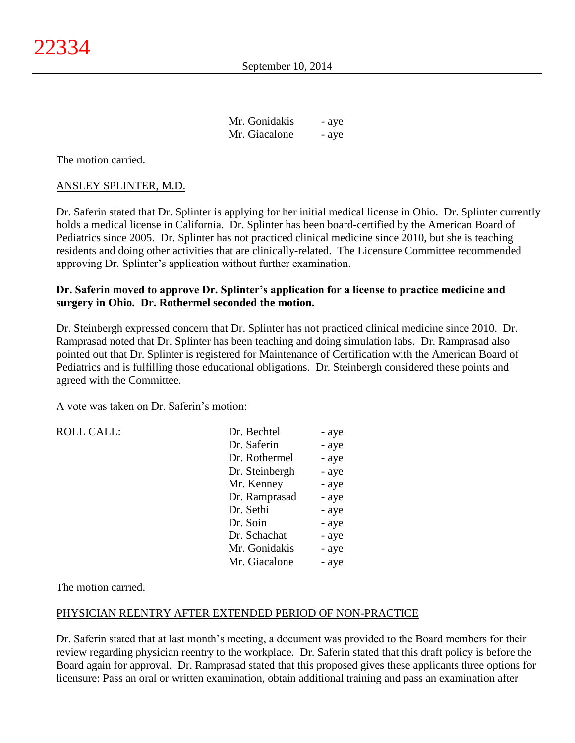| | |
|---|---|
| Mr. Gonidakis | - aye |
| Mr. Giacalone | - aye |

The motion carried.

ANSLEY SPLINTER, M.D.

Dr. Saferin stated that Dr. Splinter is applying for her initial medical license in Ohio. Dr. Splinter currently holds a medical license in California. Dr. Splinter has been board-certified by the American Board of Pediatrics since 2005. Dr. Splinter has not practiced clinical medicine since 2010, but she is teaching residents and doing other activities that are clinically-related. The Licensure Committee recommended approving Dr. Splinter's application without further examination.

**Dr. Saferin moved to approve Dr. Splinter's application for a license to practice medicine and surgery in Ohio. Dr. Rothermel seconded the motion.**

Dr. Steinbergh expressed concern that Dr. Splinter has not practiced clinical medicine since 2010. Dr. Ramprasad noted that Dr. Splinter has been teaching and doing simulation labs. Dr. Ramprasad also pointed out that Dr. Splinter is registered for Maintenance of Certification with the American Board of Pediatrics and is fulfilling those educational obligations. Dr. Steinbergh considered these points and agreed with the Committee.

A vote was taken on Dr. Saferin's motion:

| ROLL CALL: | | |
|---|---|---|
| | Dr. Bechtel | - aye |
| | Dr. Saferin | - aye |
| | Dr. Rothermel | - aye |
| | Dr. Steinbergh | - aye |
| | Mr. Kenney | - aye |
| | Dr. Ramprasad | - aye |
| | Dr. Sethi | - aye |
| | Dr. Soin | - aye |
| | Dr. Schachat | - aye |
| | Mr. Gonidakis | - aye |
| | Mr. Giacalone | - aye |

The motion carried.

PHYSICIAN REENTRY AFTER EXTENDED PERIOD OF NON-PRACTICE

Dr. Saferin stated that at last month's meeting, a document was provided to the Board members for their review regarding physician reentry to the workplace. Dr. Saferin stated that this draft policy is before the Board again for approval. Dr. Ramprasad stated that this proposed gives these applicants three options for licensure: Pass an oral or written examination, obtain additional training and pass an examination after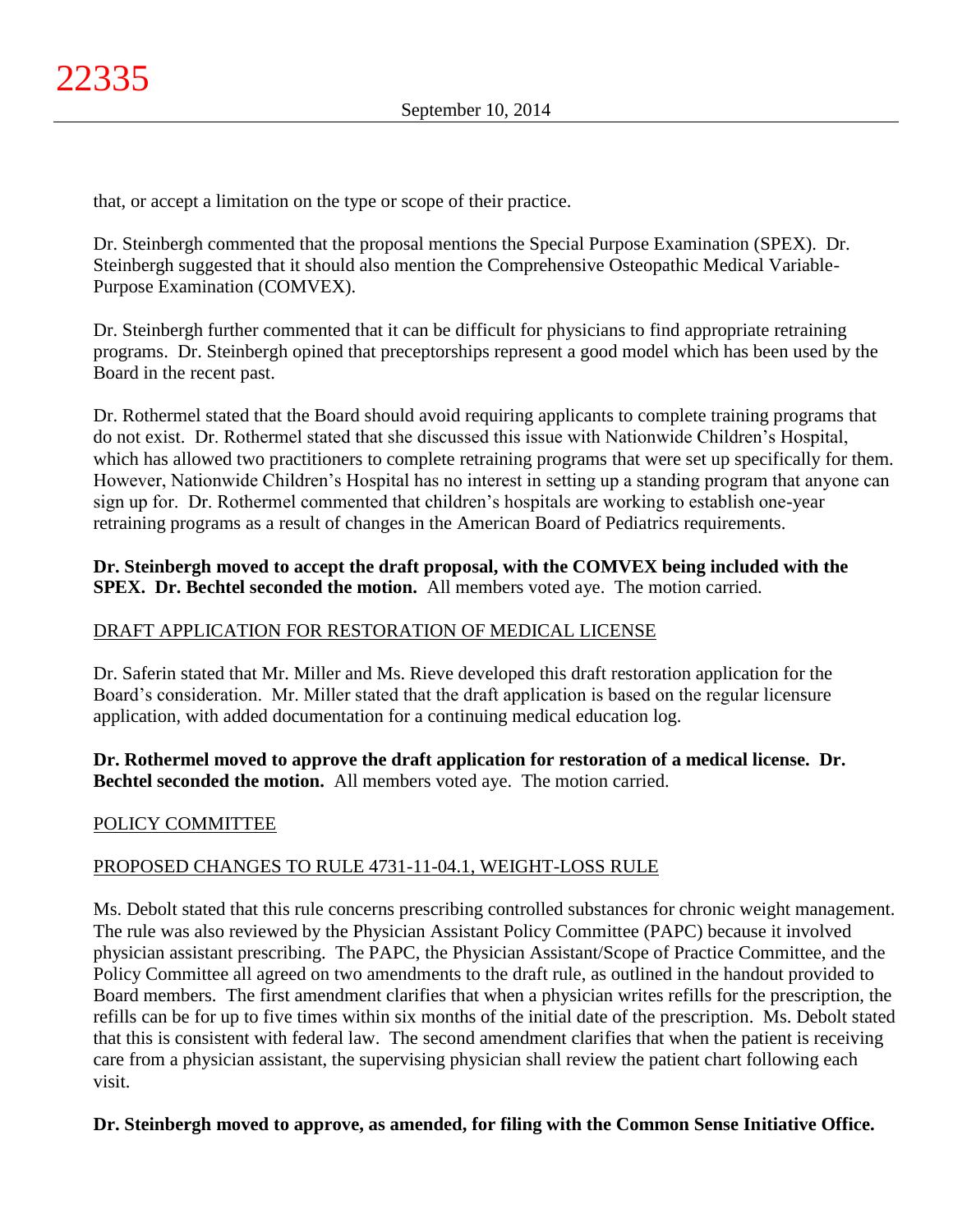that, or accept a limitation on the type or scope of their practice.

Dr. Steinbergh commented that the proposal mentions the Special Purpose Examination (SPEX). Dr. Steinbergh suggested that it should also mention the Comprehensive Osteopathic Medical Variable-Purpose Examination (COMVEX).

Dr. Steinbergh further commented that it can be difficult for physicians to find appropriate retraining programs. Dr. Steinbergh opined that preceptorships represent a good model which has been used by the Board in the recent past.

Dr. Rothermel stated that the Board should avoid requiring applicants to complete training programs that do not exist. Dr. Rothermel stated that she discussed this issue with Nationwide Children's Hospital, which has allowed two practitioners to complete retraining programs that were set up specifically for them. However, Nationwide Children's Hospital has no interest in setting up a standing program that anyone can sign up for. Dr. Rothermel commented that children's hospitals are working to establish one-year retraining programs as a result of changes in the American Board of Pediatrics requirements.

**Dr. Steinbergh moved to accept the draft proposal, with the COMVEX being included with the SPEX. Dr. Bechtel seconded the motion.** All members voted aye. The motion carried.

DRAFT APPLICATION FOR RESTORATION OF MEDICAL LICENSE

Dr. Saferin stated that Mr. Miller and Ms. Rieve developed this draft restoration application for the Board's consideration. Mr. Miller stated that the draft application is based on the regular licensure application, with added documentation for a continuing medical education log.

**Dr. Rothermel moved to approve the draft application for restoration of a medical license. Dr. Bechtel seconded the motion.** All members voted aye. The motion carried.

POLICY COMMITTEE

PROPOSED CHANGES TO RULE 4731-11-04.1, WEIGHT-LOSS RULE

Ms. Debolt stated that this rule concerns prescribing controlled substances for chronic weight management. The rule was also reviewed by the Physician Assistant Policy Committee (PAPC) because it involved physician assistant prescribing. The PAPC, the Physician Assistant/Scope of Practice Committee, and the Policy Committee all agreed on two amendments to the draft rule, as outlined in the handout provided to Board members. The first amendment clarifies that when a physician writes refills for the prescription, the refills can be for up to five times within six months of the initial date of the prescription. Ms. Debolt stated that this is consistent with federal law. The second amendment clarifies that when the patient is receiving care from a physician assistant, the supervising physician shall review the patient chart following each visit.

**Dr. Steinbergh moved to approve, as amended, for filing with the Common Sense Initiative Office.**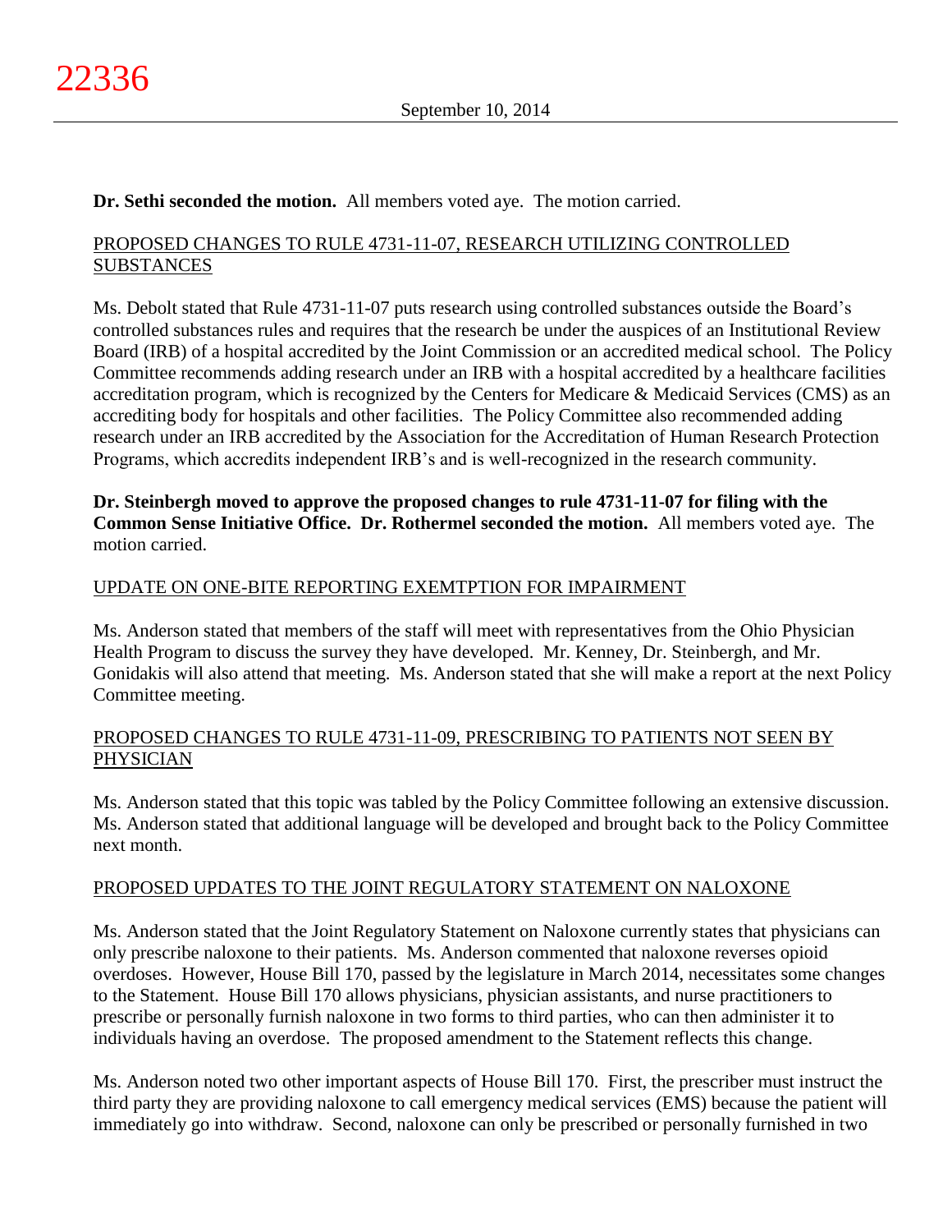**Dr. Sethi seconded the motion.** All members voted aye. The motion carried.

PROPOSED CHANGES TO RULE 4731-11-07, RESEARCH UTILIZING CONTROLLED SUBSTANCES

Ms. Debolt stated that Rule 4731-11-07 puts research using controlled substances outside the Board's controlled substances rules and requires that the research be under the auspices of an Institutional Review Board (IRB) of a hospital accredited by the Joint Commission or an accredited medical school. The Policy Committee recommends adding research under an IRB with a hospital accredited by a healthcare facilities accreditation program, which is recognized by the Centers for Medicare & Medicaid Services (CMS) as an accrediting body for hospitals and other facilities. The Policy Committee also recommended adding research under an IRB accredited by the Association for the Accreditation of Human Research Protection Programs, which accredits independent IRB's and is well-recognized in the research community.

**Dr. Steinbergh moved to approve the proposed changes to rule 4731-11-07 for filing with the Common Sense Initiative Office. Dr. Rothermel seconded the motion.** All members voted aye. The motion carried.

UPDATE ON ONE-BITE REPORTING EXEMTPTION FOR IMPAIRMENT

Ms. Anderson stated that members of the staff will meet with representatives from the Ohio Physician Health Program to discuss the survey they have developed. Mr. Kenney, Dr. Steinbergh, and Mr. Gonidakis will also attend that meeting. Ms. Anderson stated that she will make a report at the next Policy Committee meeting.

PROPOSED CHANGES TO RULE 4731-11-09, PRESCRIBING TO PATIENTS NOT SEEN BY PHYSICIAN

Ms. Anderson stated that this topic was tabled by the Policy Committee following an extensive discussion. Ms. Anderson stated that additional language will be developed and brought back to the Policy Committee next month.

PROPOSED UPDATES TO THE JOINT REGULATORY STATEMENT ON NALOXONE

Ms. Anderson stated that the Joint Regulatory Statement on Naloxone currently states that physicians can only prescribe naloxone to their patients. Ms. Anderson commented that naloxone reverses opioid overdoses. However, House Bill 170, passed by the legislature in March 2014, necessitates some changes to the Statement. House Bill 170 allows physicians, physician assistants, and nurse practitioners to prescribe or personally furnish naloxone in two forms to third parties, who can then administer it to individuals having an overdose. The proposed amendment to the Statement reflects this change.

Ms. Anderson noted two other important aspects of House Bill 170. First, the prescriber must instruct the third party they are providing naloxone to call emergency medical services (EMS) because the patient will immediately go into withdraw. Second, naloxone can only be prescribed or personally furnished in two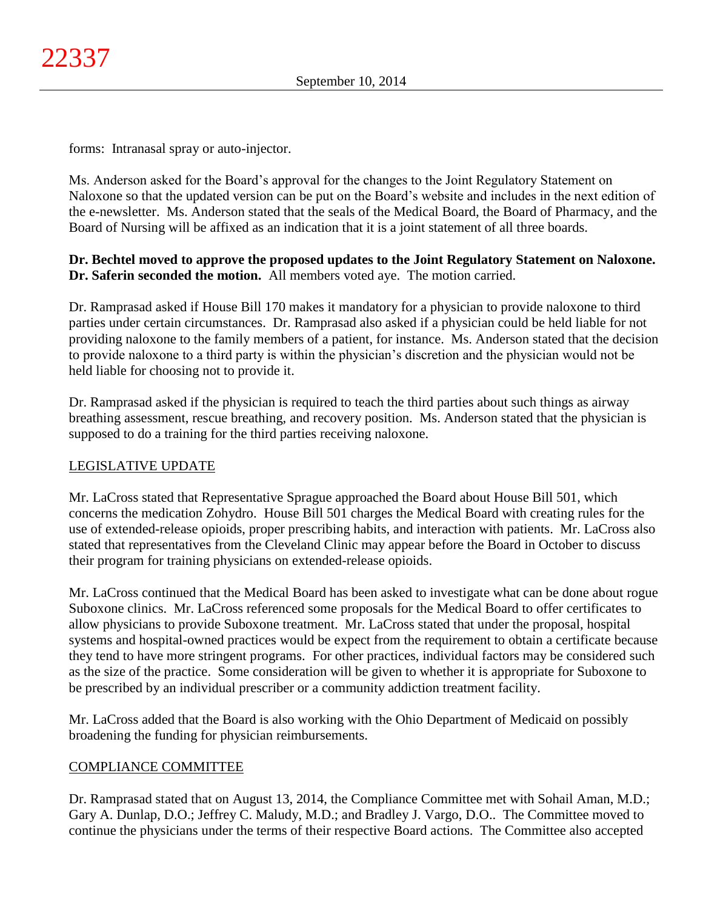forms: Intranasal spray or auto-injector.

Ms. Anderson asked for the Board's approval for the changes to the Joint Regulatory Statement on Naloxone so that the updated version can be put on the Board's website and includes in the next edition of the e-newsletter. Ms. Anderson stated that the seals of the Medical Board, the Board of Pharmacy, and the Board of Nursing will be affixed as an indication that it is a joint statement of all three boards.

**Dr. Bechtel moved to approve the proposed updates to the Joint Regulatory Statement on Naloxone. Dr. Saferin seconded the motion.** All members voted aye. The motion carried.

Dr. Ramprasad asked if House Bill 170 makes it mandatory for a physician to provide naloxone to third parties under certain circumstances. Dr. Ramprasad also asked if a physician could be held liable for not providing naloxone to the family members of a patient, for instance. Ms. Anderson stated that the decision to provide naloxone to a third party is within the physician's discretion and the physician would not be held liable for choosing not to provide it.

Dr. Ramprasad asked if the physician is required to teach the third parties about such things as airway breathing assessment, rescue breathing, and recovery position. Ms. Anderson stated that the physician is supposed to do a training for the third parties receiving naloxone.

## LEGISLATIVE UPDATE

Mr. LaCross stated that Representative Sprague approached the Board about House Bill 501, which concerns the medication Zohydro. House Bill 501 charges the Medical Board with creating rules for the use of extended-release opioids, proper prescribing habits, and interaction with patients. Mr. LaCross also stated that representatives from the Cleveland Clinic may appear before the Board in October to discuss their program for training physicians on extended-release opioids.

Mr. LaCross continued that the Medical Board has been asked to investigate what can be done about rogue Suboxone clinics. Mr. LaCross referenced some proposals for the Medical Board to offer certificates to allow physicians to provide Suboxone treatment. Mr. LaCross stated that under the proposal, hospital systems and hospital-owned practices would be expect from the requirement to obtain a certificate because they tend to have more stringent programs. For other practices, individual factors may be considered such as the size of the practice. Some consideration will be given to whether it is appropriate for Suboxone to be prescribed by an individual prescriber or a community addiction treatment facility.

Mr. LaCross added that the Board is also working with the Ohio Department of Medicaid on possibly broadening the funding for physician reimbursements.

## COMPLIANCE COMMITTEE

Dr. Ramprasad stated that on August 13, 2014, the Compliance Committee met with Sohail Aman, M.D.; Gary A. Dunlap, D.O.; Jeffrey C. Maludy, M.D.; and Bradley J. Vargo, D.O.. The Committee moved to continue the physicians under the terms of their respective Board actions. The Committee also accepted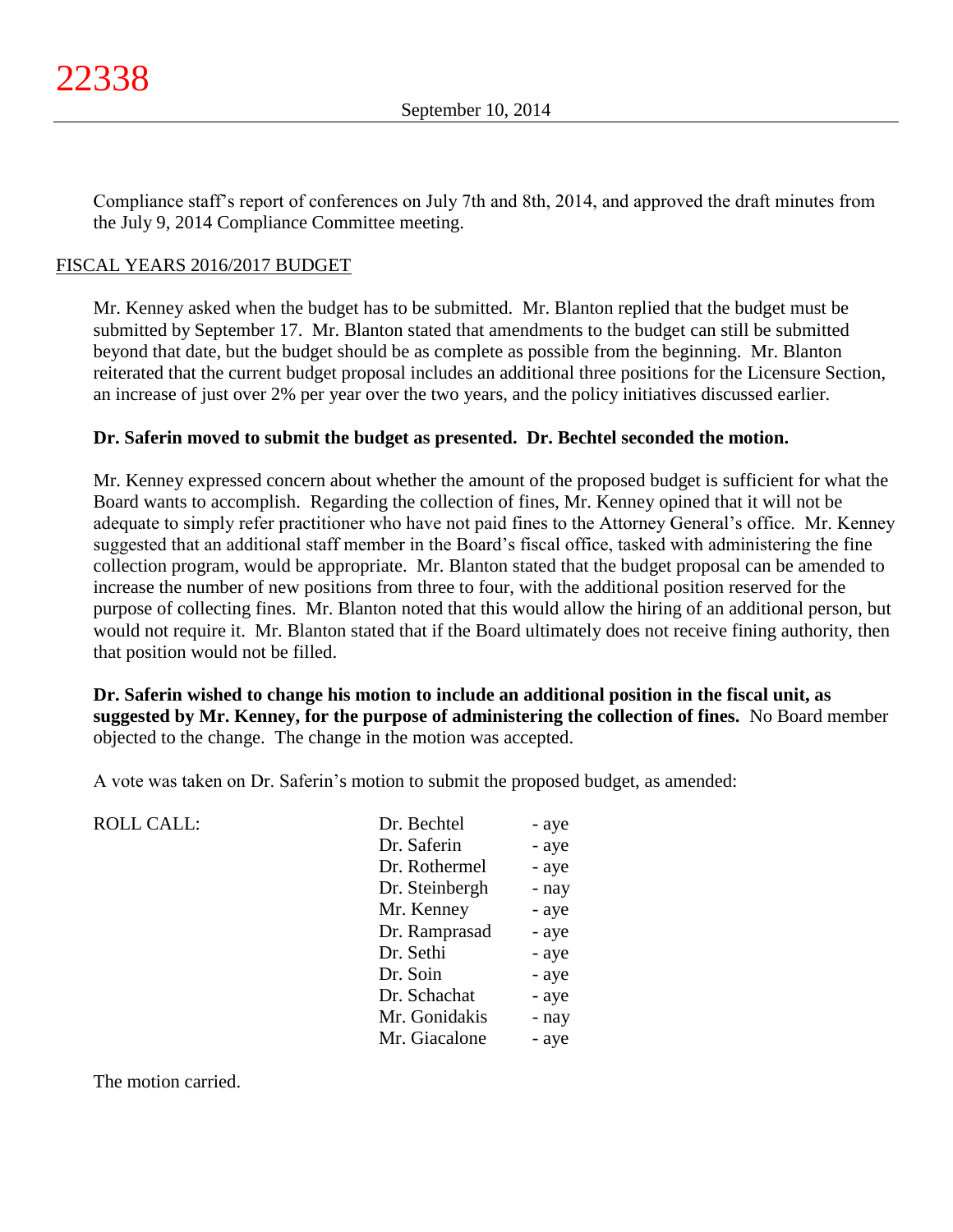Compliance staff's report of conferences on July 7th and 8th, 2014, and approved the draft minutes from the July 9, 2014 Compliance Committee meeting.

## FISCAL YEARS 2016/2017 BUDGET

Mr. Kenney asked when the budget has to be submitted. Mr. Blanton replied that the budget must be submitted by September 17. Mr. Blanton stated that amendments to the budget can still be submitted beyond that date, but the budget should be as complete as possible from the beginning. Mr. Blanton reiterated that the current budget proposal includes an additional three positions for the Licensure Section, an increase of just over 2% per year over the two years, and the policy initiatives discussed earlier.

**Dr. Saferin moved to submit the budget as presented. Dr. Bechtel seconded the motion.**

Mr. Kenney expressed concern about whether the amount of the proposed budget is sufficient for what the Board wants to accomplish. Regarding the collection of fines, Mr. Kenney opined that it will not be adequate to simply refer practitioner who have not paid fines to the Attorney General's office. Mr. Kenney suggested that an additional staff member in the Board's fiscal office, tasked with administering the fine collection program, would be appropriate. Mr. Blanton stated that the budget proposal can be amended to increase the number of new positions from three to four, with the additional position reserved for the purpose of collecting fines. Mr. Blanton noted that this would allow the hiring of an additional person, but would not require it. Mr. Blanton stated that if the Board ultimately does not receive fining authority, then that position would not be filled.

**Dr. Saferin wished to change his motion to include an additional position in the fiscal unit, as suggested by Mr. Kenney, for the purpose of administering the collection of fines.** No Board member objected to the change. The change in the motion was accepted.

A vote was taken on Dr. Saferin's motion to submit the proposed budget, as amended:

| ROLL CALL: | | |
|---|---|---|
| | Dr. Bechtel | - aye |
| | Dr. Saferin | - aye |
| | Dr. Rothermel | - aye |
| | Dr. Steinbergh | - nay |
| | Mr. Kenney | - aye |
| | Dr. Ramprasad | - aye |
| | Dr. Sethi | - aye |
| | Dr. Soin | - aye |
| | Dr. Schachat | - aye |
| | Mr. Gonidakis | - nay |
| | Mr. Giacalone | - aye |

The motion carried.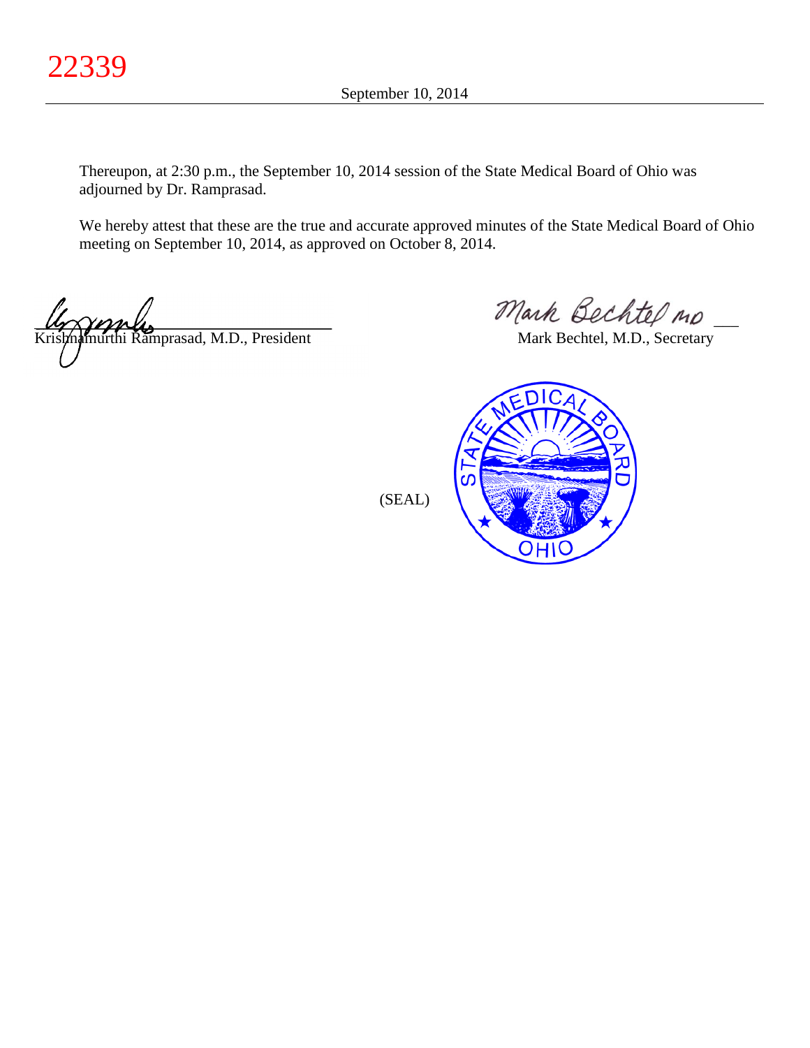Thereupon, at 2:30 p.m., the September 10, 2014 session of the State Medical Board of Ohio was adjourned by Dr. Ramprasad.

We hereby attest that these are the true and accurate approved minutes of the State Medical Board of Ohio meeting on September 10, 2014, as approved on October 8, 2014.

Krishnamurthi Ramprasad, M.D., President

Mark Bechtel, M.D., Secretary

(SEAL)